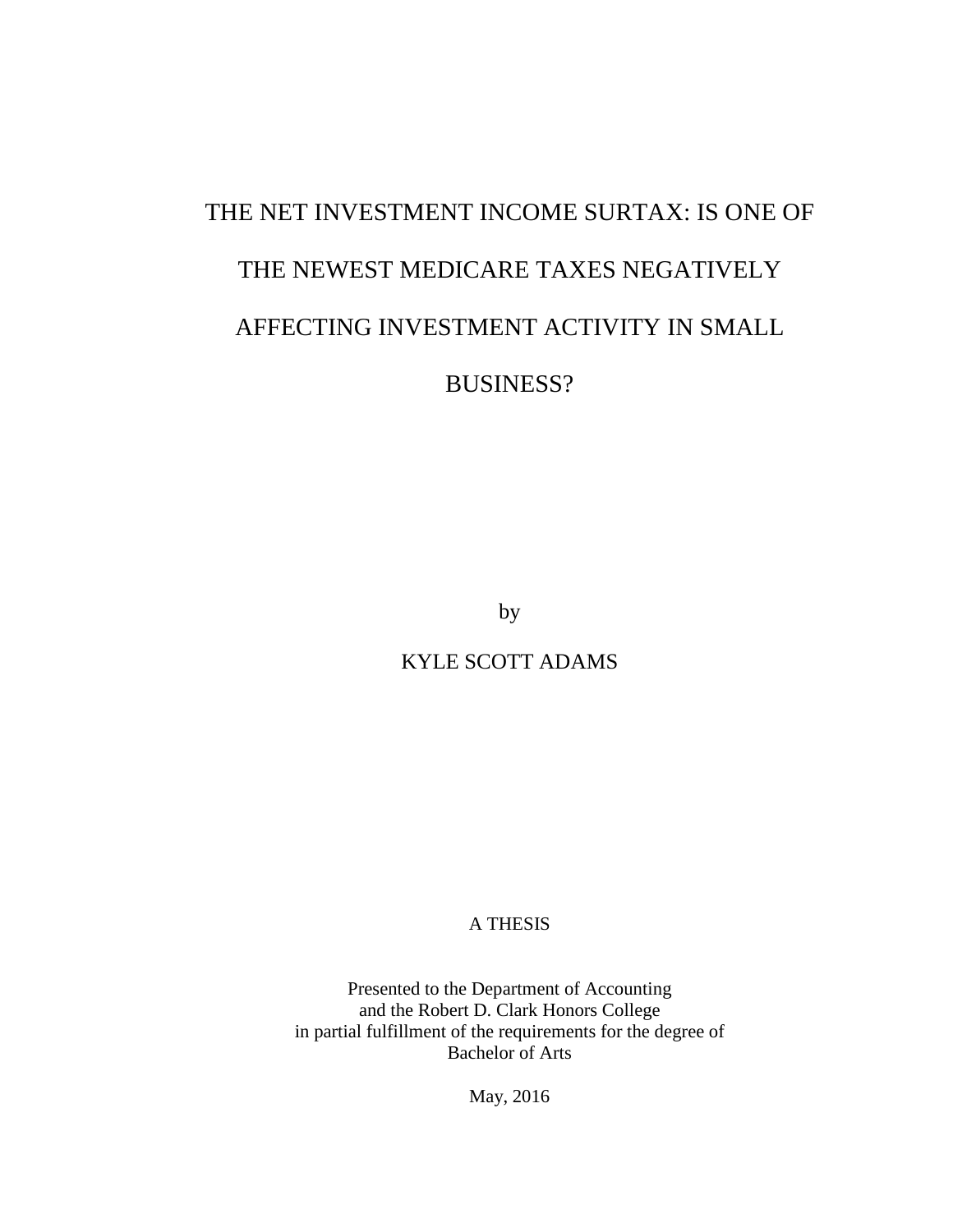# THE NET INVESTMENT INCOME SURTAX: IS ONE OF THE NEWEST MEDICARE TAXES NEGATIVELY AFFECTING INVESTMENT ACTIVITY IN SMALL BUSINESS?

by

KYLE SCOTT ADAMS

A THESIS

Presented to the Department of Accounting
and the Robert D. Clark Honors College
in partial fulfillment of the requirements for the degree of
Bachelor of Arts

May, 2016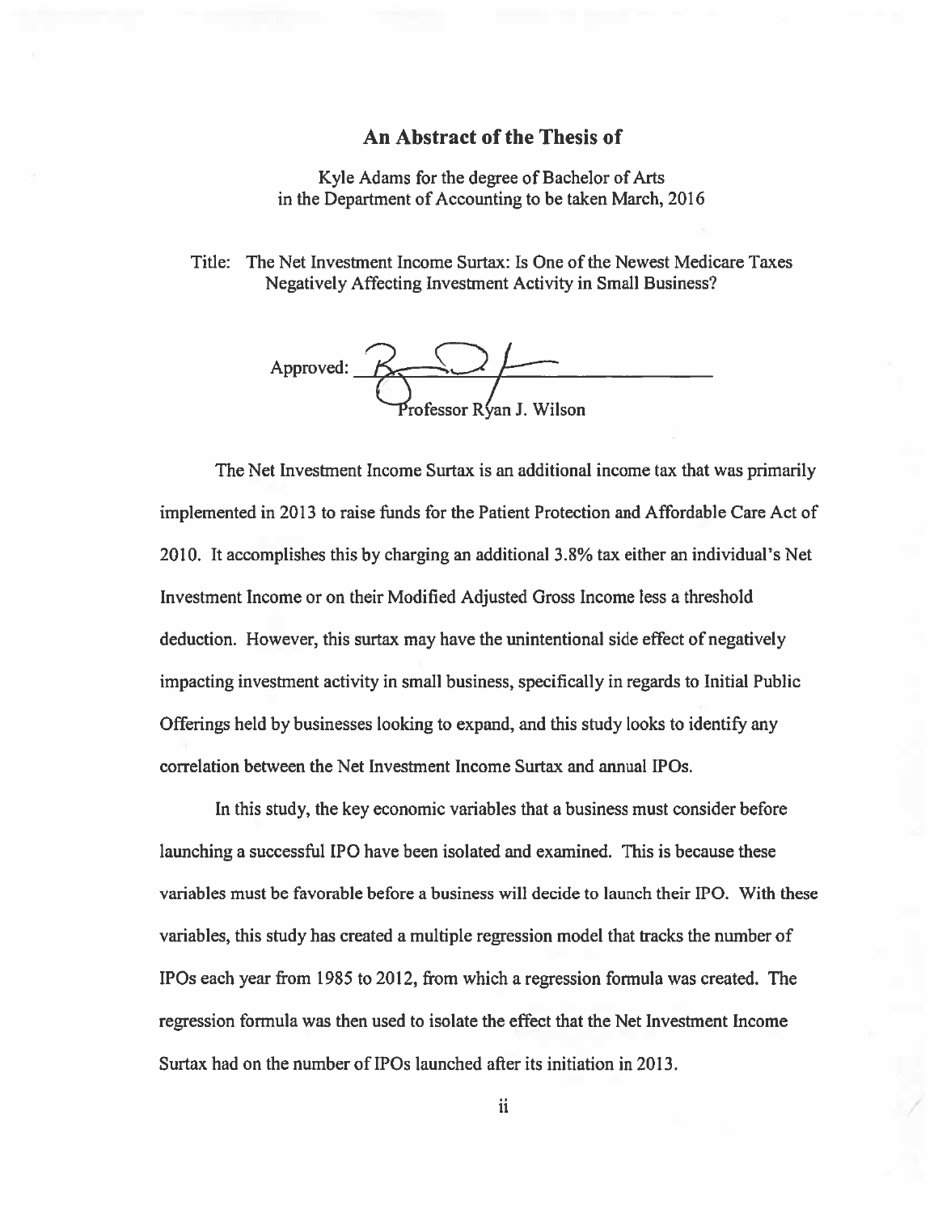## An Abstract of the Thesis of

Kyle Adams for the degree of Bachelor of Arts
in the Department of Accounting to be taken March, 2016

Title: The Net Investment Income Surtax: Is One of the Newest Medicare Taxes Negatively Affecting Investment Activity in Small Business?

Approved: ______________________
Professor Ryan J. Wilson

The Net Investment Income Surtax is an additional income tax that was primarily implemented in 2013 to raise funds for the Patient Protection and Affordable Care Act of 2010. It accomplishes this by charging an additional 3.8% tax either an individual's Net Investment Income or on their Modified Adjusted Gross Income less a threshold deduction. However, this surtax may have the unintentional side effect of negatively impacting investment activity in small business, specifically in regards to Initial Public Offerings held by businesses looking to expand, and this study looks to identify any correlation between the Net Investment Income Surtax and annual IPOs.

In this study, the key economic variables that a business must consider before launching a successful IPO have been isolated and examined. This is because these variables must be favorable before a business will decide to launch their IPO. With these variables, this study has created a multiple regression model that tracks the number of IPOs each year from 1985 to 2012, from which a regression formula was created. The regression formula was then used to isolate the effect that the Net Investment Income Surtax had on the number of IPOs launched after its initiation in 2013.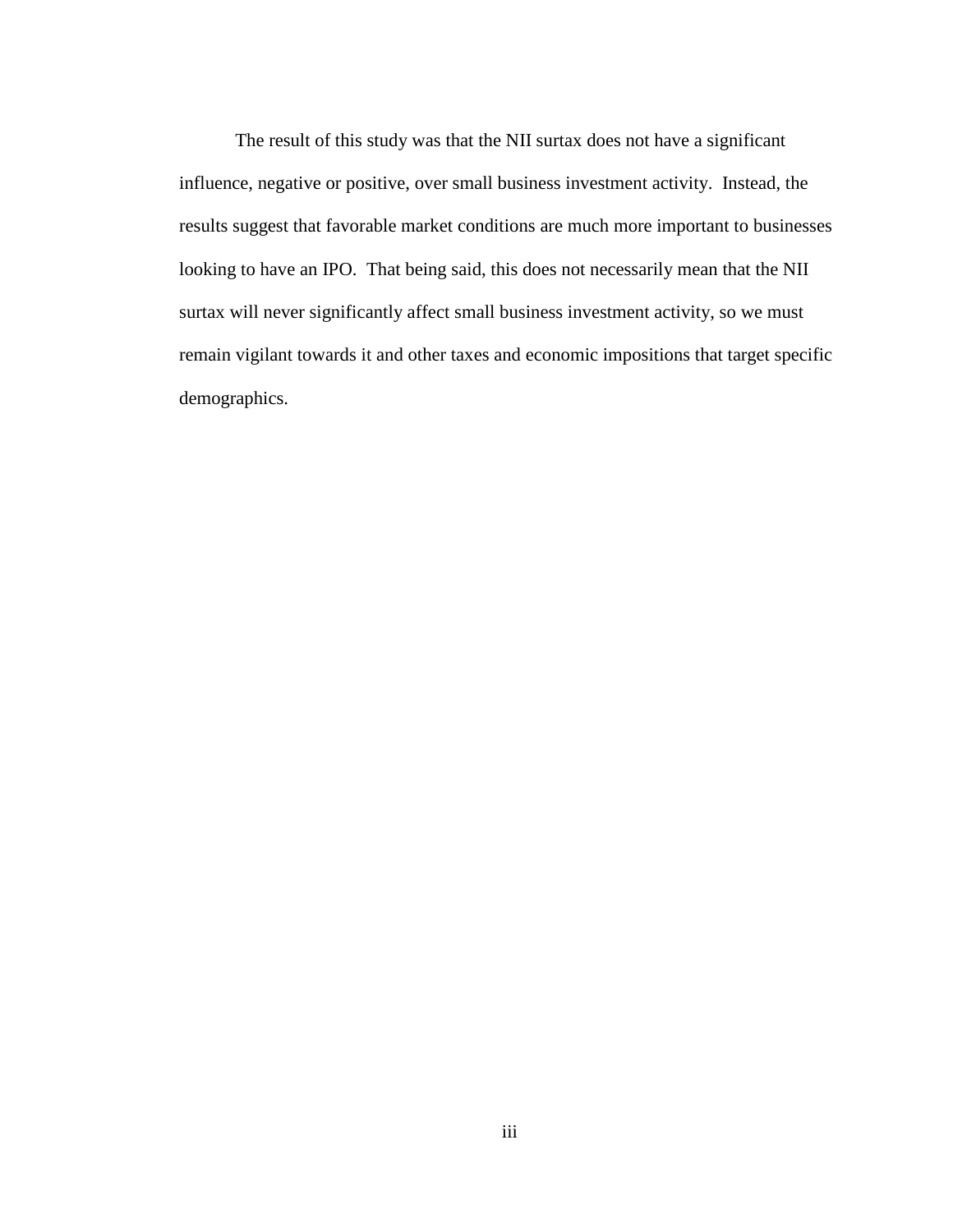The result of this study was that the NII surtax does not have a significant influence, negative or positive, over small business investment activity. Instead, the results suggest that favorable market conditions are much more important to businesses looking to have an IPO. That being said, this does not necessarily mean that the NII surtax will never significantly affect small business investment activity, so we must remain vigilant towards it and other taxes and economic impositions that target specific demographics.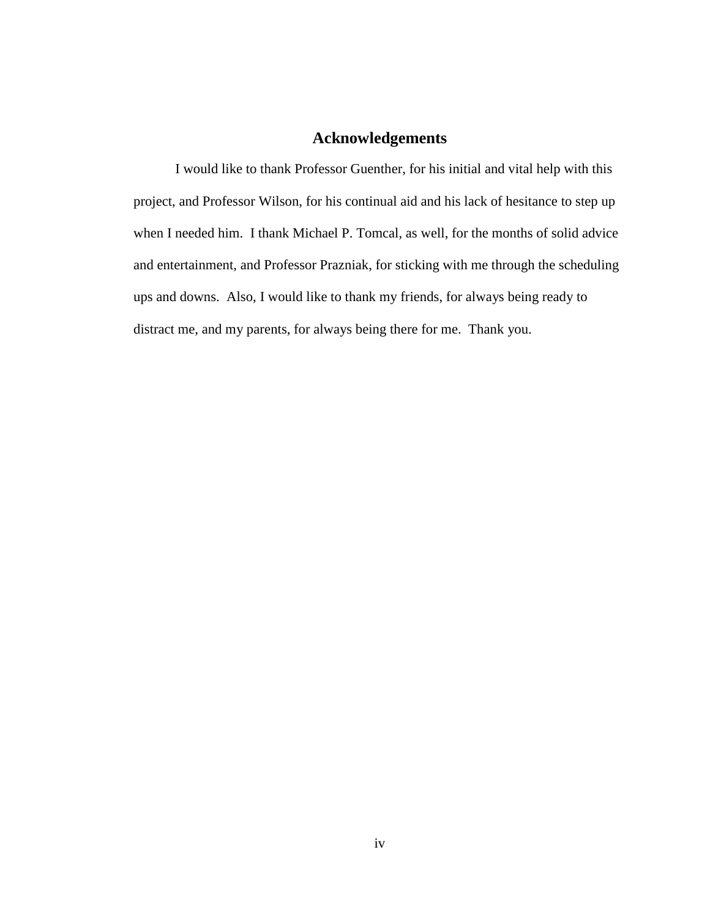## Acknowledgements

I would like to thank Professor Guenther, for his initial and vital help with this project, and Professor Wilson, for his continual aid and his lack of hesitance to step up when I needed him. I thank Michael P. Tomcal, as well, for the months of solid advice and entertainment, and Professor Prazniak, for sticking with me through the scheduling ups and downs. Also, I would like to thank my friends, for always being ready to distract me, and my parents, for always being there for me. Thank you.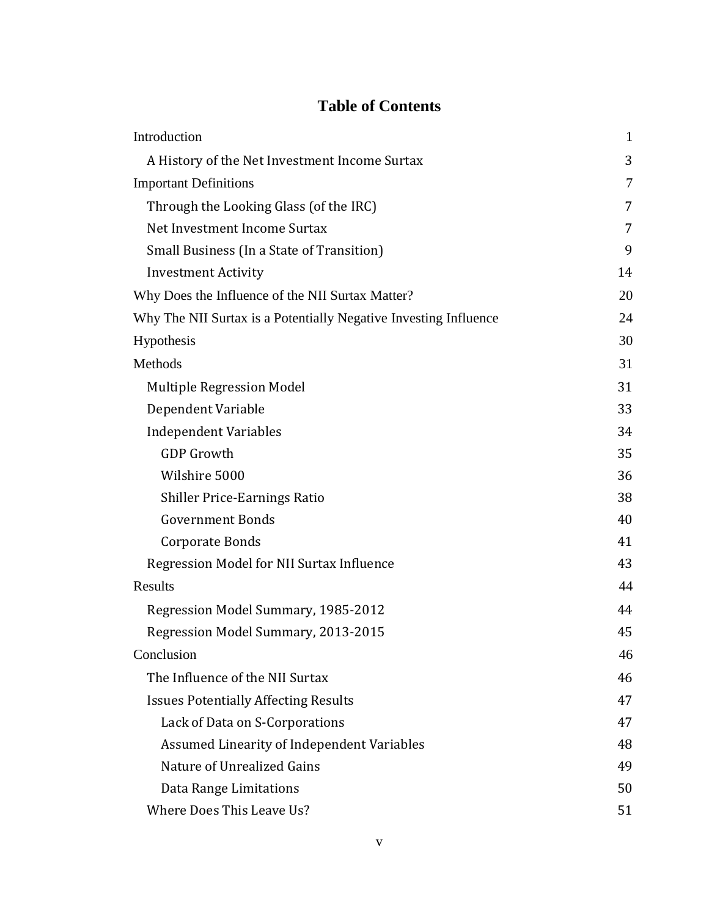# Table of Contents

| | |
|---|---|
| Introduction | 1 |
| &nbsp;&nbsp;A History of the Net Investment Income Surtax | 3 |
| Important Definitions | 7 |
| &nbsp;&nbsp;Through the Looking Glass (of the IRC) | 7 |
| &nbsp;&nbsp;Net Investment Income Surtax | 7 |
| &nbsp;&nbsp;Small Business (In a State of Transition) | 9 |
| &nbsp;&nbsp;Investment Activity | 14 |
| Why Does the Influence of the NII Surtax Matter? | 20 |
| Why The NII Surtax is a Potentially Negative Investing Influence | 24 |
| Hypothesis | 30 |
| Methods | 31 |
| &nbsp;&nbsp;Multiple Regression Model | 31 |
| &nbsp;&nbsp;Dependent Variable | 33 |
| &nbsp;&nbsp;Independent Variables | 34 |
| &nbsp;&nbsp;&nbsp;&nbsp;GDP Growth | 35 |
| &nbsp;&nbsp;&nbsp;&nbsp;Wilshire 5000 | 36 |
| &nbsp;&nbsp;&nbsp;&nbsp;Shiller Price-Earnings Ratio | 38 |
| &nbsp;&nbsp;&nbsp;&nbsp;Government Bonds | 40 |
| &nbsp;&nbsp;&nbsp;&nbsp;Corporate Bonds | 41 |
| &nbsp;&nbsp;Regression Model for NII Surtax Influence | 43 |
| Results | 44 |
| &nbsp;&nbsp;Regression Model Summary, 1985-2012 | 44 |
| &nbsp;&nbsp;Regression Model Summary, 2013-2015 | 45 |
| Conclusion | 46 |
| &nbsp;&nbsp;The Influence of the NII Surtax | 46 |
| &nbsp;&nbsp;Issues Potentially Affecting Results | 47 |
| &nbsp;&nbsp;&nbsp;&nbsp;Lack of Data on S-Corporations | 47 |
| &nbsp;&nbsp;&nbsp;&nbsp;Assumed Linearity of Independent Variables | 48 |
| &nbsp;&nbsp;&nbsp;&nbsp;Nature of Unrealized Gains | 49 |
| &nbsp;&nbsp;&nbsp;&nbsp;Data Range Limitations | 50 |
| &nbsp;&nbsp;Where Does This Leave Us? | 51 |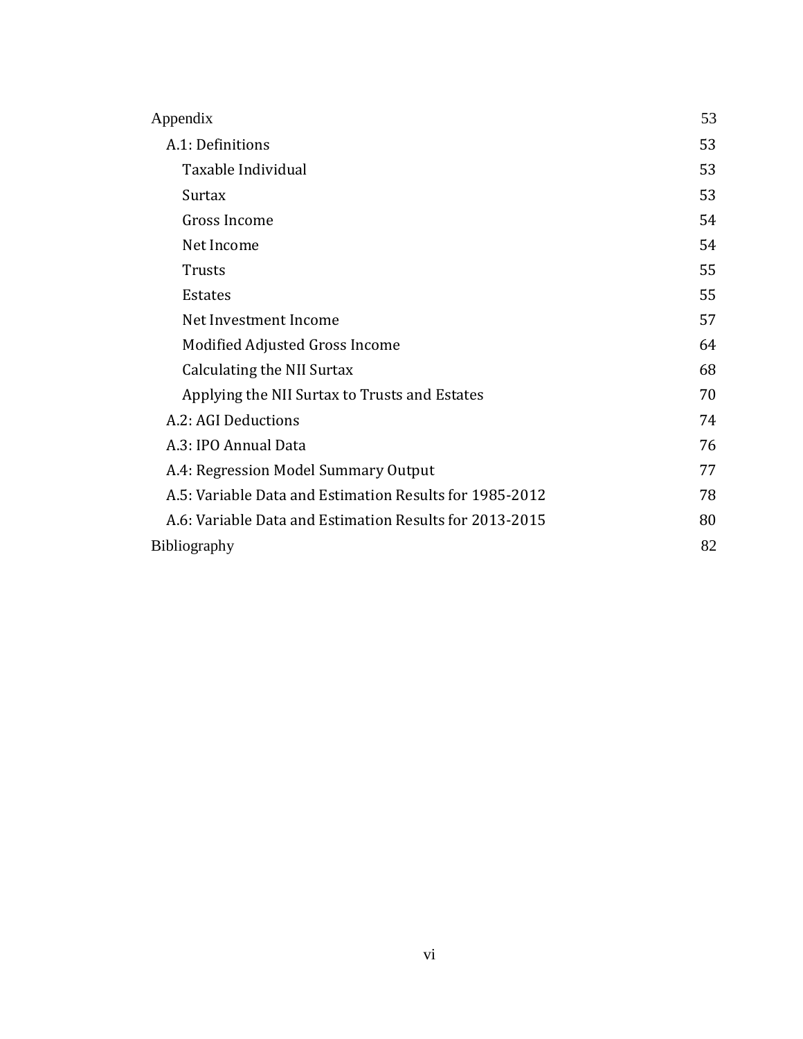- Appendix 53
  - A.1: Definitions 53
    - Taxable Individual 53
    - Surtax 53
    - Gross Income 54
    - Net Income 54
    - Trusts 55
    - Estates 55
    - Net Investment Income 57
    - Modified Adjusted Gross Income 64
    - Calculating the NII Surtax 68
    - Applying the NII Surtax to Trusts and Estates 70
  - A.2: AGI Deductions 74
  - A.3: IPO Annual Data 76
  - A.4: Regression Model Summary Output 77
  - A.5: Variable Data and Estimation Results for 1985-2012 78
  - A.6: Variable Data and Estimation Results for 2013-2015 80
- Bibliography 82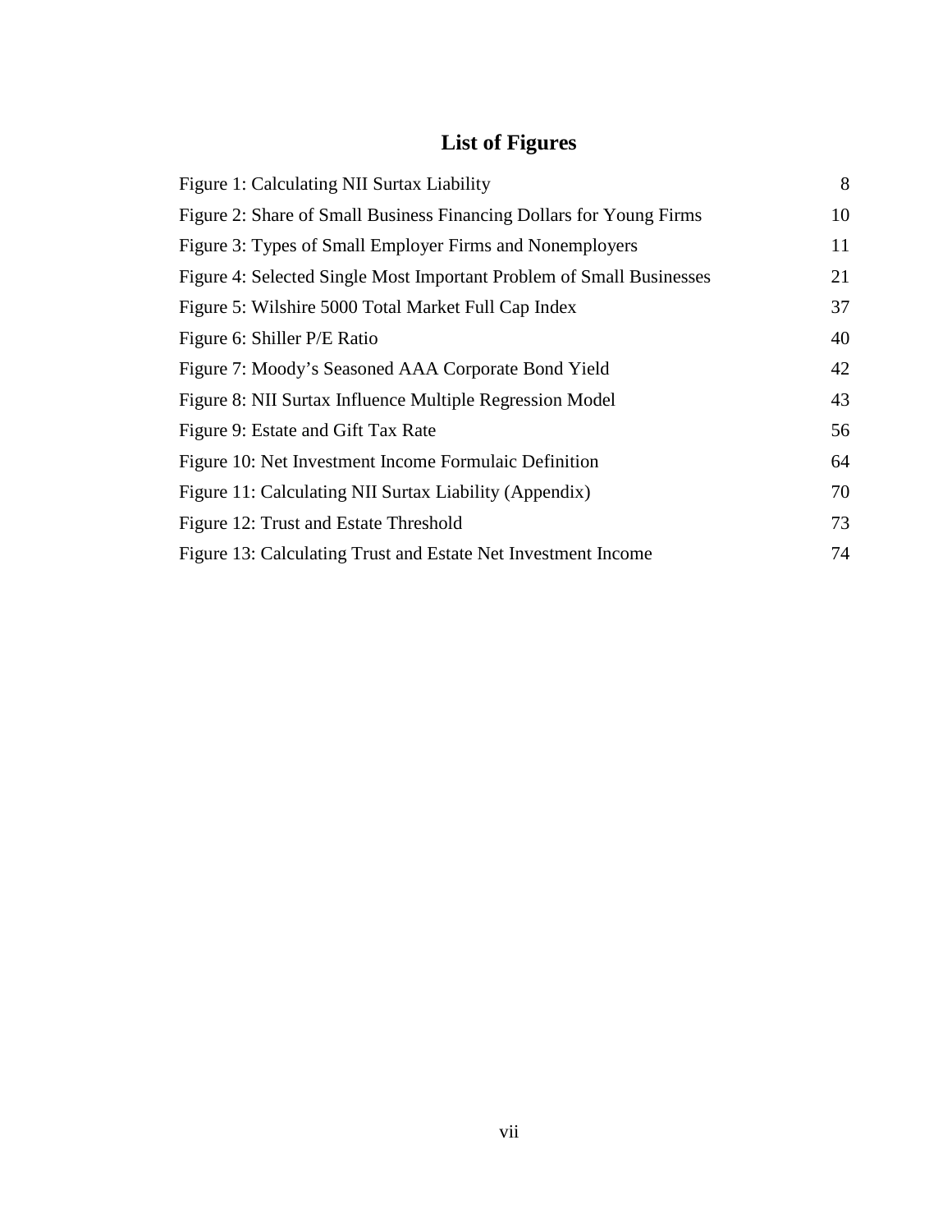# List of Figures

| | |
|---|---|
| Figure 1: Calculating NII Surtax Liability | 8 |
| Figure 2: Share of Small Business Financing Dollars for Young Firms | 10 |
| Figure 3: Types of Small Employer Firms and Nonemployers | 11 |
| Figure 4: Selected Single Most Important Problem of Small Businesses | 21 |
| Figure 5: Wilshire 5000 Total Market Full Cap Index | 37 |
| Figure 6: Shiller P/E Ratio | 40 |
| Figure 7: Moody's Seasoned AAA Corporate Bond Yield | 42 |
| Figure 8: NII Surtax Influence Multiple Regression Model | 43 |
| Figure 9: Estate and Gift Tax Rate | 56 |
| Figure 10: Net Investment Income Formulaic Definition | 64 |
| Figure 11: Calculating NII Surtax Liability (Appendix) | 70 |
| Figure 12: Trust and Estate Threshold | 73 |
| Figure 13: Calculating Trust and Estate Net Investment Income | 74 |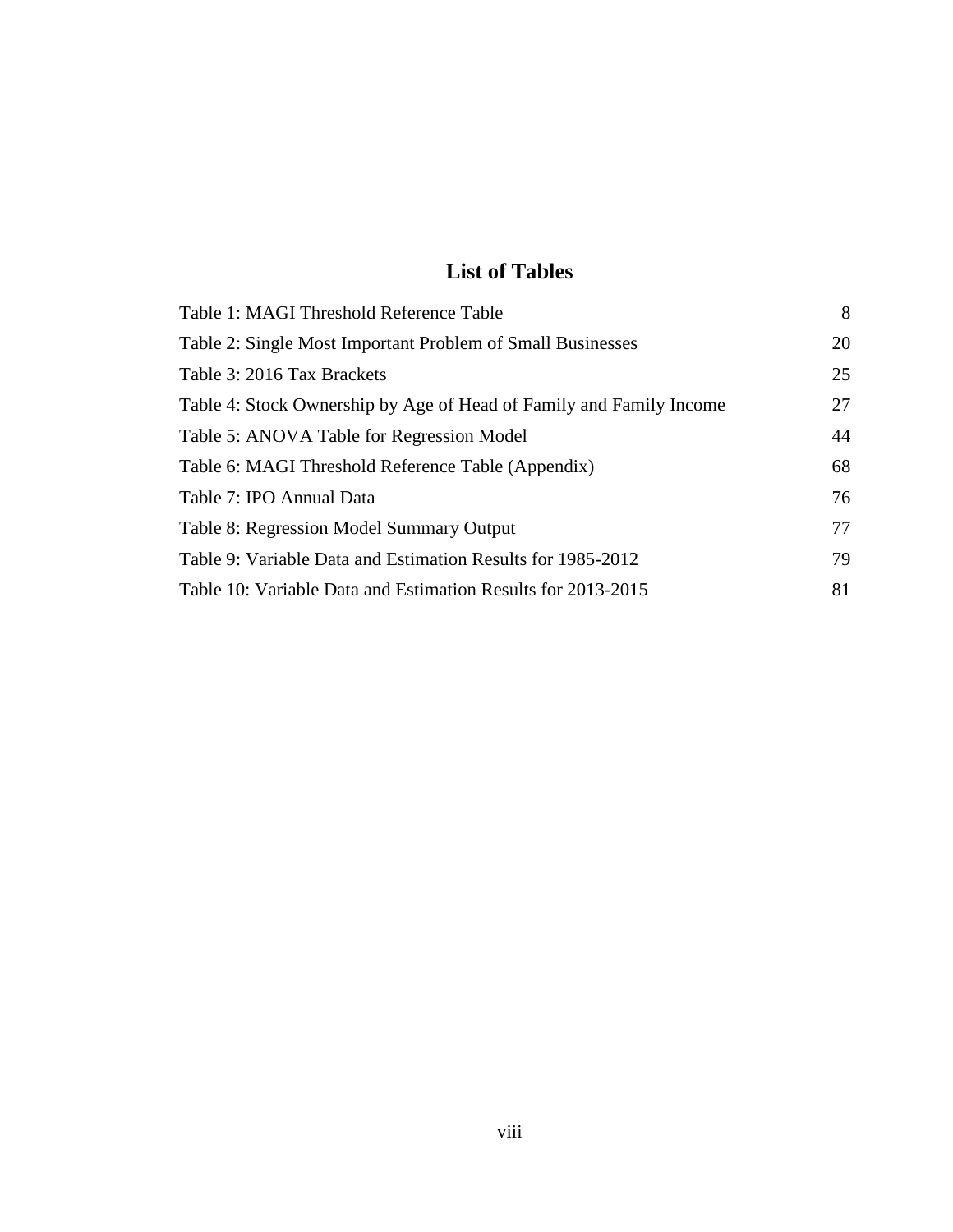# List of Tables

| | |
|---|---|
| Table 1: MAGI Threshold Reference Table | 8 |
| Table 2: Single Most Important Problem of Small Businesses | 20 |
| Table 3: 2016 Tax Brackets | 25 |
| Table 4: Stock Ownership by Age of Head of Family and Family Income | 27 |
| Table 5: ANOVA Table for Regression Model | 44 |
| Table 6: MAGI Threshold Reference Table (Appendix) | 68 |
| Table 7: IPO Annual Data | 76 |
| Table 8: Regression Model Summary Output | 77 |
| Table 9: Variable Data and Estimation Results for 1985-2012 | 79 |
| Table 10: Variable Data and Estimation Results for 2013-2015 | 81 |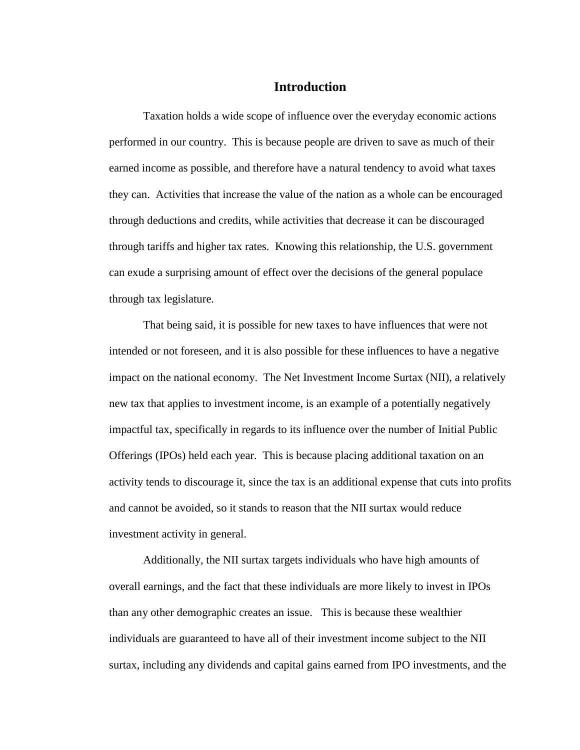# Introduction

Taxation holds a wide scope of influence over the everyday economic actions performed in our country. This is because people are driven to save as much of their earned income as possible, and therefore have a natural tendency to avoid what taxes they can. Activities that increase the value of the nation as a whole can be encouraged through deductions and credits, while activities that decrease it can be discouraged through tariffs and higher tax rates. Knowing this relationship, the U.S. government can exude a surprising amount of effect over the decisions of the general populace through tax legislature.

That being said, it is possible for new taxes to have influences that were not intended or not foreseen, and it is also possible for these influences to have a negative impact on the national economy. The Net Investment Income Surtax (NII), a relatively new tax that applies to investment income, is an example of a potentially negatively impactful tax, specifically in regards to its influence over the number of Initial Public Offerings (IPOs) held each year. This is because placing additional taxation on an activity tends to discourage it, since the tax is an additional expense that cuts into profits and cannot be avoided, so it stands to reason that the NII surtax would reduce investment activity in general.

Additionally, the NII surtax targets individuals who have high amounts of overall earnings, and the fact that these individuals are more likely to invest in IPOs than any other demographic creates an issue. This is because these wealthier individuals are guaranteed to have all of their investment income subject to the NII surtax, including any dividends and capital gains earned from IPO investments, and the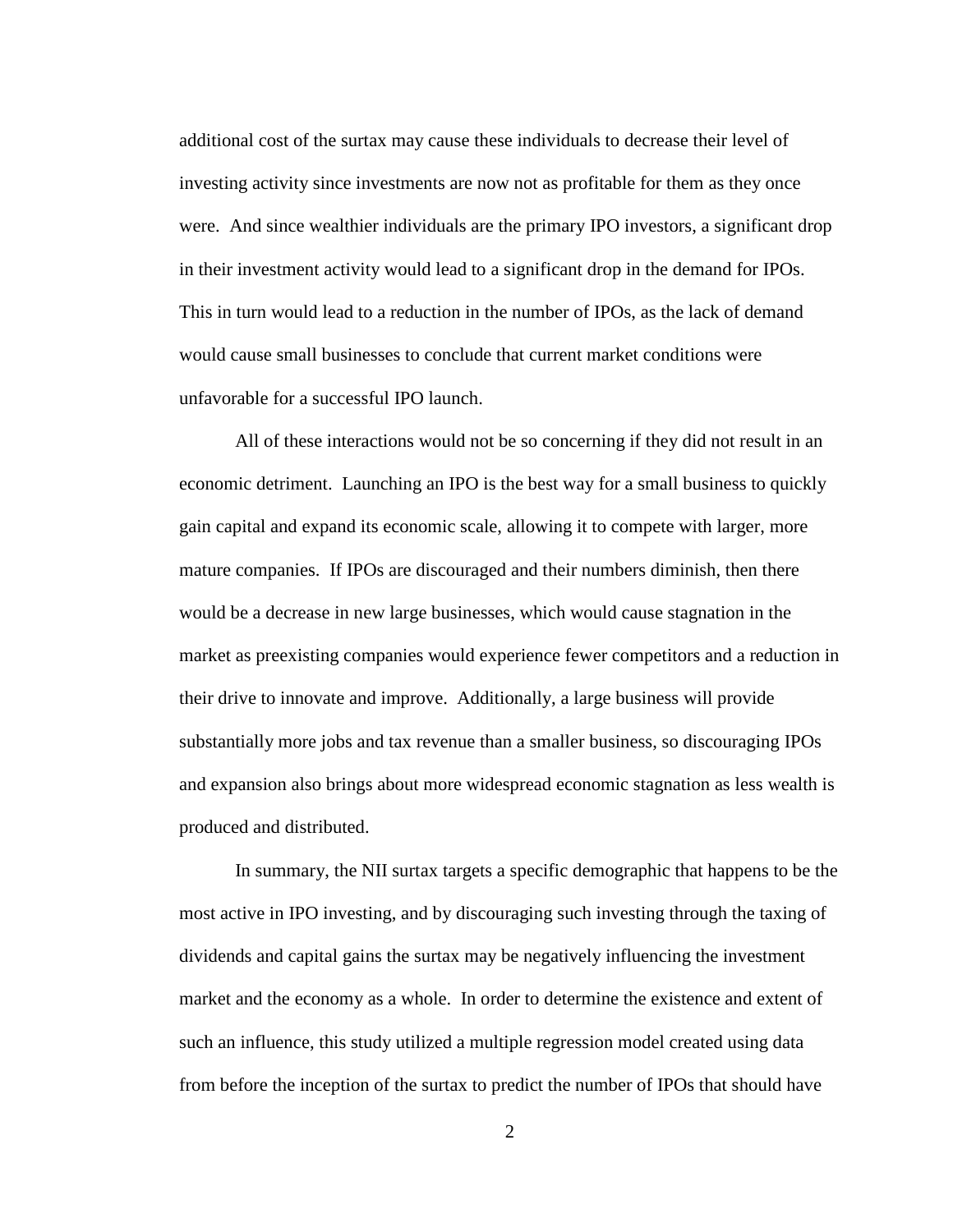additional cost of the surtax may cause these individuals to decrease their level of investing activity since investments are now not as profitable for them as they once were. And since wealthier individuals are the primary IPO investors, a significant drop in their investment activity would lead to a significant drop in the demand for IPOs. This in turn would lead to a reduction in the number of IPOs, as the lack of demand would cause small businesses to conclude that current market conditions were unfavorable for a successful IPO launch.

All of these interactions would not be so concerning if they did not result in an economic detriment. Launching an IPO is the best way for a small business to quickly gain capital and expand its economic scale, allowing it to compete with larger, more mature companies. If IPOs are discouraged and their numbers diminish, then there would be a decrease in new large businesses, which would cause stagnation in the market as preexisting companies would experience fewer competitors and a reduction in their drive to innovate and improve. Additionally, a large business will provide substantially more jobs and tax revenue than a smaller business, so discouraging IPOs and expansion also brings about more widespread economic stagnation as less wealth is produced and distributed.

In summary, the NII surtax targets a specific demographic that happens to be the most active in IPO investing, and by discouraging such investing through the taxing of dividends and capital gains the surtax may be negatively influencing the investment market and the economy as a whole. In order to determine the existence and extent of such an influence, this study utilized a multiple regression model created using data from before the inception of the surtax to predict the number of IPOs that should have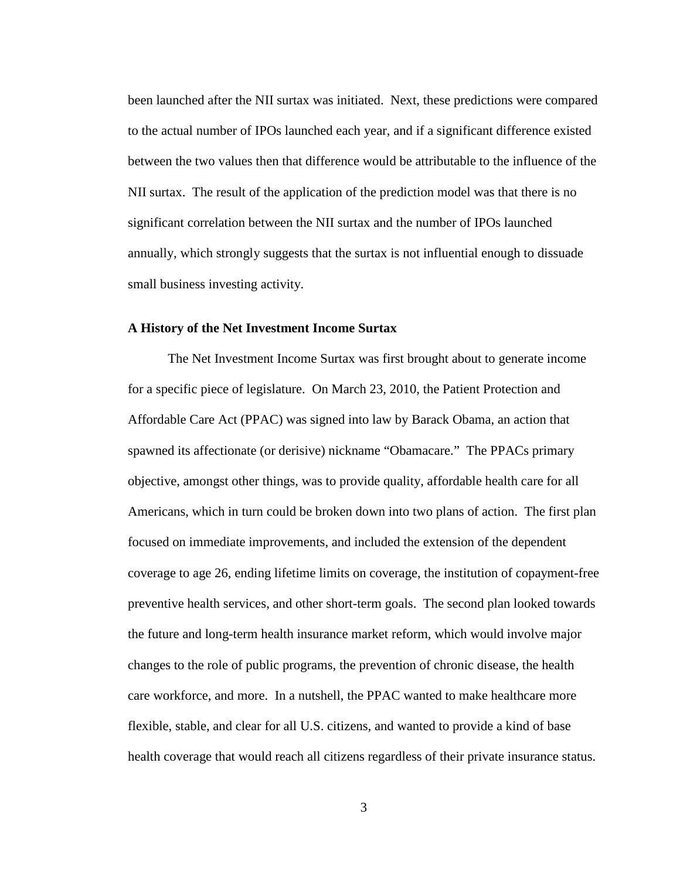been launched after the NII surtax was initiated. Next, these predictions were compared to the actual number of IPOs launched each year, and if a significant difference existed between the two values then that difference would be attributable to the influence of the NII surtax. The result of the application of the prediction model was that there is no significant correlation between the NII surtax and the number of IPOs launched annually, which strongly suggests that the surtax is not influential enough to dissuade small business investing activity.

**A History of the Net Investment Income Surtax**

The Net Investment Income Surtax was first brought about to generate income for a specific piece of legislature. On March 23, 2010, the Patient Protection and Affordable Care Act (PPAC) was signed into law by Barack Obama, an action that spawned its affectionate (or derisive) nickname "Obamacare." The PPACs primary objective, amongst other things, was to provide quality, affordable health care for all Americans, which in turn could be broken down into two plans of action. The first plan focused on immediate improvements, and included the extension of the dependent coverage to age 26, ending lifetime limits on coverage, the institution of copayment-free preventive health services, and other short-term goals. The second plan looked towards the future and long-term health insurance market reform, which would involve major changes to the role of public programs, the prevention of chronic disease, the health care workforce, and more. In a nutshell, the PPAC wanted to make healthcare more flexible, stable, and clear for all U.S. citizens, and wanted to provide a kind of base health coverage that would reach all citizens regardless of their private insurance status.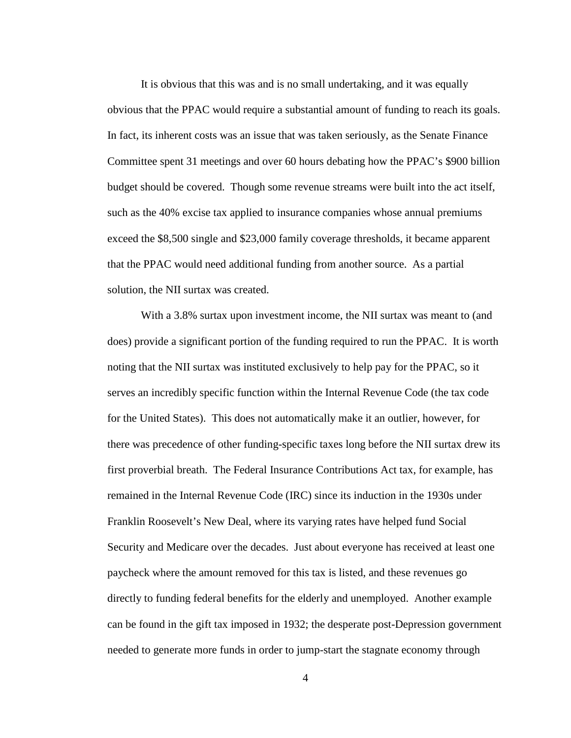It is obvious that this was and is no small undertaking, and it was equally obvious that the PPAC would require a substantial amount of funding to reach its goals. In fact, its inherent costs was an issue that was taken seriously, as the Senate Finance Committee spent 31 meetings and over 60 hours debating how the PPAC's $900 billion budget should be covered. Though some revenue streams were built into the act itself, such as the 40% excise tax applied to insurance companies whose annual premiums exceed the $8,500 single and $23,000 family coverage thresholds, it became apparent that the PPAC would need additional funding from another source. As a partial solution, the NII surtax was created.

With a 3.8% surtax upon investment income, the NII surtax was meant to (and does) provide a significant portion of the funding required to run the PPAC. It is worth noting that the NII surtax was instituted exclusively to help pay for the PPAC, so it serves an incredibly specific function within the Internal Revenue Code (the tax code for the United States). This does not automatically make it an outlier, however, for there was precedence of other funding-specific taxes long before the NII surtax drew its first proverbial breath. The Federal Insurance Contributions Act tax, for example, has remained in the Internal Revenue Code (IRC) since its induction in the 1930s under Franklin Roosevelt's New Deal, where its varying rates have helped fund Social Security and Medicare over the decades. Just about everyone has received at least one paycheck where the amount removed for this tax is listed, and these revenues go directly to funding federal benefits for the elderly and unemployed. Another example can be found in the gift tax imposed in 1932; the desperate post-Depression government needed to generate more funds in order to jump-start the stagnate economy through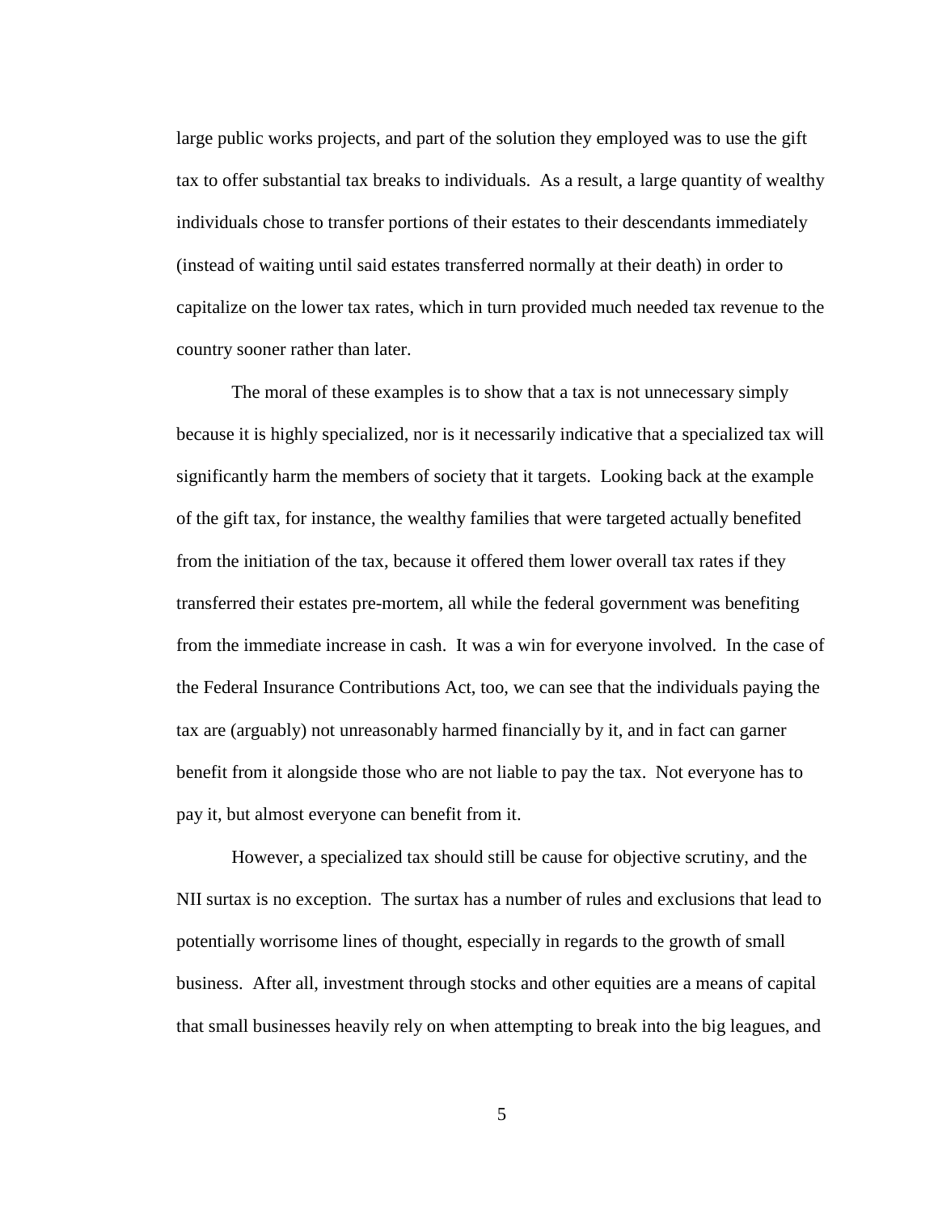large public works projects, and part of the solution they employed was to use the gift tax to offer substantial tax breaks to individuals. As a result, a large quantity of wealthy individuals chose to transfer portions of their estates to their descendants immediately (instead of waiting until said estates transferred normally at their death) in order to capitalize on the lower tax rates, which in turn provided much needed tax revenue to the country sooner rather than later.

The moral of these examples is to show that a tax is not unnecessary simply because it is highly specialized, nor is it necessarily indicative that a specialized tax will significantly harm the members of society that it targets. Looking back at the example of the gift tax, for instance, the wealthy families that were targeted actually benefited from the initiation of the tax, because it offered them lower overall tax rates if they transferred their estates pre-mortem, all while the federal government was benefiting from the immediate increase in cash. It was a win for everyone involved. In the case of the Federal Insurance Contributions Act, too, we can see that the individuals paying the tax are (arguably) not unreasonably harmed financially by it, and in fact can garner benefit from it alongside those who are not liable to pay the tax. Not everyone has to pay it, but almost everyone can benefit from it.

However, a specialized tax should still be cause for objective scrutiny, and the NII surtax is no exception. The surtax has a number of rules and exclusions that lead to potentially worrisome lines of thought, especially in regards to the growth of small business. After all, investment through stocks and other equities are a means of capital that small businesses heavily rely on when attempting to break into the big leagues, and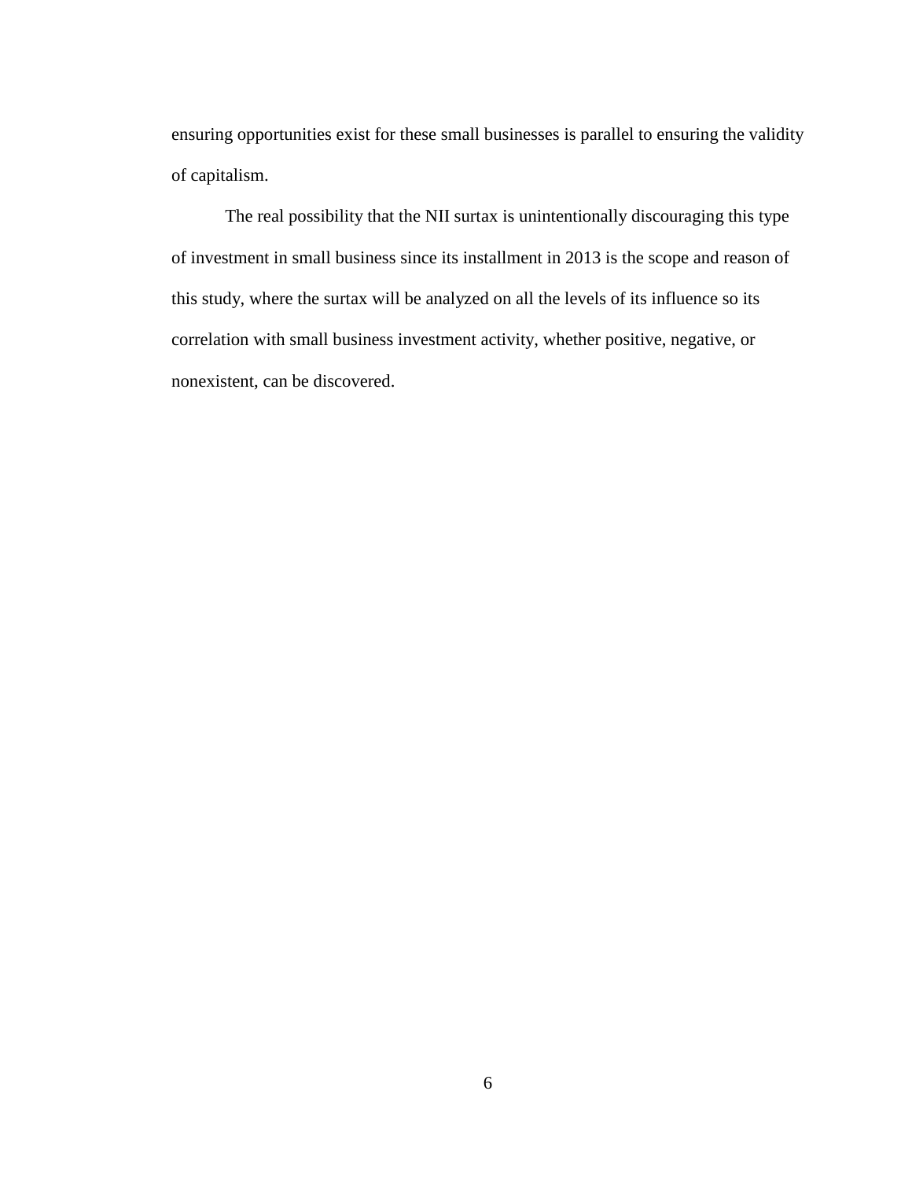ensuring opportunities exist for these small businesses is parallel to ensuring the validity of capitalism.

The real possibility that the NII surtax is unintentionally discouraging this type of investment in small business since its installment in 2013 is the scope and reason of this study, where the surtax will be analyzed on all the levels of its influence so its correlation with small business investment activity, whether positive, negative, or nonexistent, can be discovered.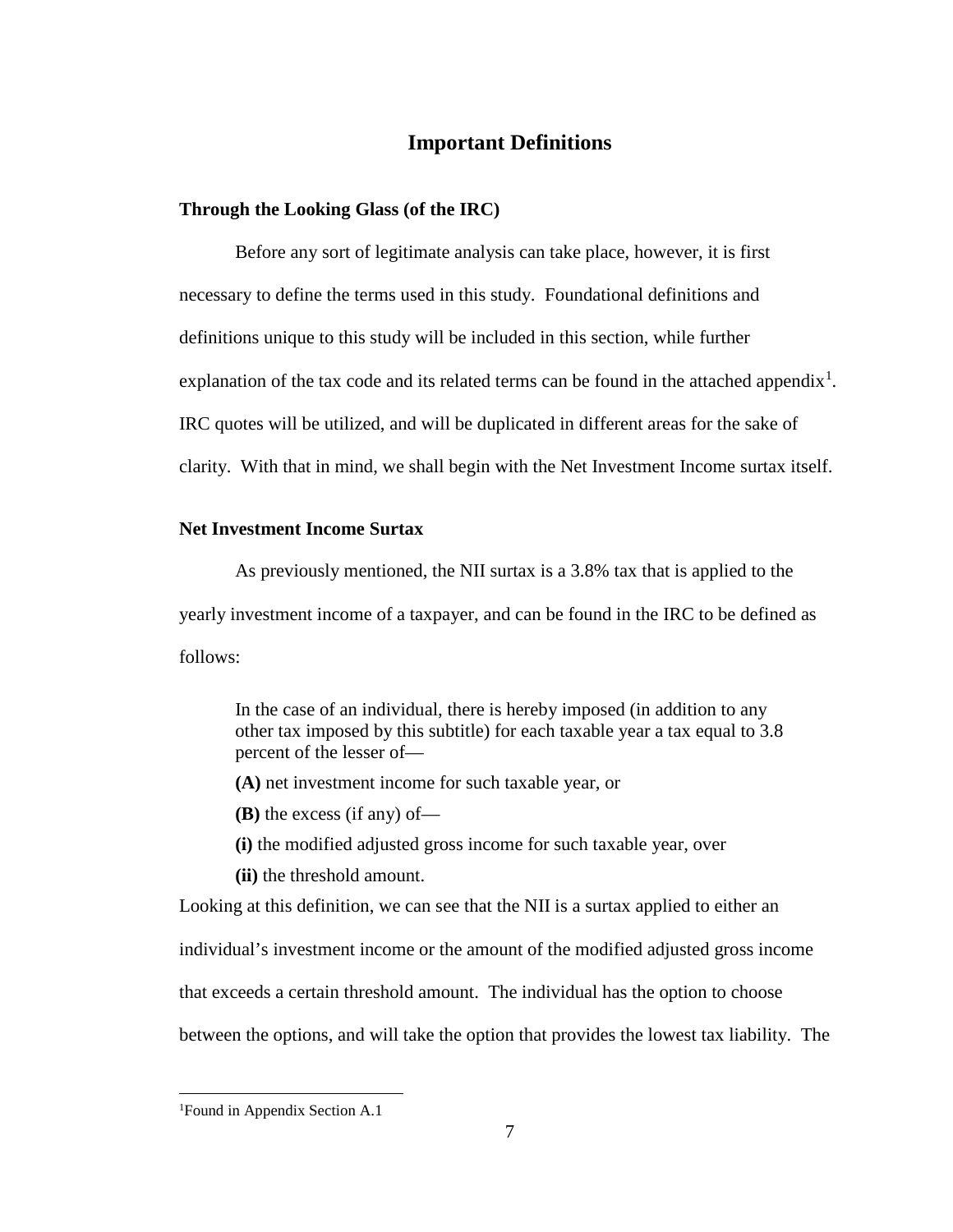# Important Definitions

## Through the Looking Glass (of the IRC)

Before any sort of legitimate analysis can take place, however, it is first necessary to define the terms used in this study. Foundational definitions and definitions unique to this study will be included in this section, while further explanation of the tax code and its related terms can be found in the attached appendix[1]. IRC quotes will be utilized, and will be duplicated in different areas for the sake of clarity. With that in mind, we shall begin with the Net Investment Income surtax itself.

## Net Investment Income Surtax

As previously mentioned, the NII surtax is a 3.8% tax that is applied to the yearly investment income of a taxpayer, and can be found in the IRC to be defined as follows:

> In the case of an individual, there is hereby imposed (in addition to any other tax imposed by this subtitle) for each taxable year a tax equal to 3.8 percent of the lesser of—
>
> **(A)** net investment income for such taxable year, or
>
> **(B)** the excess (if any) of—
>
> **(i)** the modified adjusted gross income for such taxable year, over
>
> **(ii)** the threshold amount.

Looking at this definition, we can see that the NII is a surtax applied to either an individual's investment income or the amount of the modified adjusted gross income that exceeds a certain threshold amount. The individual has the option to choose between the options, and will take the option that provides the lowest tax liability. The

[1] Found in Appendix Section A.1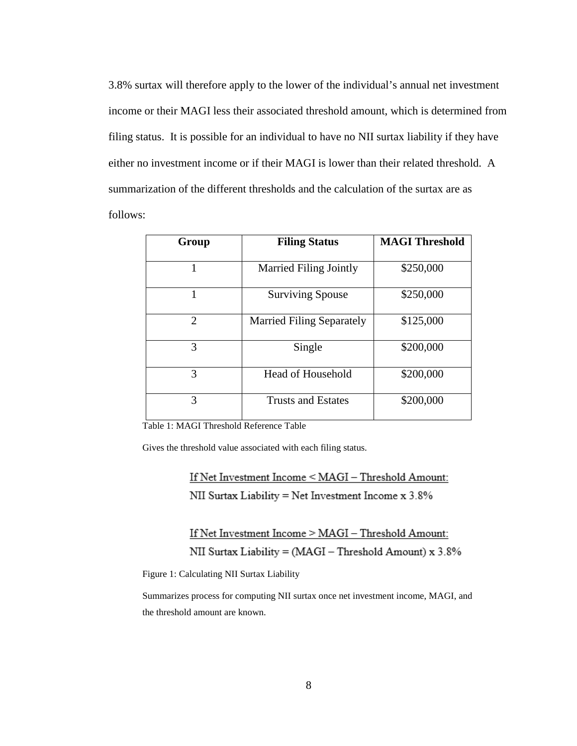3.8% surtax will therefore apply to the lower of the individual's annual net investment income or their MAGI less their associated threshold amount, which is determined from filing status. It is possible for an individual to have no NII surtax liability if they have either no investment income or if their MAGI is lower than their related threshold. A summarization of the different thresholds and the calculation of the surtax are as follows:

| Group | Filing Status | MAGI Threshold |
|---|---|---|
| 1 | Married Filing Jointly | \$250,000 |
| 1 | Surviving Spouse | \$250,000 |
| 2 | Married Filing Separately | \$125,000 |
| 3 | Single | \$200,000 |
| 3 | Head of Household | \$200,000 |
| 3 | Trusts and Estates | \$200,000 |

Table 1: MAGI Threshold Reference Table

Gives the threshold value associated with each filing status.

<u>If Net Investment Income < MAGI – Threshold Amount:</u>

NII Surtax Liability = Net Investment Income x 3.8%

<u>If Net Investment Income > MAGI – Threshold Amount:</u>

NII Surtax Liability = (MAGI – Threshold Amount) x 3.8%

Figure 1: Calculating NII Surtax Liability

Summarizes process for computing NII surtax once net investment income, MAGI, and the threshold amount are known.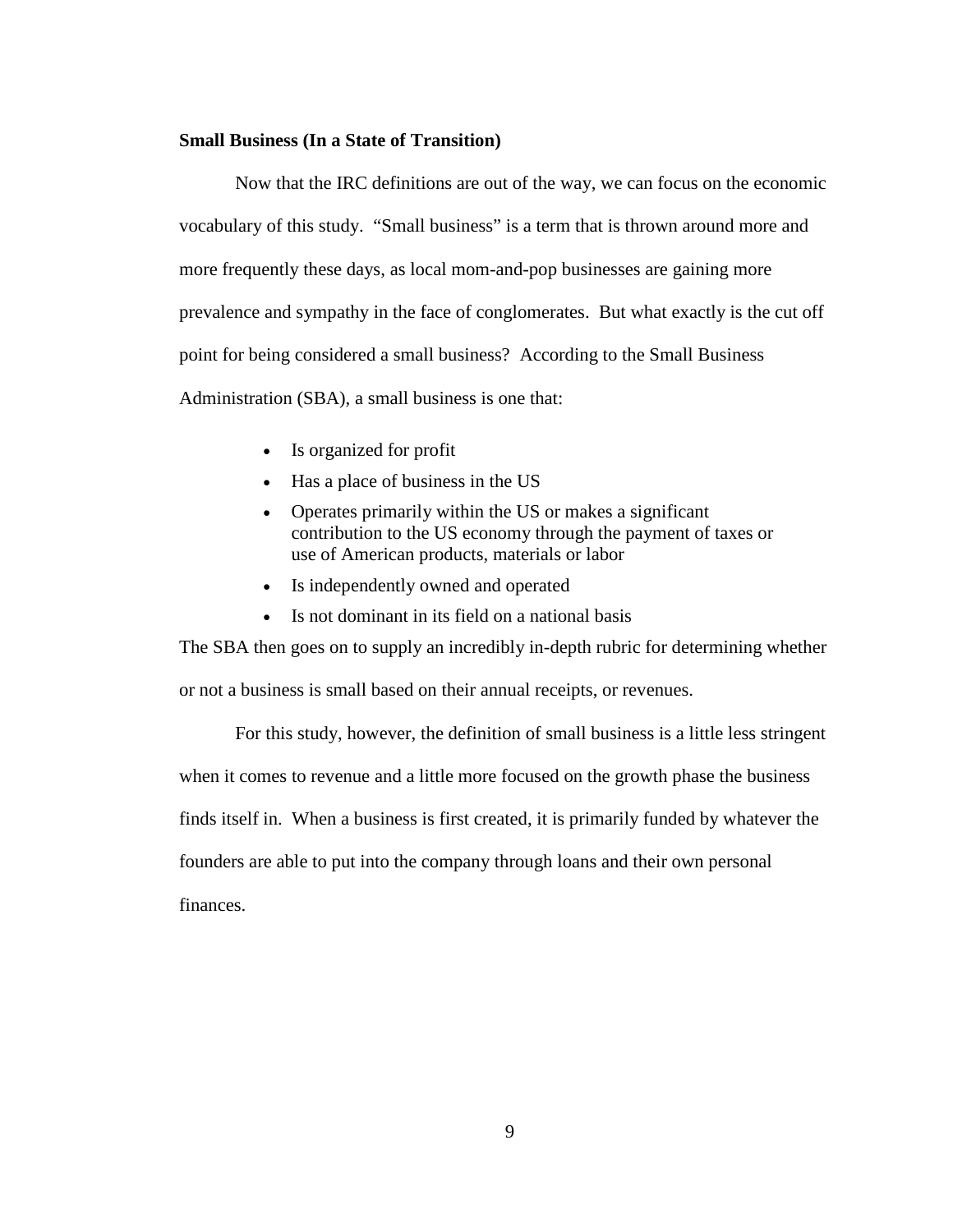**Small Business (In a State of Transition)**

Now that the IRC definitions are out of the way, we can focus on the economic vocabulary of this study. "Small business" is a term that is thrown around more and more frequently these days, as local mom-and-pop businesses are gaining more prevalence and sympathy in the face of conglomerates. But what exactly is the cut off point for being considered a small business? According to the Small Business Administration (SBA), a small business is one that:

- Is organized for profit
- Has a place of business in the US
- Operates primarily within the US or makes a significant contribution to the US economy through the payment of taxes or use of American products, materials or labor
- Is independently owned and operated
- Is not dominant in its field on a national basis

The SBA then goes on to supply an incredibly in-depth rubric for determining whether or not a business is small based on their annual receipts, or revenues.

For this study, however, the definition of small business is a little less stringent when it comes to revenue and a little more focused on the growth phase the business finds itself in. When a business is first created, it is primarily funded by whatever the founders are able to put into the company through loans and their own personal finances.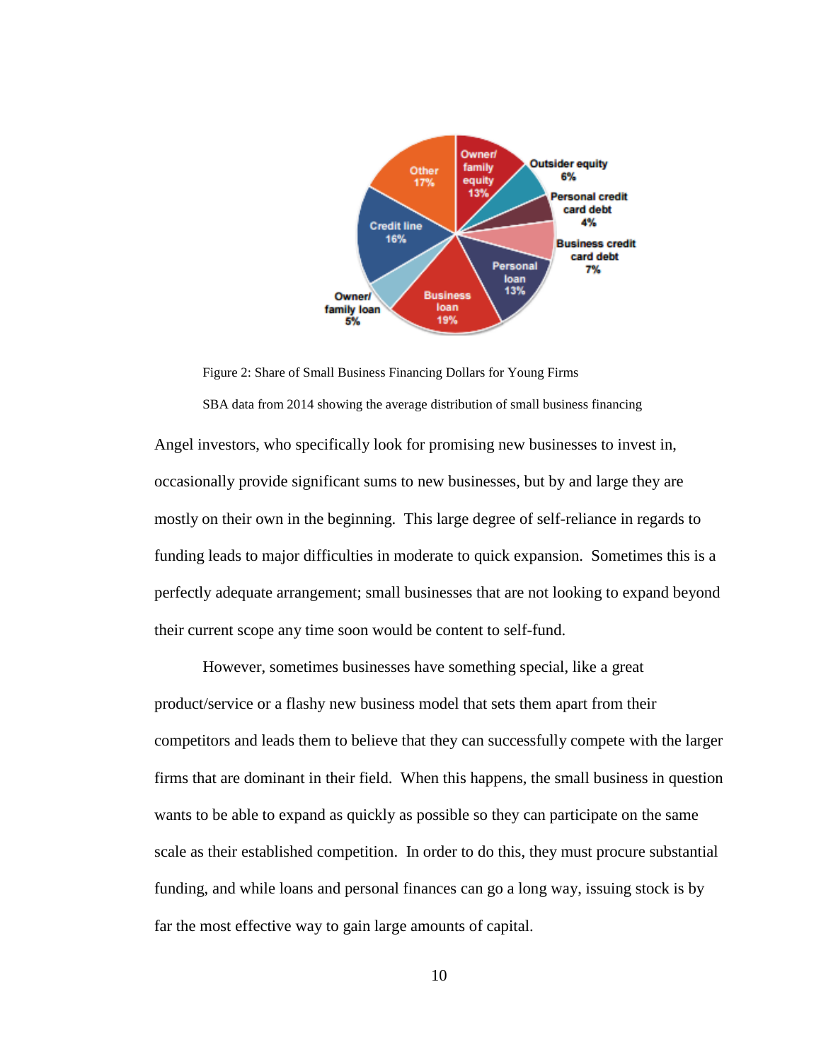Figure 2: Share of Small Business Financing Dollars for Young Firms

SBA data from 2014 showing the average distribution of small business financing

Angel investors, who specifically look for promising new businesses to invest in, occasionally provide significant sums to new businesses, but by and large they are mostly on their own in the beginning.  This large degree of self-reliance in regards to funding leads to major difficulties in moderate to quick expansion.  Sometimes this is a perfectly adequate arrangement; small businesses that are not looking to expand beyond their current scope any time soon would be content to self-fund.

However, sometimes businesses have something special, like a great product/service or a flashy new business model that sets them apart from their competitors and leads them to believe that they can successfully compete with the larger firms that are dominant in their field.  When this happens, the small business in question wants to be able to expand as quickly as possible so they can participate on the same scale as their established competition.  In order to do this, they must procure substantial funding, and while loans and personal finances can go a long way, issuing stock is by far the most effective way to gain large amounts of capital.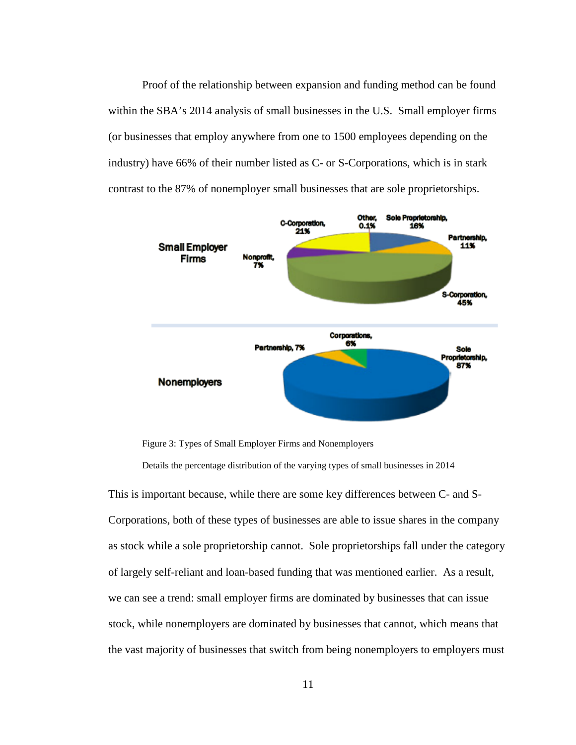Proof of the relationship between expansion and funding method can be found within the SBA's 2014 analysis of small businesses in the U.S. Small employer firms (or businesses that employ anywhere from one to 1500 employees depending on the industry) have 66% of their number listed as C- or S-Corporations, which is in stark contrast to the 87% of nonemployer small businesses that are sole proprietorships.

Figure 3: Types of Small Employer Firms and Nonemployers

Details the percentage distribution of the varying types of small businesses in 2014

This is important because, while there are some key differences between C- and S-Corporations, both of these types of businesses are able to issue shares in the company as stock while a sole proprietorship cannot. Sole proprietorships fall under the category of largely self-reliant and loan-based funding that was mentioned earlier. As a result, we can see a trend: small employer firms are dominated by businesses that can issue stock, while nonemployers are dominated by businesses that cannot, which means that the vast majority of businesses that switch from being nonemployers to employers must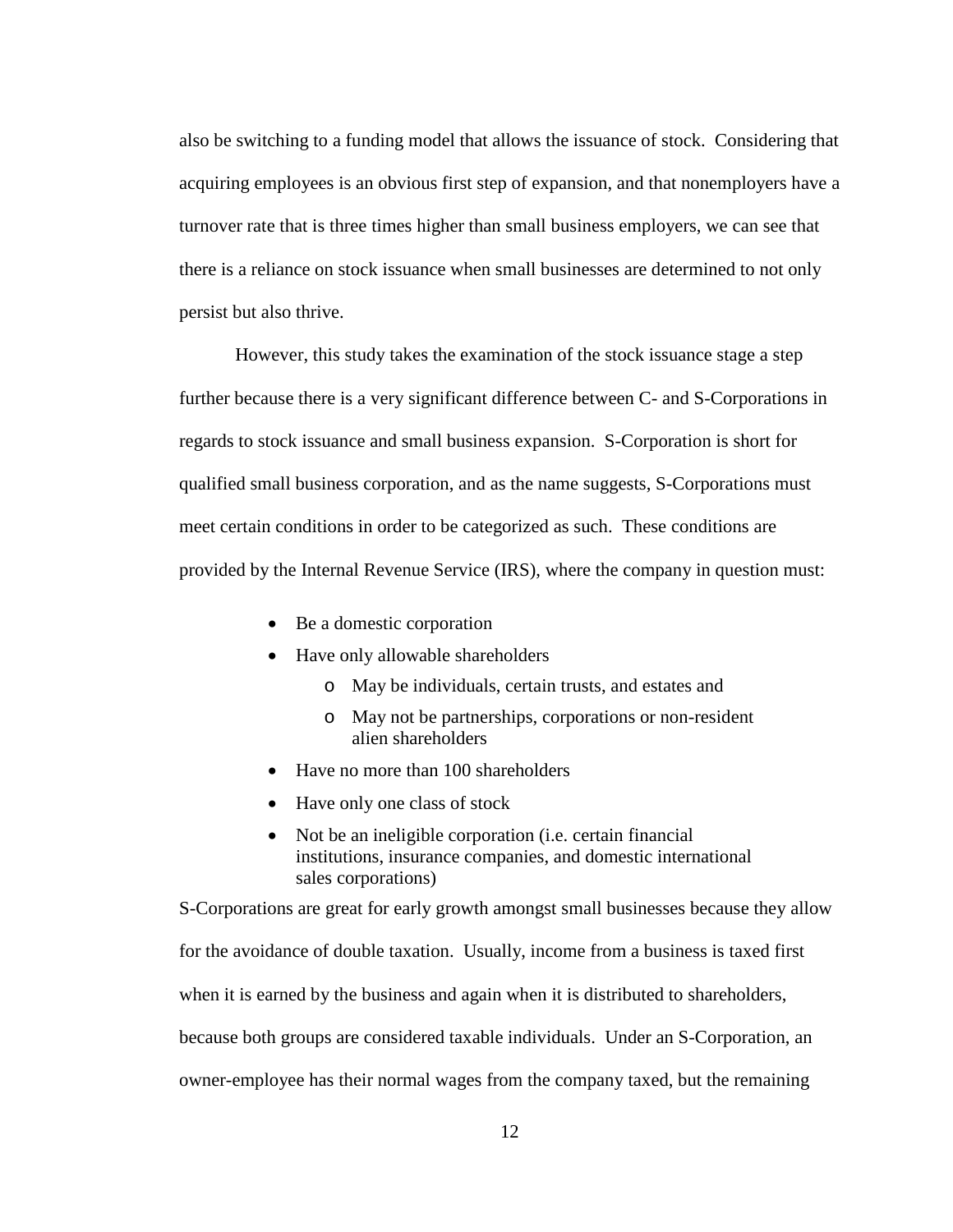also be switching to a funding model that allows the issuance of stock. Considering that acquiring employees is an obvious first step of expansion, and that nonemployers have a turnover rate that is three times higher than small business employers, we can see that there is a reliance on stock issuance when small businesses are determined to not only persist but also thrive.

However, this study takes the examination of the stock issuance stage a step further because there is a very significant difference between C- and S-Corporations in regards to stock issuance and small business expansion. S-Corporation is short for qualified small business corporation, and as the name suggests, S-Corporations must meet certain conditions in order to be categorized as such. These conditions are provided by the Internal Revenue Service (IRS), where the company in question must:

- Be a domestic corporation
- Have only allowable shareholders
  - May be individuals, certain trusts, and estates and
  - May not be partnerships, corporations or non-resident alien shareholders
- Have no more than 100 shareholders
- Have only one class of stock
- Not be an ineligible corporation (i.e. certain financial institutions, insurance companies, and domestic international sales corporations)

S-Corporations are great for early growth amongst small businesses because they allow for the avoidance of double taxation. Usually, income from a business is taxed first when it is earned by the business and again when it is distributed to shareholders, because both groups are considered taxable individuals. Under an S-Corporation, an owner-employee has their normal wages from the company taxed, but the remaining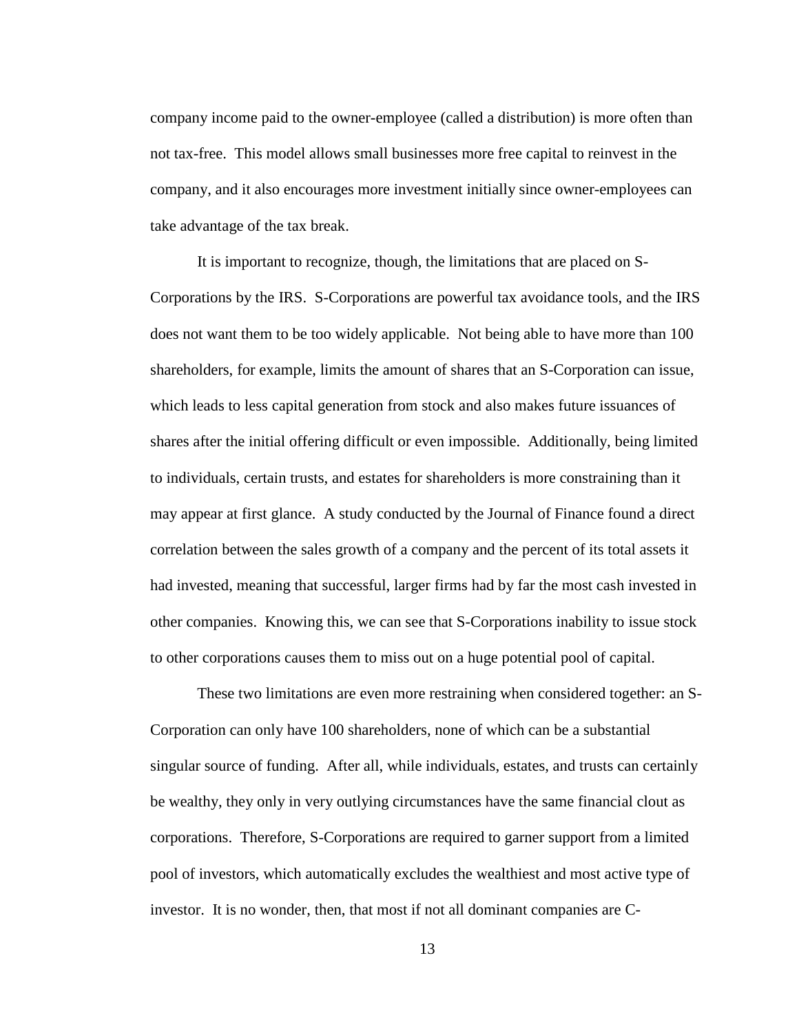company income paid to the owner-employee (called a distribution) is more often than not tax-free. This model allows small businesses more free capital to reinvest in the company, and it also encourages more investment initially since owner-employees can take advantage of the tax break.

It is important to recognize, though, the limitations that are placed on S-Corporations by the IRS. S-Corporations are powerful tax avoidance tools, and the IRS does not want them to be too widely applicable. Not being able to have more than 100 shareholders, for example, limits the amount of shares that an S-Corporation can issue, which leads to less capital generation from stock and also makes future issuances of shares after the initial offering difficult or even impossible. Additionally, being limited to individuals, certain trusts, and estates for shareholders is more constraining than it may appear at first glance. A study conducted by the Journal of Finance found a direct correlation between the sales growth of a company and the percent of its total assets it had invested, meaning that successful, larger firms had by far the most cash invested in other companies. Knowing this, we can see that S-Corporations inability to issue stock to other corporations causes them to miss out on a huge potential pool of capital.

These two limitations are even more restraining when considered together: an S-Corporation can only have 100 shareholders, none of which can be a substantial singular source of funding. After all, while individuals, estates, and trusts can certainly be wealthy, they only in very outlying circumstances have the same financial clout as corporations. Therefore, S-Corporations are required to garner support from a limited pool of investors, which automatically excludes the wealthiest and most active type of investor. It is no wonder, then, that most if not all dominant companies are C-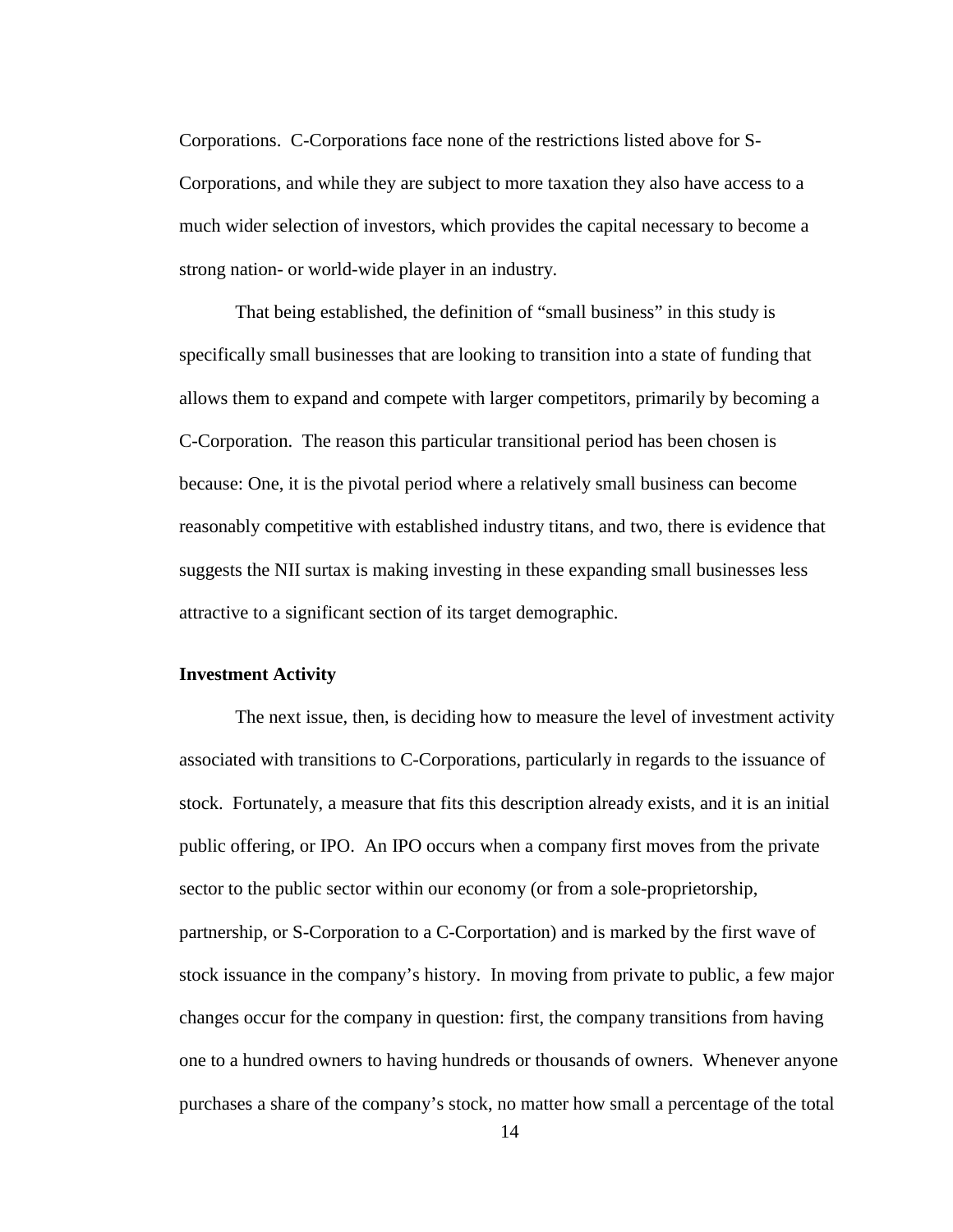Corporations. C-Corporations face none of the restrictions listed above for S-Corporations, and while they are subject to more taxation they also have access to a much wider selection of investors, which provides the capital necessary to become a strong nation- or world-wide player in an industry.

That being established, the definition of "small business" in this study is specifically small businesses that are looking to transition into a state of funding that allows them to expand and compete with larger competitors, primarily by becoming a C-Corporation. The reason this particular transitional period has been chosen is because: One, it is the pivotal period where a relatively small business can become reasonably competitive with established industry titans, and two, there is evidence that suggests the NII surtax is making investing in these expanding small businesses less attractive to a significant section of its target demographic.

**Investment Activity**

The next issue, then, is deciding how to measure the level of investment activity associated with transitions to C-Corporations, particularly in regards to the issuance of stock. Fortunately, a measure that fits this description already exists, and it is an initial public offering, or IPO. An IPO occurs when a company first moves from the private sector to the public sector within our economy (or from a sole-proprietorship, partnership, or S-Corporation to a C-Corportation) and is marked by the first wave of stock issuance in the company's history. In moving from private to public, a few major changes occur for the company in question: first, the company transitions from having one to a hundred owners to having hundreds or thousands of owners. Whenever anyone purchases a share of the company's stock, no matter how small a percentage of the total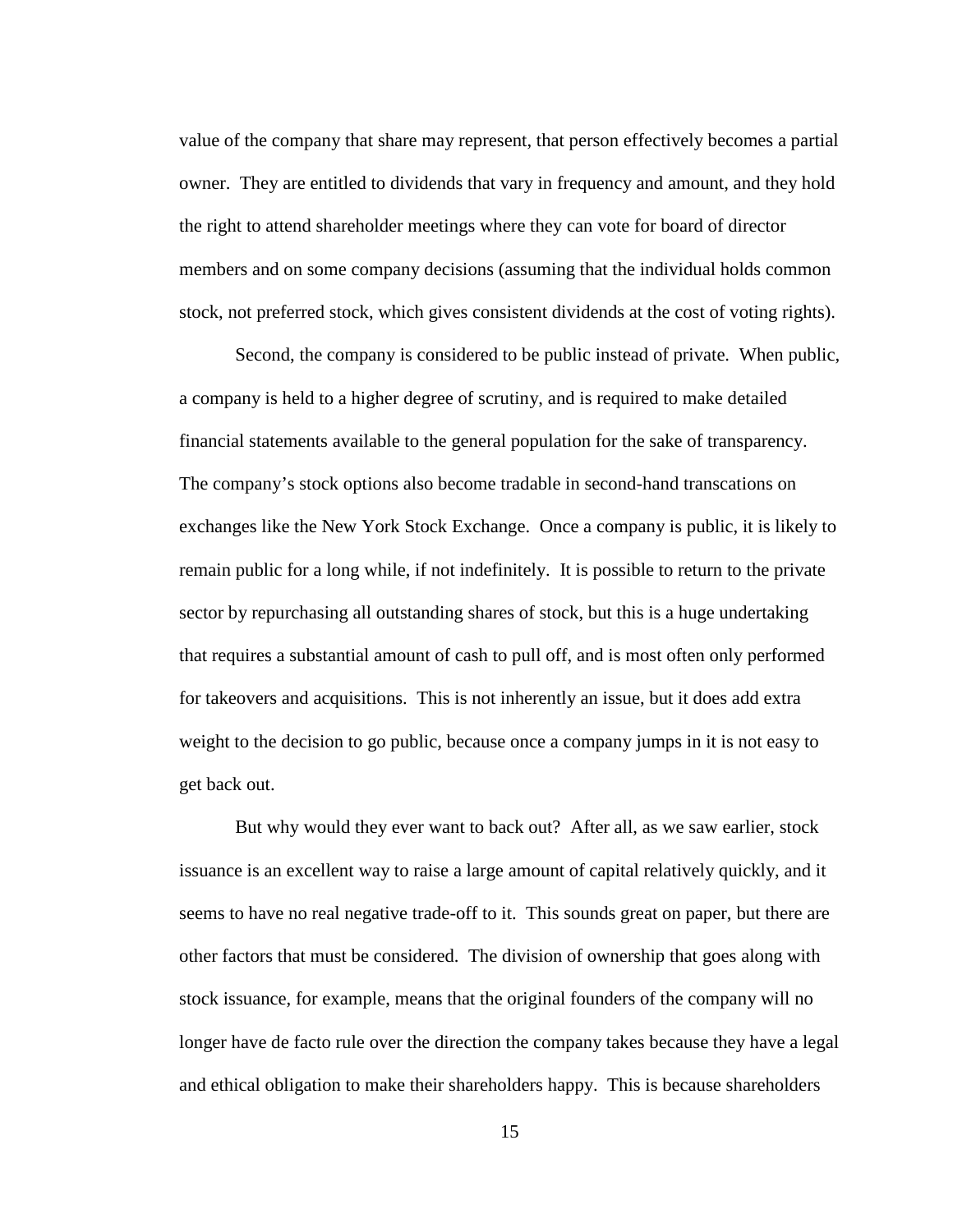value of the company that share may represent, that person effectively becomes a partial owner. They are entitled to dividends that vary in frequency and amount, and they hold the right to attend shareholder meetings where they can vote for board of director members and on some company decisions (assuming that the individual holds common stock, not preferred stock, which gives consistent dividends at the cost of voting rights).

Second, the company is considered to be public instead of private. When public, a company is held to a higher degree of scrutiny, and is required to make detailed financial statements available to the general population for the sake of transparency. The company's stock options also become tradable in second-hand transcations on exchanges like the New York Stock Exchange. Once a company is public, it is likely to remain public for a long while, if not indefinitely. It is possible to return to the private sector by repurchasing all outstanding shares of stock, but this is a huge undertaking that requires a substantial amount of cash to pull off, and is most often only performed for takeovers and acquisitions. This is not inherently an issue, but it does add extra weight to the decision to go public, because once a company jumps in it is not easy to get back out.

But why would they ever want to back out? After all, as we saw earlier, stock issuance is an excellent way to raise a large amount of capital relatively quickly, and it seems to have no real negative trade-off to it. This sounds great on paper, but there are other factors that must be considered. The division of ownership that goes along with stock issuance, for example, means that the original founders of the company will no longer have de facto rule over the direction the company takes because they have a legal and ethical obligation to make their shareholders happy. This is because shareholders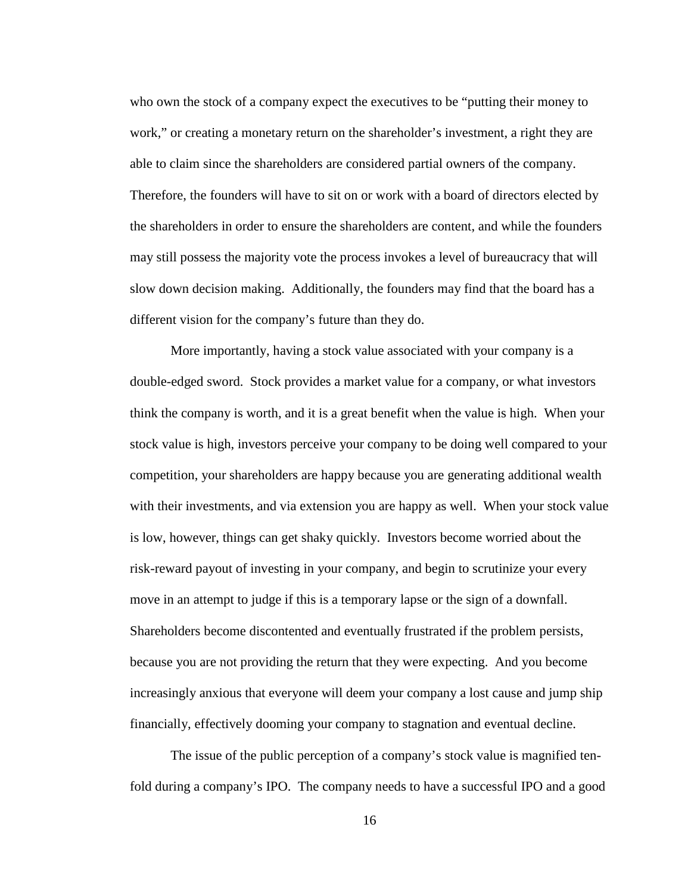who own the stock of a company expect the executives to be "putting their money to work," or creating a monetary return on the shareholder's investment, a right they are able to claim since the shareholders are considered partial owners of the company. Therefore, the founders will have to sit on or work with a board of directors elected by the shareholders in order to ensure the shareholders are content, and while the founders may still possess the majority vote the process invokes a level of bureaucracy that will slow down decision making. Additionally, the founders may find that the board has a different vision for the company's future than they do.

More importantly, having a stock value associated with your company is a double-edged sword. Stock provides a market value for a company, or what investors think the company is worth, and it is a great benefit when the value is high. When your stock value is high, investors perceive your company to be doing well compared to your competition, your shareholders are happy because you are generating additional wealth with their investments, and via extension you are happy as well. When your stock value is low, however, things can get shaky quickly. Investors become worried about the risk-reward payout of investing in your company, and begin to scrutinize your every move in an attempt to judge if this is a temporary lapse or the sign of a downfall. Shareholders become discontented and eventually frustrated if the problem persists, because you are not providing the return that they were expecting. And you become increasingly anxious that everyone will deem your company a lost cause and jump ship financially, effectively dooming your company to stagnation and eventual decline.

The issue of the public perception of a company's stock value is magnified ten-fold during a company's IPO. The company needs to have a successful IPO and a good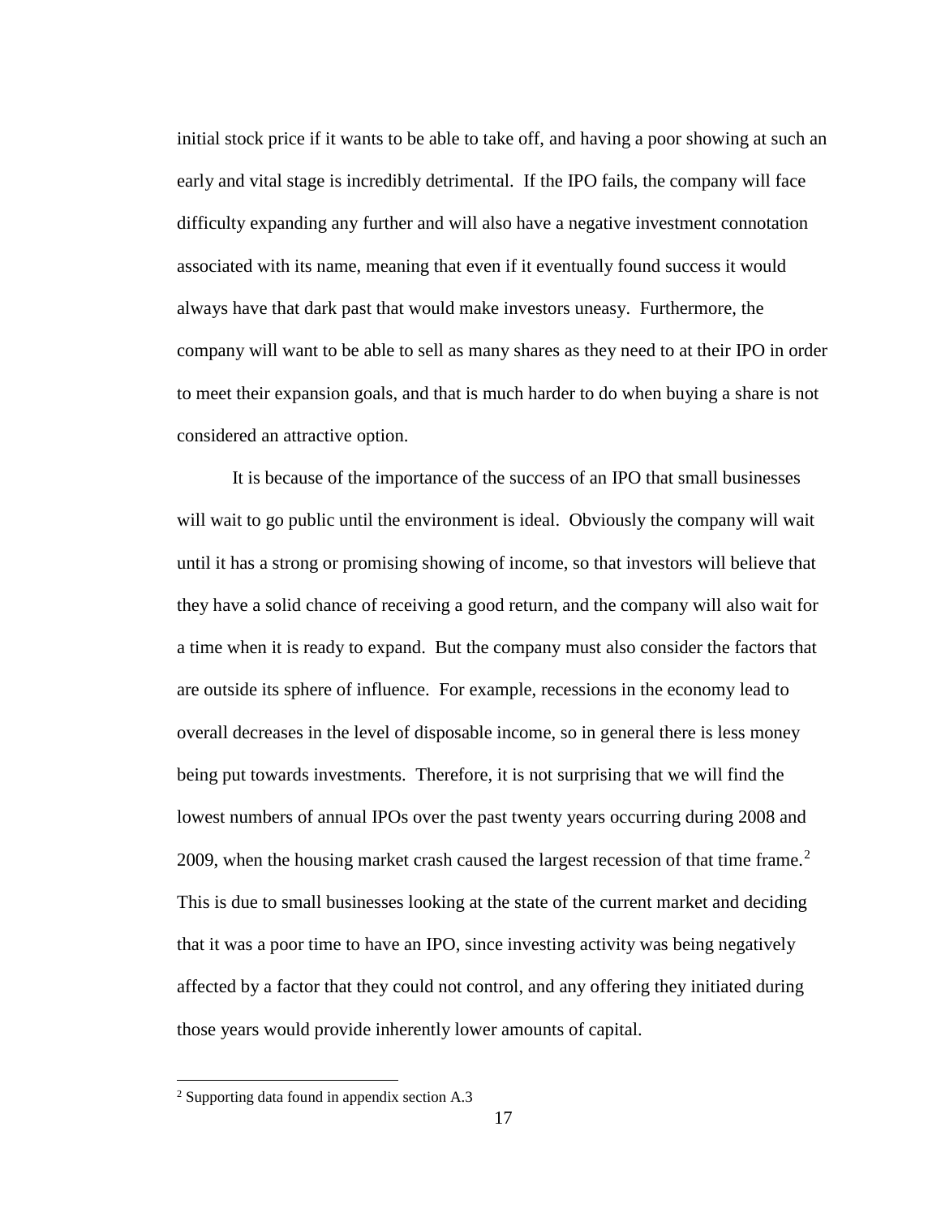initial stock price if it wants to be able to take off, and having a poor showing at such an early and vital stage is incredibly detrimental. If the IPO fails, the company will face difficulty expanding any further and will also have a negative investment connotation associated with its name, meaning that even if it eventually found success it would always have that dark past that would make investors uneasy. Furthermore, the company will want to be able to sell as many shares as they need to at their IPO in order to meet their expansion goals, and that is much harder to do when buying a share is not considered an attractive option.

It is because of the importance of the success of an IPO that small businesses will wait to go public until the environment is ideal. Obviously the company will wait until it has a strong or promising showing of income, so that investors will believe that they have a solid chance of receiving a good return, and the company will also wait for a time when it is ready to expand. But the company must also consider the factors that are outside its sphere of influence. For example, recessions in the economy lead to overall decreases in the level of disposable income, so in general there is less money being put towards investments. Therefore, it is not surprising that we will find the lowest numbers of annual IPOs over the past twenty years occurring during 2008 and 2009, when the housing market crash caused the largest recession of that time frame.[2] This is due to small businesses looking at the state of the current market and deciding that it was a poor time to have an IPO, since investing activity was being negatively affected by a factor that they could not control, and any offering they initiated during those years would provide inherently lower amounts of capital.

---

[2] Supporting data found in appendix section A.3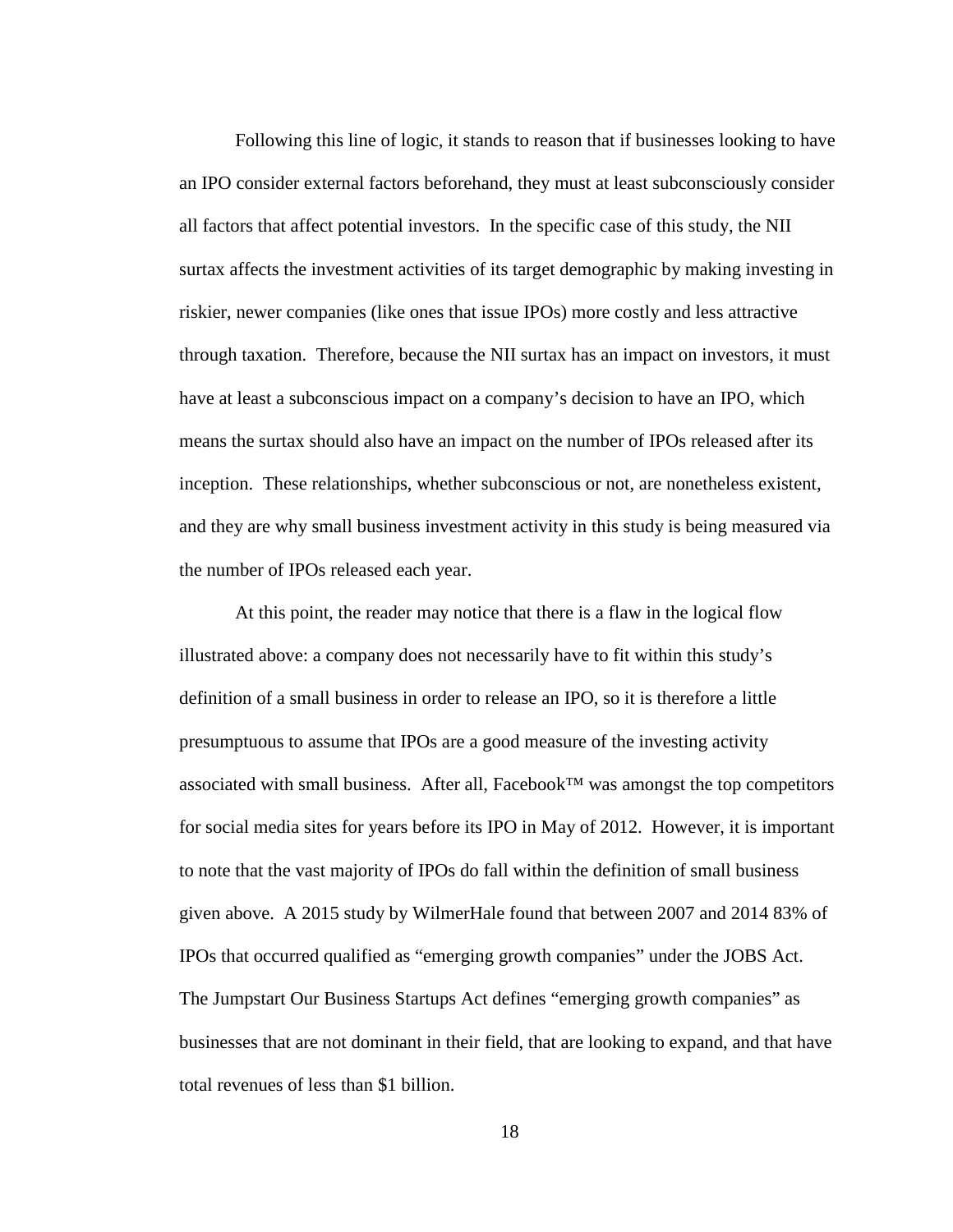Following this line of logic, it stands to reason that if businesses looking to have an IPO consider external factors beforehand, they must at least subconsciously consider all factors that affect potential investors. In the specific case of this study, the NII surtax affects the investment activities of its target demographic by making investing in riskier, newer companies (like ones that issue IPOs) more costly and less attractive through taxation. Therefore, because the NII surtax has an impact on investors, it must have at least a subconscious impact on a company's decision to have an IPO, which means the surtax should also have an impact on the number of IPOs released after its inception. These relationships, whether subconscious or not, are nonetheless existent, and they are why small business investment activity in this study is being measured via the number of IPOs released each year.

At this point, the reader may notice that there is a flaw in the logical flow illustrated above: a company does not necessarily have to fit within this study's definition of a small business in order to release an IPO, so it is therefore a little presumptuous to assume that IPOs are a good measure of the investing activity associated with small business. After all, Facebook™ was amongst the top competitors for social media sites for years before its IPO in May of 2012. However, it is important to note that the vast majority of IPOs do fall within the definition of small business given above. A 2015 study by WilmerHale found that between 2007 and 2014 83% of IPOs that occurred qualified as "emerging growth companies" under the JOBS Act. The Jumpstart Our Business Startups Act defines "emerging growth companies" as businesses that are not dominant in their field, that are looking to expand, and that have total revenues of less than $1 billion.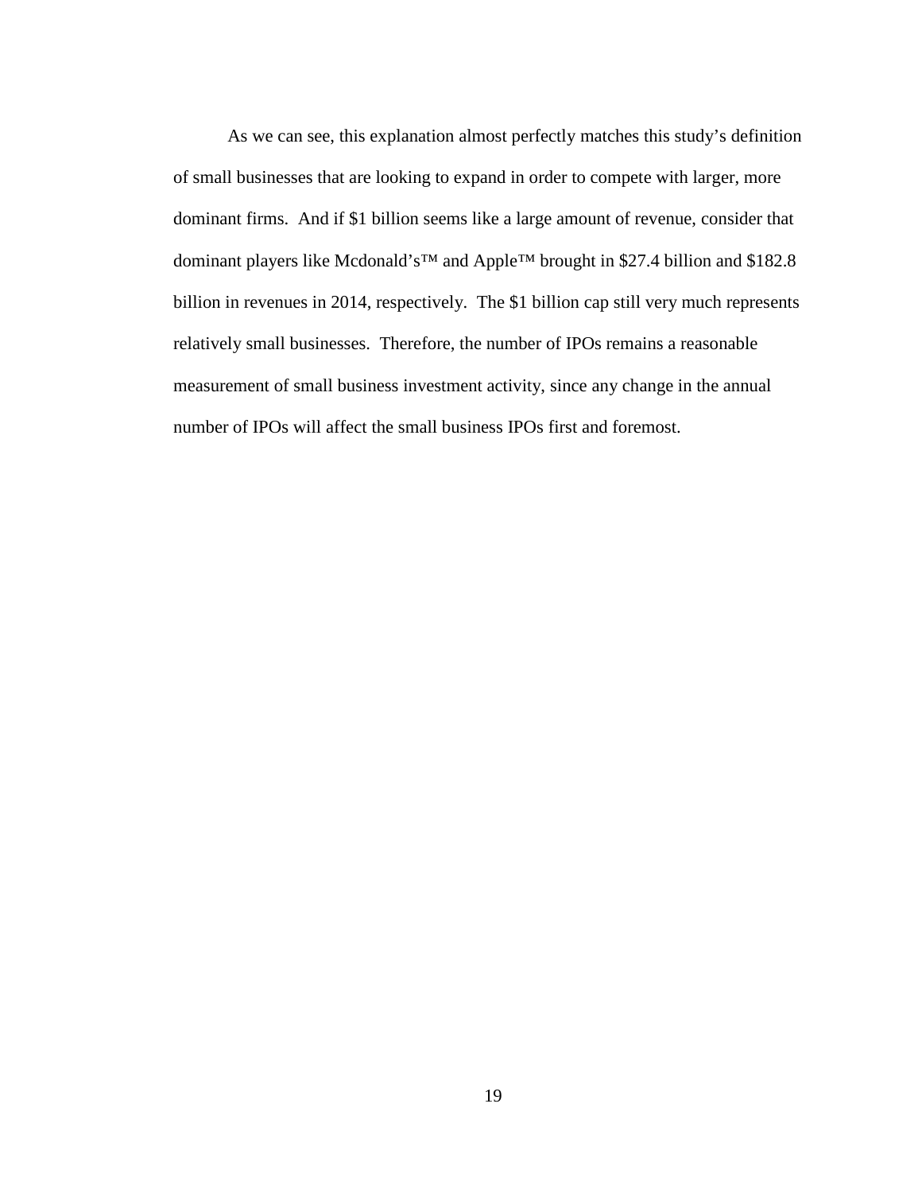As we can see, this explanation almost perfectly matches this study's definition of small businesses that are looking to expand in order to compete with larger, more dominant firms. And if $1 billion seems like a large amount of revenue, consider that dominant players like Mcdonald's™ and Apple™ brought in $27.4 billion and $182.8 billion in revenues in 2014, respectively. The $1 billion cap still very much represents relatively small businesses. Therefore, the number of IPOs remains a reasonable measurement of small business investment activity, since any change in the annual number of IPOs will affect the small business IPOs first and foremost.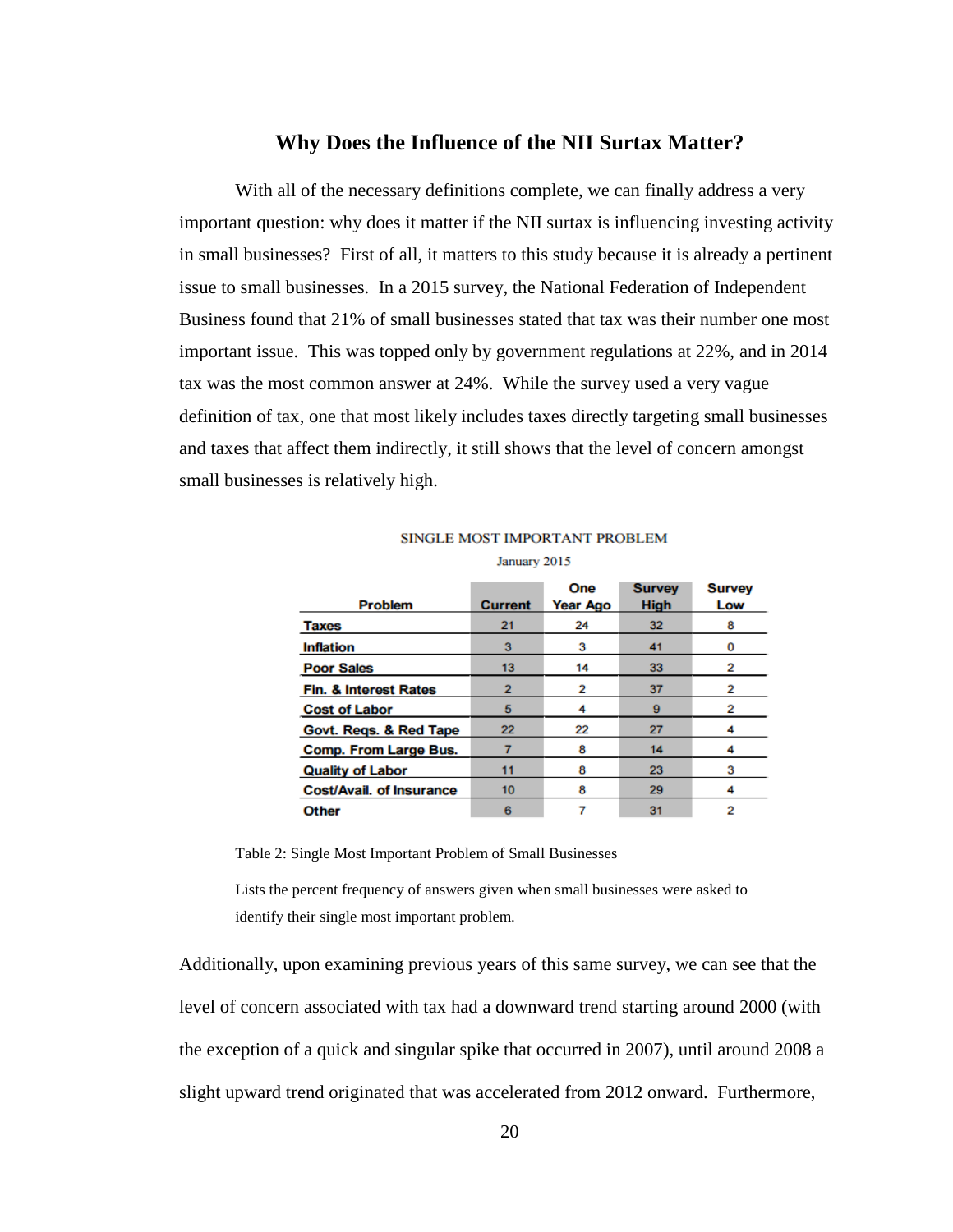## Why Does the Influence of the NII Surtax Matter?

With all of the necessary definitions complete, we can finally address a very important question: why does it matter if the NII surtax is influencing investing activity in small businesses? First of all, it matters to this study because it is already a pertinent issue to small businesses. In a 2015 survey, the National Federation of Independent Business found that 21% of small businesses stated that tax was their number one most important issue. This was topped only by government regulations at 22%, and in 2014 tax was the most common answer at 24%. While the survey used a very vague definition of tax, one that most likely includes taxes directly targeting small businesses and taxes that affect them indirectly, it still shows that the level of concern amongst small businesses is relatively high.

SINGLE MOST IMPORTANT PROBLEM

January 2015

| Problem | Current | One Year Ago | Survey High | Survey Low |
|---|---|---|---|---|
| Taxes | 21 | 24 | 32 | 8 |
| Inflation | 3 | 3 | 41 | 0 |
| Poor Sales | 13 | 14 | 33 | 2 |
| Fin. & Interest Rates | 2 | 2 | 37 | 2 |
| Cost of Labor | 5 | 4 | 9 | 2 |
| Govt. Reqs. & Red Tape | 22 | 22 | 27 | 4 |
| Comp. From Large Bus. | 7 | 8 | 14 | 4 |
| Quality of Labor | 11 | 8 | 23 | 3 |
| Cost/Avail. of Insurance | 10 | 8 | 29 | 4 |
| Other | 6 | 7 | 31 | 2 |

Table 2: Single Most Important Problem of Small Businesses

Lists the percent frequency of answers given when small businesses were asked to identify their single most important problem.

Additionally, upon examining previous years of this same survey, we can see that the level of concern associated with tax had a downward trend starting around 2000 (with the exception of a quick and singular spike that occurred in 2007), until around 2008 a slight upward trend originated that was accelerated from 2012 onward. Furthermore,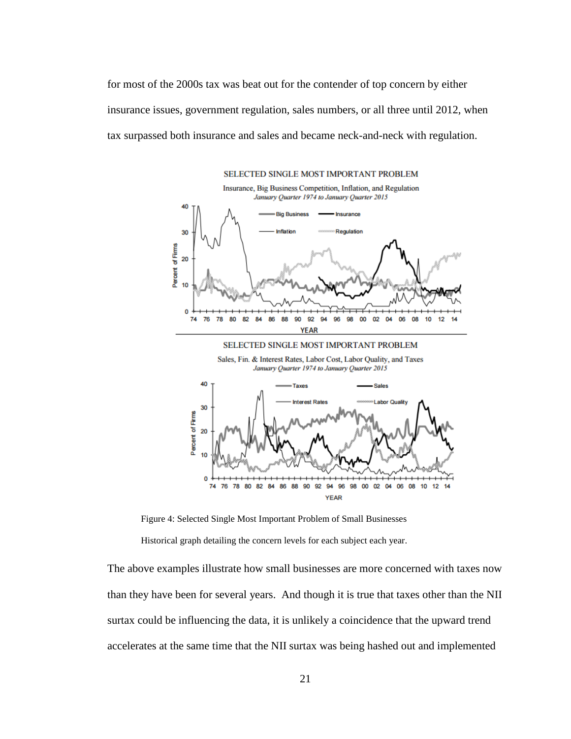for most of the 2000s tax was beat out for the contender of top concern by either insurance issues, government regulation, sales numbers, or all three until 2012, when tax surpassed both insurance and sales and became neck-and-neck with regulation.

Figure 4: Selected Single Most Important Problem of Small Businesses

Historical graph detailing the concern levels for each subject each year.

The above examples illustrate how small businesses are more concerned with taxes now than they have been for several years. And though it is true that taxes other than the NII surtax could be influencing the data, it is unlikely a coincidence that the upward trend accelerates at the same time that the NII surtax was being hashed out and implemented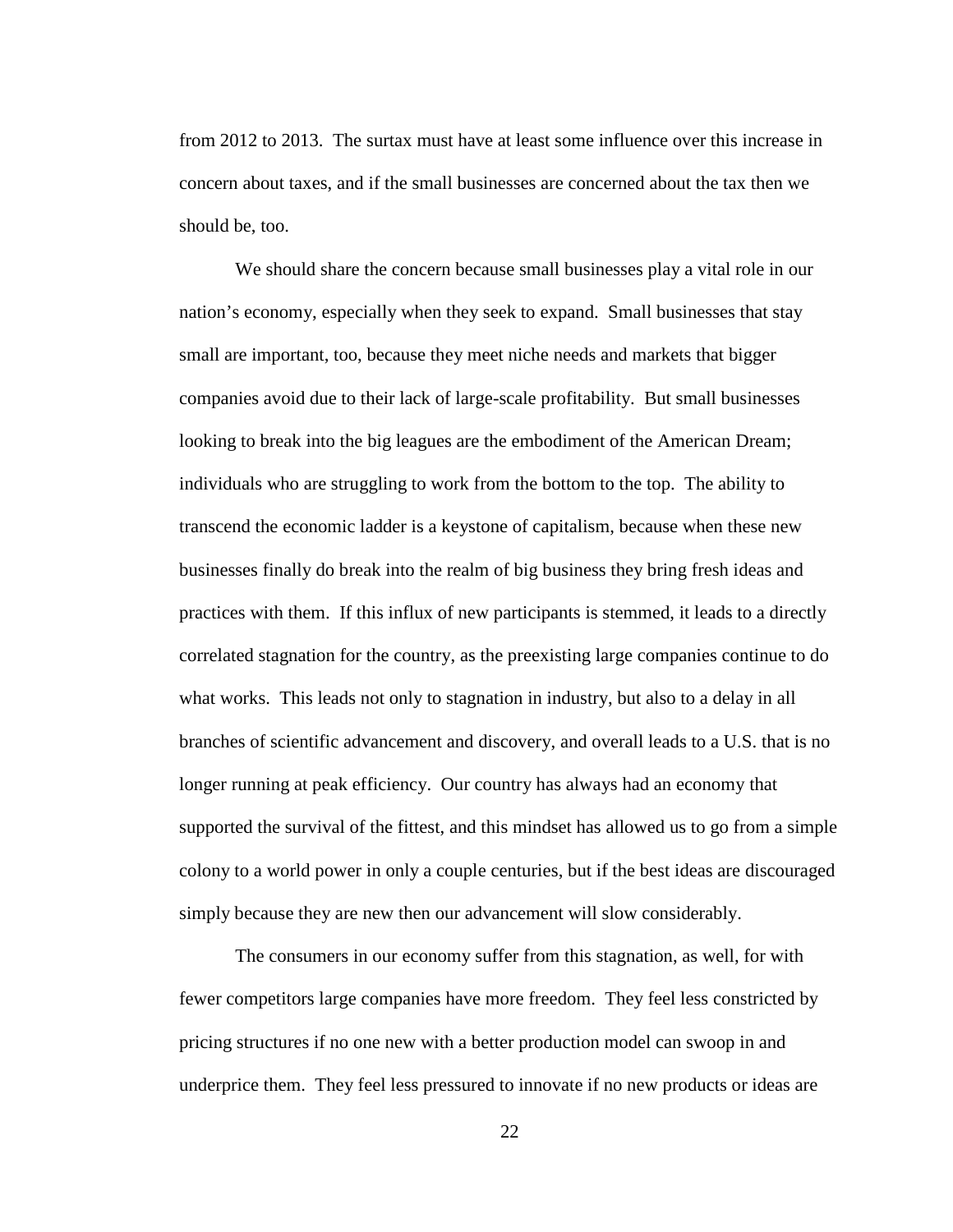from 2012 to 2013. The surtax must have at least some influence over this increase in concern about taxes, and if the small businesses are concerned about the tax then we should be, too.

We should share the concern because small businesses play a vital role in our nation's economy, especially when they seek to expand. Small businesses that stay small are important, too, because they meet niche needs and markets that bigger companies avoid due to their lack of large-scale profitability. But small businesses looking to break into the big leagues are the embodiment of the American Dream; individuals who are struggling to work from the bottom to the top. The ability to transcend the economic ladder is a keystone of capitalism, because when these new businesses finally do break into the realm of big business they bring fresh ideas and practices with them. If this influx of new participants is stemmed, it leads to a directly correlated stagnation for the country, as the preexisting large companies continue to do what works. This leads not only to stagnation in industry, but also to a delay in all branches of scientific advancement and discovery, and overall leads to a U.S. that is no longer running at peak efficiency. Our country has always had an economy that supported the survival of the fittest, and this mindset has allowed us to go from a simple colony to a world power in only a couple centuries, but if the best ideas are discouraged simply because they are new then our advancement will slow considerably.

The consumers in our economy suffer from this stagnation, as well, for with fewer competitors large companies have more freedom. They feel less constricted by pricing structures if no one new with a better production model can swoop in and underprice them. They feel less pressured to innovate if no new products or ideas are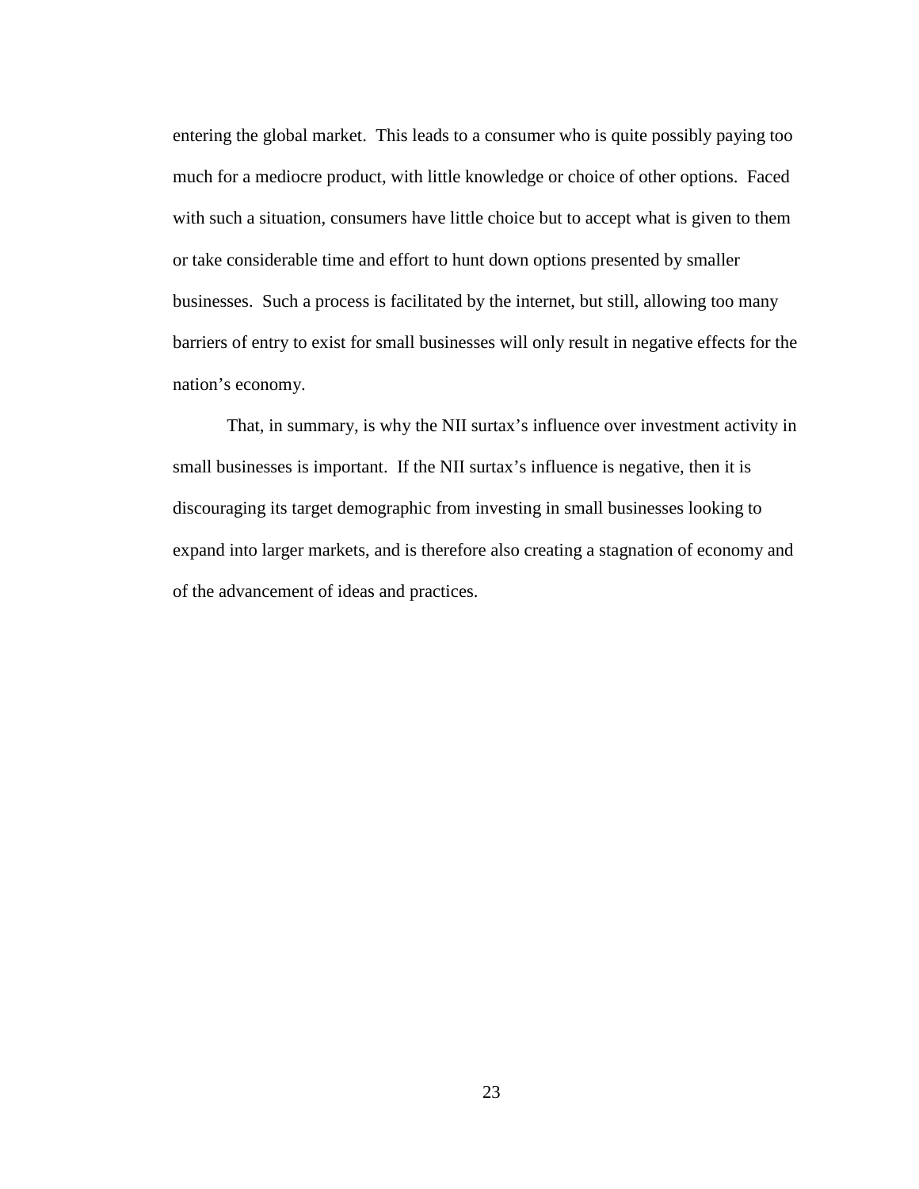entering the global market. This leads to a consumer who is quite possibly paying too much for a mediocre product, with little knowledge or choice of other options. Faced with such a situation, consumers have little choice but to accept what is given to them or take considerable time and effort to hunt down options presented by smaller businesses. Such a process is facilitated by the internet, but still, allowing too many barriers of entry to exist for small businesses will only result in negative effects for the nation's economy.

That, in summary, is why the NII surtax's influence over investment activity in small businesses is important. If the NII surtax's influence is negative, then it is discouraging its target demographic from investing in small businesses looking to expand into larger markets, and is therefore also creating a stagnation of economy and of the advancement of ideas and practices.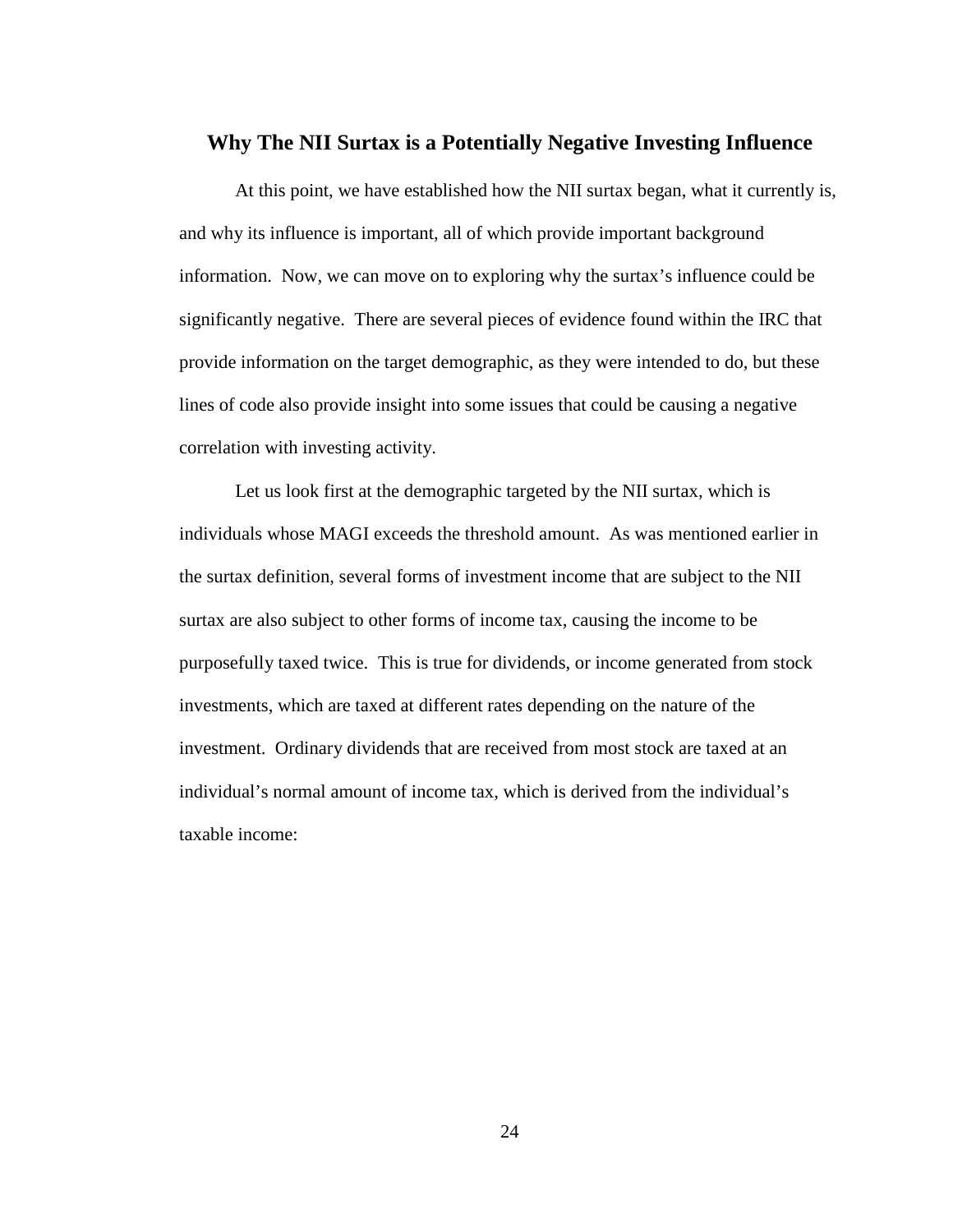## Why The NII Surtax is a Potentially Negative Investing Influence

At this point, we have established how the NII surtax began, what it currently is, and why its influence is important, all of which provide important background information. Now, we can move on to exploring why the surtax's influence could be significantly negative. There are several pieces of evidence found within the IRC that provide information on the target demographic, as they were intended to do, but these lines of code also provide insight into some issues that could be causing a negative correlation with investing activity.

Let us look first at the demographic targeted by the NII surtax, which is individuals whose MAGI exceeds the threshold amount. As was mentioned earlier in the surtax definition, several forms of investment income that are subject to the NII surtax are also subject to other forms of income tax, causing the income to be purposefully taxed twice. This is true for dividends, or income generated from stock investments, which are taxed at different rates depending on the nature of the investment. Ordinary dividends that are received from most stock are taxed at an individual's normal amount of income tax, which is derived from the individual's taxable income: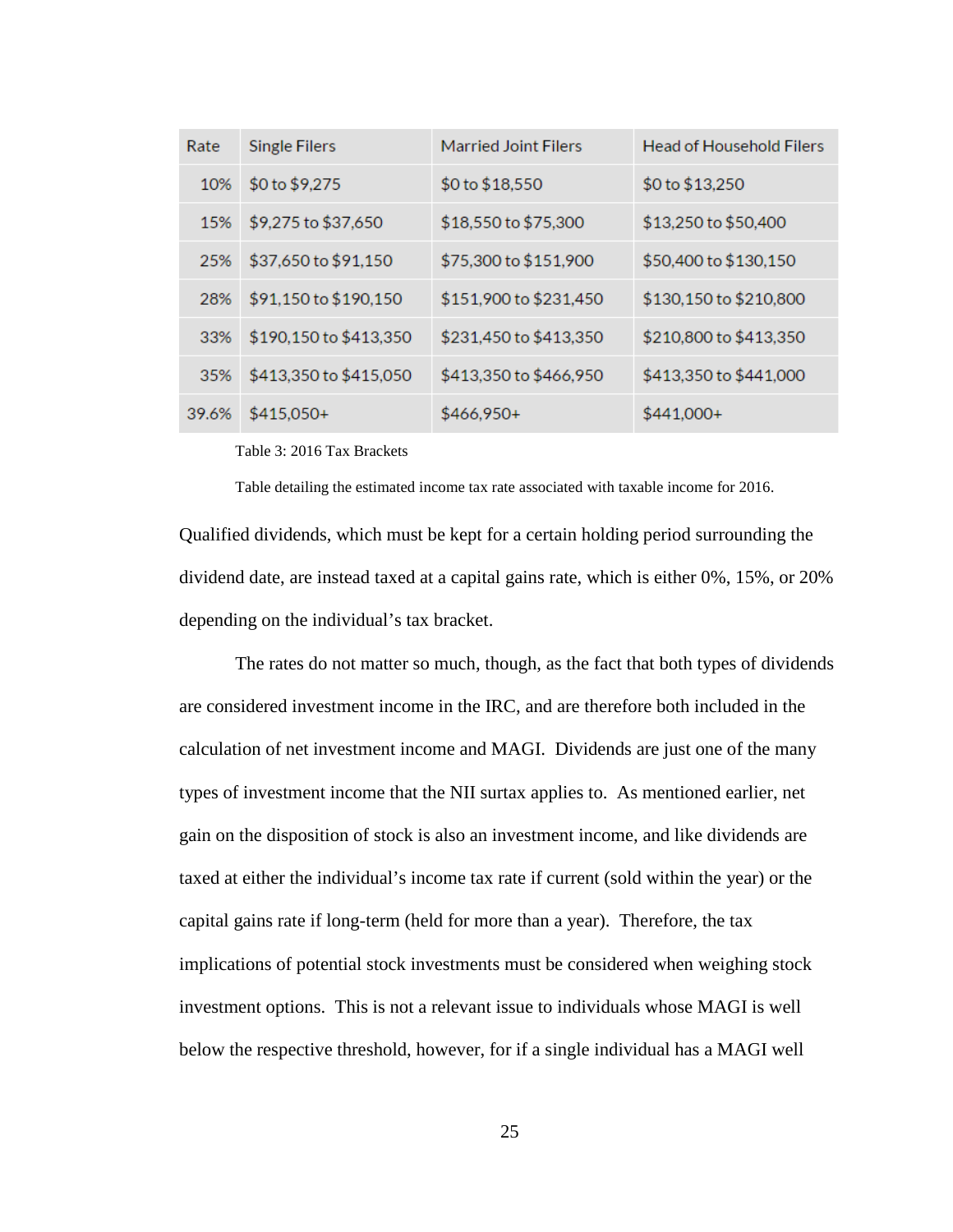| Rate | Single Filers | Married Joint Filers | Head of Household Filers |
|---|---|---|---|
| 10% | $0 to $9,275 | $0 to $18,550 | $0 to $13,250 |
| 15% | $9,275 to $37,650 | $18,550 to $75,300 | $13,250 to $50,400 |
| 25% | $37,650 to $91,150 | $75,300 to $151,900 | $50,400 to $130,150 |
| 28% | $91,150 to $190,150 | $151,900 to $231,450 | $130,150 to $210,800 |
| 33% | $190,150 to $413,350 | $231,450 to $413,350 | $210,800 to $413,350 |
| 35% | $413,350 to $415,050 | $413,350 to $466,950 | $413,350 to $441,000 |
| 39.6% | $415,050+ | $466,950+ | $441,000+ |

Table 3: 2016 Tax Brackets

Table detailing the estimated income tax rate associated with taxable income for 2016.

Qualified dividends, which must be kept for a certain holding period surrounding the dividend date, are instead taxed at a capital gains rate, which is either 0%, 15%, or 20% depending on the individual's tax bracket.

The rates do not matter so much, though, as the fact that both types of dividends are considered investment income in the IRC, and are therefore both included in the calculation of net investment income and MAGI. Dividends are just one of the many types of investment income that the NII surtax applies to. As mentioned earlier, net gain on the disposition of stock is also an investment income, and like dividends are taxed at either the individual's income tax rate if current (sold within the year) or the capital gains rate if long-term (held for more than a year). Therefore, the tax implications of potential stock investments must be considered when weighing stock investment options. This is not a relevant issue to individuals whose MAGI is well below the respective threshold, however, for if a single individual has a MAGI well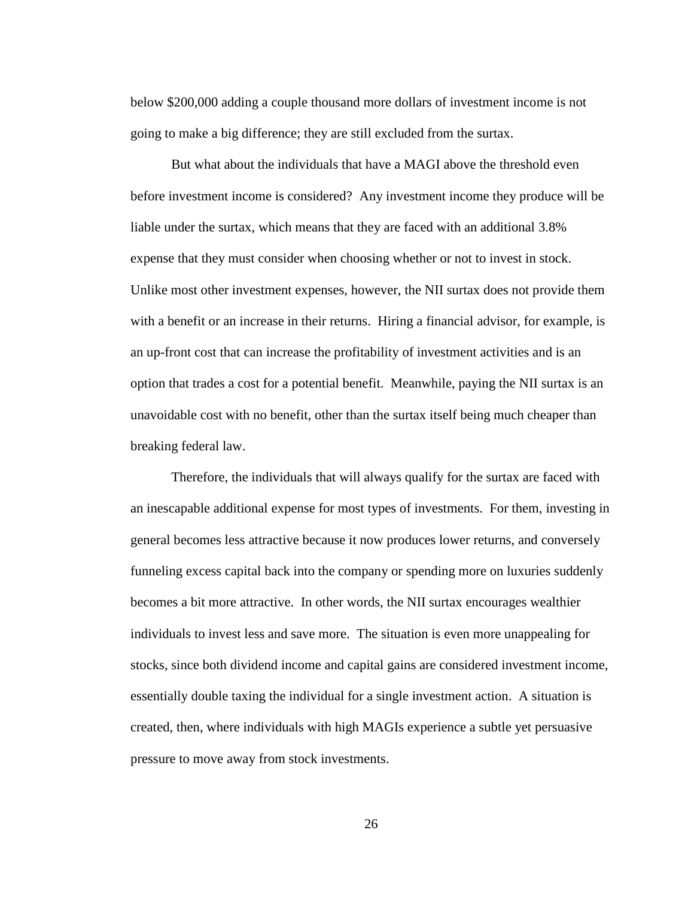below $200,000 adding a couple thousand more dollars of investment income is not going to make a big difference; they are still excluded from the surtax.

But what about the individuals that have a MAGI above the threshold even before investment income is considered? Any investment income they produce will be liable under the surtax, which means that they are faced with an additional 3.8% expense that they must consider when choosing whether or not to invest in stock. Unlike most other investment expenses, however, the NII surtax does not provide them with a benefit or an increase in their returns. Hiring a financial advisor, for example, is an up-front cost that can increase the profitability of investment activities and is an option that trades a cost for a potential benefit. Meanwhile, paying the NII surtax is an unavoidable cost with no benefit, other than the surtax itself being much cheaper than breaking federal law.

Therefore, the individuals that will always qualify for the surtax are faced with an inescapable additional expense for most types of investments. For them, investing in general becomes less attractive because it now produces lower returns, and conversely funneling excess capital back into the company or spending more on luxuries suddenly becomes a bit more attractive. In other words, the NII surtax encourages wealthier individuals to invest less and save more. The situation is even more unappealing for stocks, since both dividend income and capital gains are considered investment income, essentially double taxing the individual for a single investment action. A situation is created, then, where individuals with high MAGIs experience a subtle yet persuasive pressure to move away from stock investments.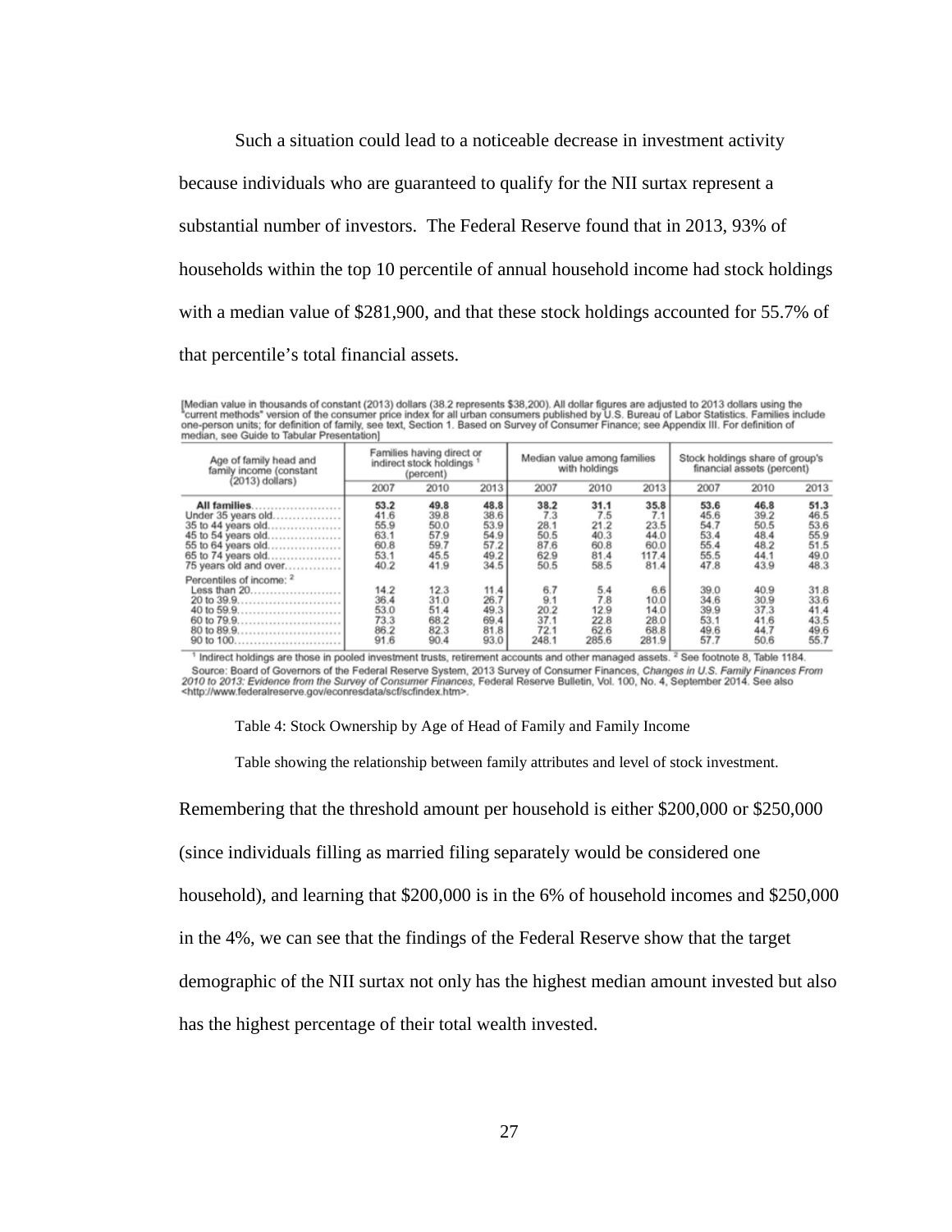Such a situation could lead to a noticeable decrease in investment activity because individuals who are guaranteed to qualify for the NII surtax represent a substantial number of investors. The Federal Reserve found that in 2013, 93% of households within the top 10 percentile of annual household income had stock holdings with a median value of $281,900, and that these stock holdings accounted for 55.7% of that percentile's total financial assets.

[Median value in thousands of constant (2013) dollars (38.2 represents $38,200). All dollar figures are adjusted to 2013 dollars using the "current methods" version of the consumer price index for all urban consumers published by U.S. Bureau of Labor Statistics. Families include one-person units; for definition of family, see text, Section 1. Based on Survey of Consumer Finance; see Appendix III. For definition of median, see Guide to Tabular Presentation]

| Age of family head and family income (constant (2013) dollars) | Families having direct or indirect stock holdings [1] (percent) | | | Median value among families with holdings | | | Stock holdings share of group's financial assets (percent) | | |
|---|---|---|---|---|---|---|---|---|---|
| | 2007 | 2010 | 2013 | 2007 | 2010 | 2013 | 2007 | 2010 | 2013 |
| **All families** | **53.2** | **49.8** | **48.8** | **38.2** | **31.1** | **35.8** | **53.6** | **46.8** | **51.3** |
| Under 35 years old | 41.6 | 39.8 | 38.6 | 7.3 | 7.5 | 7.1 | 45.6 | 39.2 | 46.5 |
| 35 to 44 years old | 55.9 | 50.0 | 53.9 | 28.1 | 21.2 | 23.5 | 54.7 | 50.5 | 53.6 |
| 45 to 54 years old | 63.1 | 57.9 | 54.9 | 50.5 | 40.3 | 44.0 | 53.4 | 48.4 | 55.9 |
| 55 to 64 years old | 60.8 | 59.7 | 57.2 | 87.6 | 60.8 | 60.0 | 55.4 | 48.2 | 51.5 |
| 65 to 74 years old | 53.1 | 45.5 | 49.2 | 62.9 | 81.4 | 117.4 | 55.5 | 44.1 | 49.0 |
| 75 years old and over | 40.2 | 41.9 | 34.5 | 50.5 | 58.5 | 81.4 | 47.8 | 43.9 | 48.3 |
| Percentiles of income: [2] | | | | | | | | | |
| Less than 20 | 14.2 | 12.3 | 11.4 | 6.7 | 5.4 | 6.6 | 39.0 | 40.9 | 31.8 |
| 20 to 39.9 | 36.4 | 31.0 | 26.7 | 9.1 | 7.8 | 10.0 | 34.6 | 30.9 | 33.6 |
| 40 to 59.9 | 53.0 | 51.4 | 49.3 | 20.2 | 12.9 | 14.0 | 39.9 | 37.3 | 41.4 |
| 60 to 79.9 | 73.3 | 68.2 | 69.4 | 37.1 | 22.8 | 28.0 | 53.1 | 41.6 | 43.5 |
| 80 to 89.9 | 86.2 | 82.3 | 81.8 | 72.1 | 62.6 | 68.8 | 49.6 | 44.7 | 49.6 |
| 90 to 100 | 91.6 | 90.4 | 93.0 | 248.1 | 285.6 | 281.9 | 57.7 | 50.6 | 55.7 |

[1] Indirect holdings are those in pooled investment trusts, retirement accounts and other managed assets. [2] See footnote 8, Table 1184.

Source: Board of Governors of the Federal Reserve System, 2013 Survey of Consumer Finances, *Changes in U.S. Family Finances From 2010 to 2013: Evidence from the Survey of Consumer Finances*, Federal Reserve Bulletin, Vol. 100, No. 4, September 2014. See also <http://www.federalreserve.gov/econresdata/scf/scfindex.htm>.

Table 4: Stock Ownership by Age of Head of Family and Family Income

Table showing the relationship between family attributes and level of stock investment.

Remembering that the threshold amount per household is either $200,000 or $250,000 (since individuals filling as married filing separately would be considered one household), and learning that $200,000 is in the 6% of household incomes and $250,000 in the 4%, we can see that the findings of the Federal Reserve show that the target demographic of the NII surtax not only has the highest median amount invested but also has the highest percentage of their total wealth invested.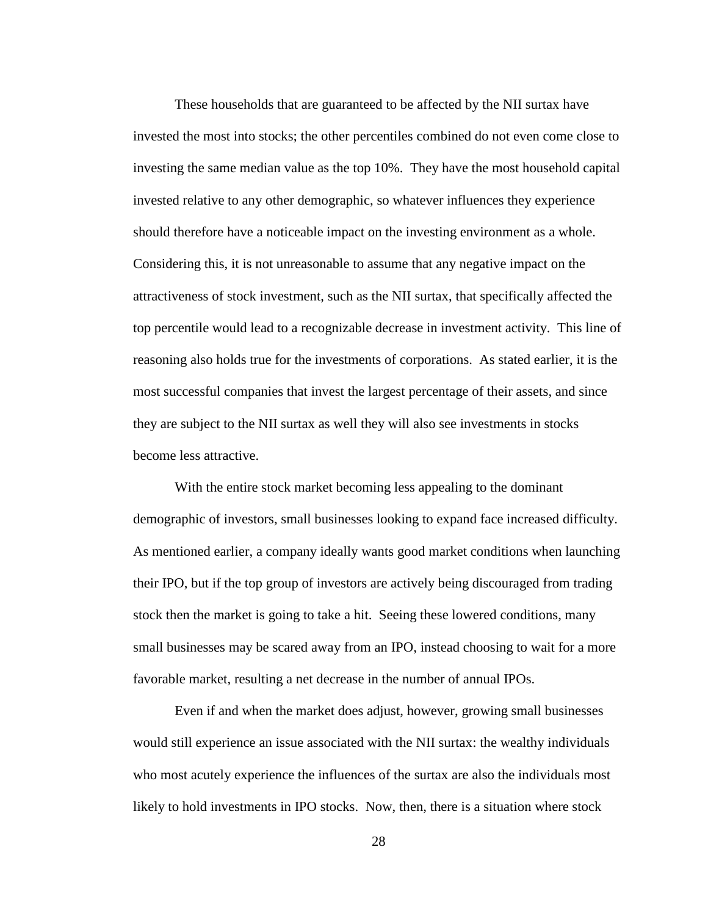These households that are guaranteed to be affected by the NII surtax have invested the most into stocks; the other percentiles combined do not even come close to investing the same median value as the top 10%. They have the most household capital invested relative to any other demographic, so whatever influences they experience should therefore have a noticeable impact on the investing environment as a whole. Considering this, it is not unreasonable to assume that any negative impact on the attractiveness of stock investment, such as the NII surtax, that specifically affected the top percentile would lead to a recognizable decrease in investment activity. This line of reasoning also holds true for the investments of corporations. As stated earlier, it is the most successful companies that invest the largest percentage of their assets, and since they are subject to the NII surtax as well they will also see investments in stocks become less attractive.

With the entire stock market becoming less appealing to the dominant demographic of investors, small businesses looking to expand face increased difficulty. As mentioned earlier, a company ideally wants good market conditions when launching their IPO, but if the top group of investors are actively being discouraged from trading stock then the market is going to take a hit. Seeing these lowered conditions, many small businesses may be scared away from an IPO, instead choosing to wait for a more favorable market, resulting a net decrease in the number of annual IPOs.

Even if and when the market does adjust, however, growing small businesses would still experience an issue associated with the NII surtax: the wealthy individuals who most acutely experience the influences of the surtax are also the individuals most likely to hold investments in IPO stocks. Now, then, there is a situation where stock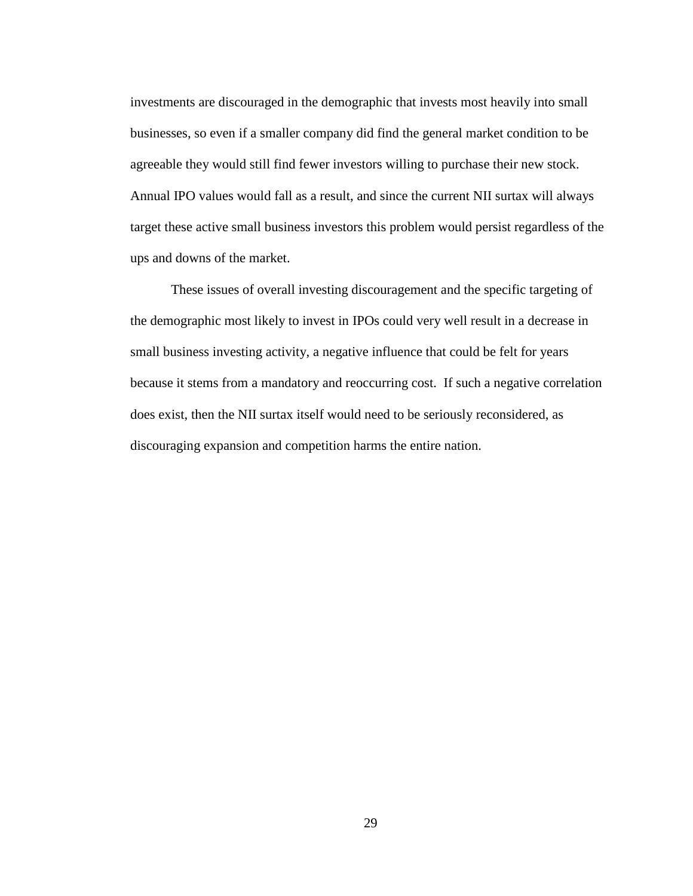investments are discouraged in the demographic that invests most heavily into small businesses, so even if a smaller company did find the general market condition to be agreeable they would still find fewer investors willing to purchase their new stock. Annual IPO values would fall as a result, and since the current NII surtax will always target these active small business investors this problem would persist regardless of the ups and downs of the market.

These issues of overall investing discouragement and the specific targeting of the demographic most likely to invest in IPOs could very well result in a decrease in small business investing activity, a negative influence that could be felt for years because it stems from a mandatory and reoccurring cost. If such a negative correlation does exist, then the NII surtax itself would need to be seriously reconsidered, as discouraging expansion and competition harms the entire nation.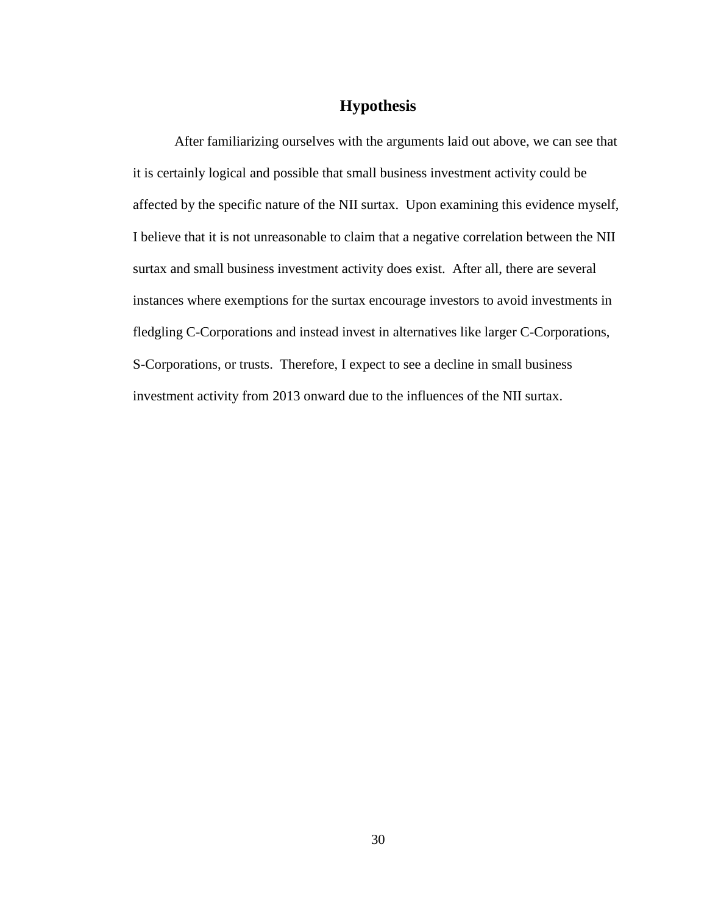## Hypothesis

After familiarizing ourselves with the arguments laid out above, we can see that it is certainly logical and possible that small business investment activity could be affected by the specific nature of the NII surtax. Upon examining this evidence myself, I believe that it is not unreasonable to claim that a negative correlation between the NII surtax and small business investment activity does exist. After all, there are several instances where exemptions for the surtax encourage investors to avoid investments in fledgling C-Corporations and instead invest in alternatives like larger C-Corporations, S-Corporations, or trusts. Therefore, I expect to see a decline in small business investment activity from 2013 onward due to the influences of the NII surtax.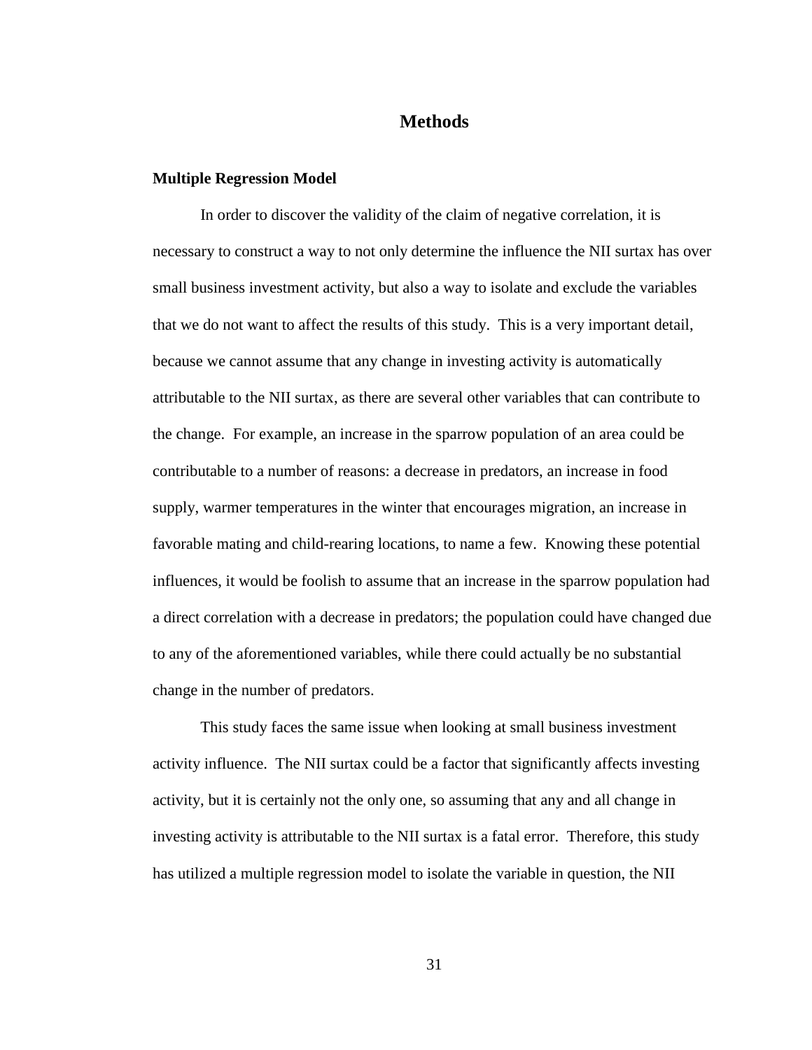# Methods

### Multiple Regression Model

In order to discover the validity of the claim of negative correlation, it is necessary to construct a way to not only determine the influence the NII surtax has over small business investment activity, but also a way to isolate and exclude the variables that we do not want to affect the results of this study. This is a very important detail, because we cannot assume that any change in investing activity is automatically attributable to the NII surtax, as there are several other variables that can contribute to the change. For example, an increase in the sparrow population of an area could be contributable to a number of reasons: a decrease in predators, an increase in food supply, warmer temperatures in the winter that encourages migration, an increase in favorable mating and child-rearing locations, to name a few. Knowing these potential influences, it would be foolish to assume that an increase in the sparrow population had a direct correlation with a decrease in predators; the population could have changed due to any of the aforementioned variables, while there could actually be no substantial change in the number of predators.

This study faces the same issue when looking at small business investment activity influence. The NII surtax could be a factor that significantly affects investing activity, but it is certainly not the only one, so assuming that any and all change in investing activity is attributable to the NII surtax is a fatal error. Therefore, this study has utilized a multiple regression model to isolate the variable in question, the NII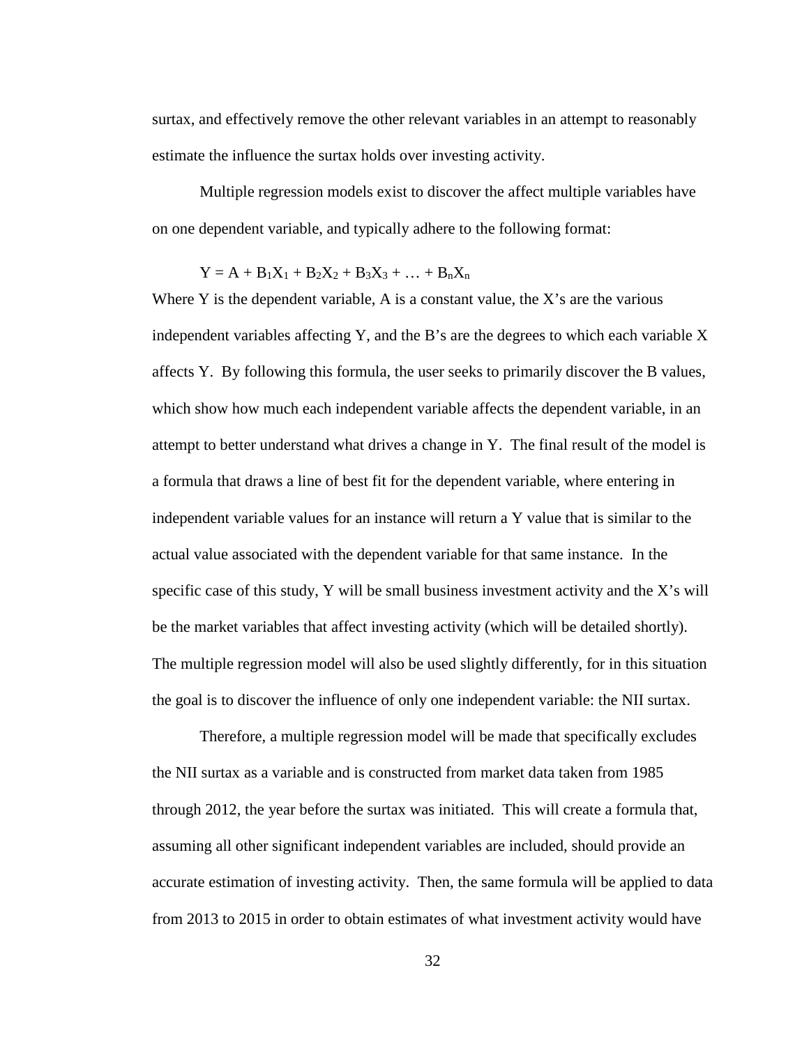surtax, and effectively remove the other relevant variables in an attempt to reasonably estimate the influence the surtax holds over investing activity.

Multiple regression models exist to discover the affect multiple variables have on one dependent variable, and typically adhere to the following format:

$$Y = A + B_1X_1 + B_2X_2 + B_3X_3 + \ldots + B_nX_n$$

Where Y is the dependent variable, A is a constant value, the X's are the various independent variables affecting Y, and the B's are the degrees to which each variable X affects Y. By following this formula, the user seeks to primarily discover the B values, which show how much each independent variable affects the dependent variable, in an attempt to better understand what drives a change in Y. The final result of the model is a formula that draws a line of best fit for the dependent variable, where entering in independent variable values for an instance will return a Y value that is similar to the actual value associated with the dependent variable for that same instance. In the specific case of this study, Y will be small business investment activity and the X's will be the market variables that affect investing activity (which will be detailed shortly). The multiple regression model will also be used slightly differently, for in this situation the goal is to discover the influence of only one independent variable: the NII surtax.

Therefore, a multiple regression model will be made that specifically excludes the NII surtax as a variable and is constructed from market data taken from 1985 through 2012, the year before the surtax was initiated. This will create a formula that, assuming all other significant independent variables are included, should provide an accurate estimation of investing activity. Then, the same formula will be applied to data from 2013 to 2015 in order to obtain estimates of what investment activity would have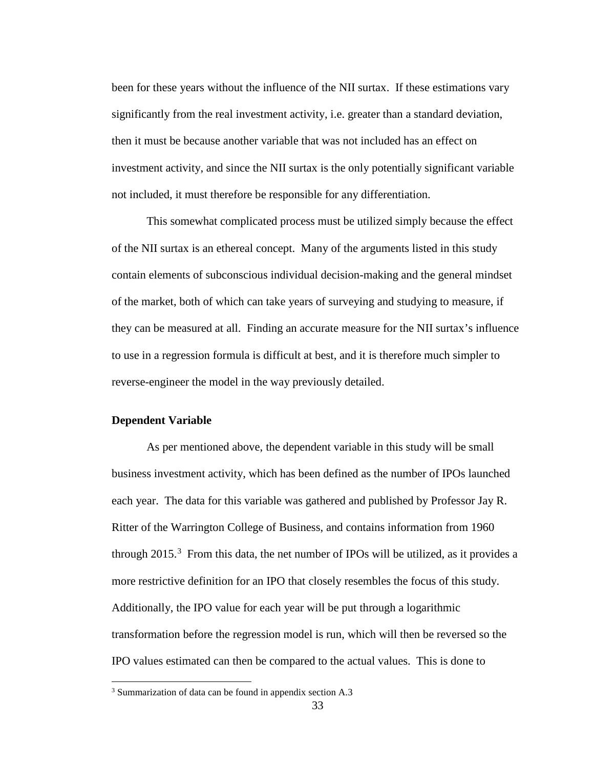been for these years without the influence of the NII surtax. If these estimations vary significantly from the real investment activity, i.e. greater than a standard deviation, then it must be because another variable that was not included has an effect on investment activity, and since the NII surtax is the only potentially significant variable not included, it must therefore be responsible for any differentiation.

This somewhat complicated process must be utilized simply because the effect of the NII surtax is an ethereal concept. Many of the arguments listed in this study contain elements of subconscious individual decision-making and the general mindset of the market, both of which can take years of surveying and studying to measure, if they can be measured at all. Finding an accurate measure for the NII surtax's influence to use in a regression formula is difficult at best, and it is therefore much simpler to reverse-engineer the model in the way previously detailed.

**Dependent Variable**

As per mentioned above, the dependent variable in this study will be small business investment activity, which has been defined as the number of IPOs launched each year. The data for this variable was gathered and published by Professor Jay R. Ritter of the Warrington College of Business, and contains information from 1960 through 2015.[3] From this data, the net number of IPOs will be utilized, as it provides a more restrictive definition for an IPO that closely resembles the focus of this study. Additionally, the IPO value for each year will be put through a logarithmic transformation before the regression model is run, which will then be reversed so the IPO values estimated can then be compared to the actual values. This is done to

[3] Summarization of data can be found in appendix section A.3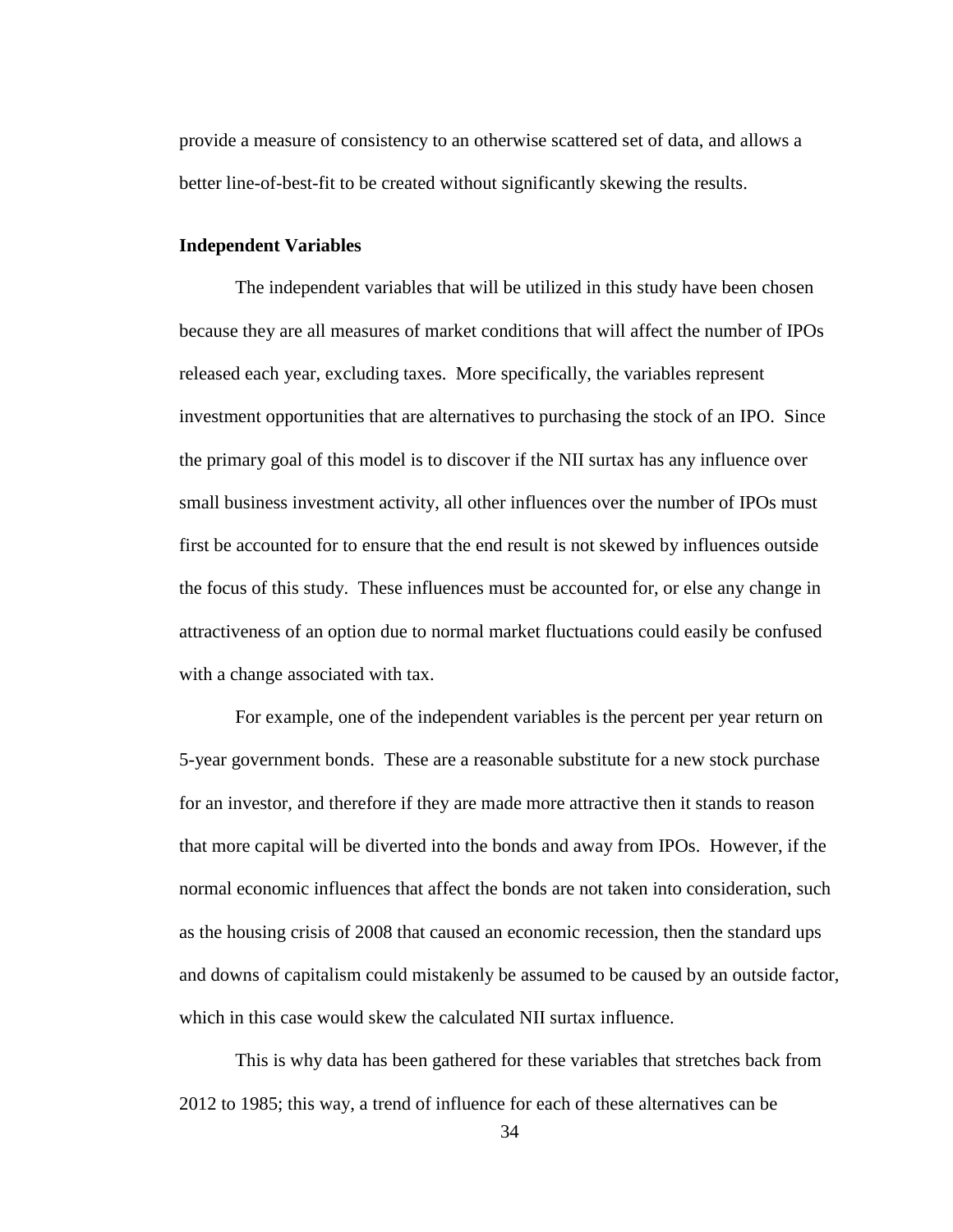provide a measure of consistency to an otherwise scattered set of data, and allows a better line-of-best-fit to be created without significantly skewing the results.

**Independent Variables**

The independent variables that will be utilized in this study have been chosen because they are all measures of market conditions that will affect the number of IPOs released each year, excluding taxes. More specifically, the variables represent investment opportunities that are alternatives to purchasing the stock of an IPO. Since the primary goal of this model is to discover if the NII surtax has any influence over small business investment activity, all other influences over the number of IPOs must first be accounted for to ensure that the end result is not skewed by influences outside the focus of this study. These influences must be accounted for, or else any change in attractiveness of an option due to normal market fluctuations could easily be confused with a change associated with tax.

For example, one of the independent variables is the percent per year return on 5-year government bonds. These are a reasonable substitute for a new stock purchase for an investor, and therefore if they are made more attractive then it stands to reason that more capital will be diverted into the bonds and away from IPOs. However, if the normal economic influences that affect the bonds are not taken into consideration, such as the housing crisis of 2008 that caused an economic recession, then the standard ups and downs of capitalism could mistakenly be assumed to be caused by an outside factor, which in this case would skew the calculated NII surtax influence.

This is why data has been gathered for these variables that stretches back from 2012 to 1985; this way, a trend of influence for each of these alternatives can be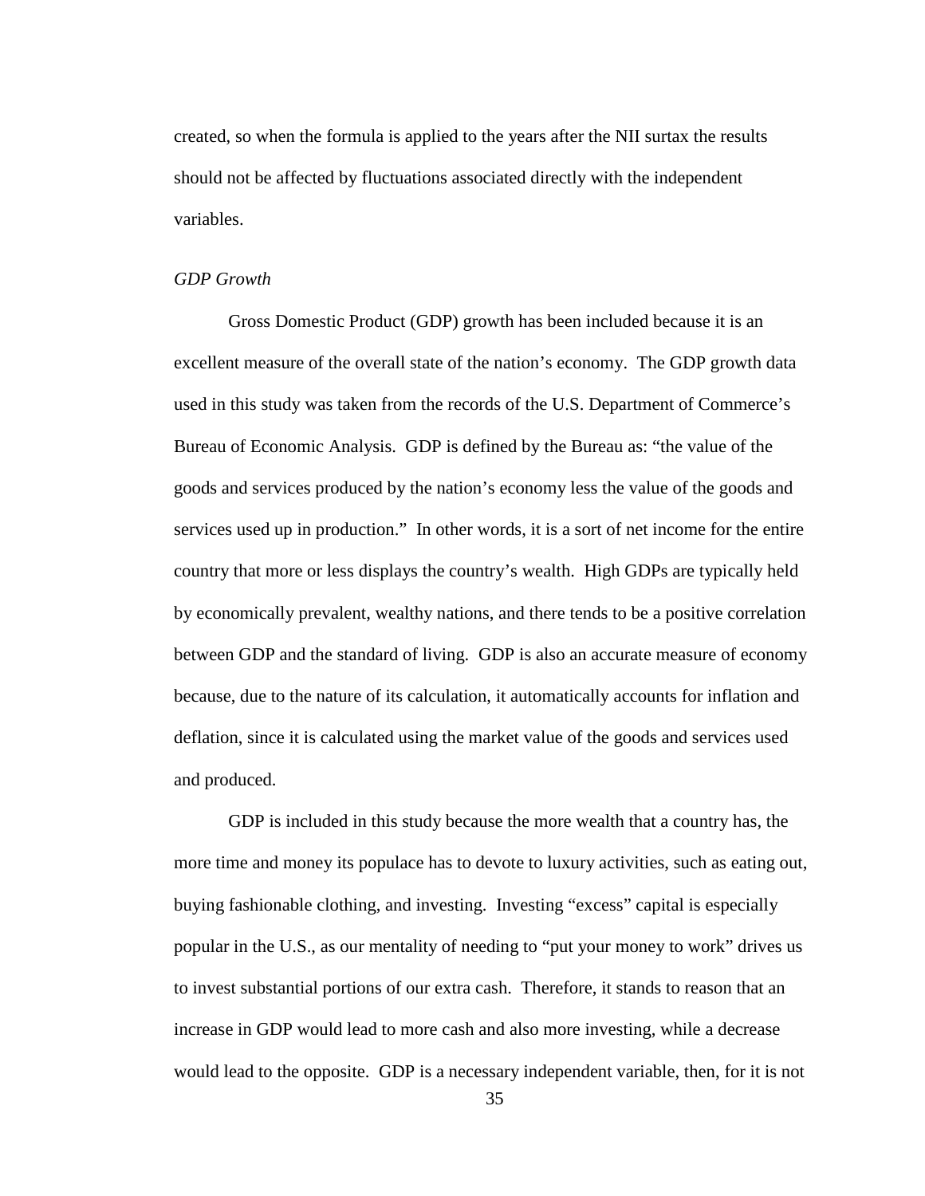created, so when the formula is applied to the years after the NII surtax the results should not be affected by fluctuations associated directly with the independent variables.

*GDP Growth*

Gross Domestic Product (GDP) growth has been included because it is an excellent measure of the overall state of the nation's economy. The GDP growth data used in this study was taken from the records of the U.S. Department of Commerce's Bureau of Economic Analysis. GDP is defined by the Bureau as: "the value of the goods and services produced by the nation's economy less the value of the goods and services used up in production." In other words, it is a sort of net income for the entire country that more or less displays the country's wealth. High GDPs are typically held by economically prevalent, wealthy nations, and there tends to be a positive correlation between GDP and the standard of living. GDP is also an accurate measure of economy because, due to the nature of its calculation, it automatically accounts for inflation and deflation, since it is calculated using the market value of the goods and services used and produced.

GDP is included in this study because the more wealth that a country has, the more time and money its populace has to devote to luxury activities, such as eating out, buying fashionable clothing, and investing. Investing "excess" capital is especially popular in the U.S., as our mentality of needing to "put your money to work" drives us to invest substantial portions of our extra cash. Therefore, it stands to reason that an increase in GDP would lead to more cash and also more investing, while a decrease would lead to the opposite. GDP is a necessary independent variable, then, for it is not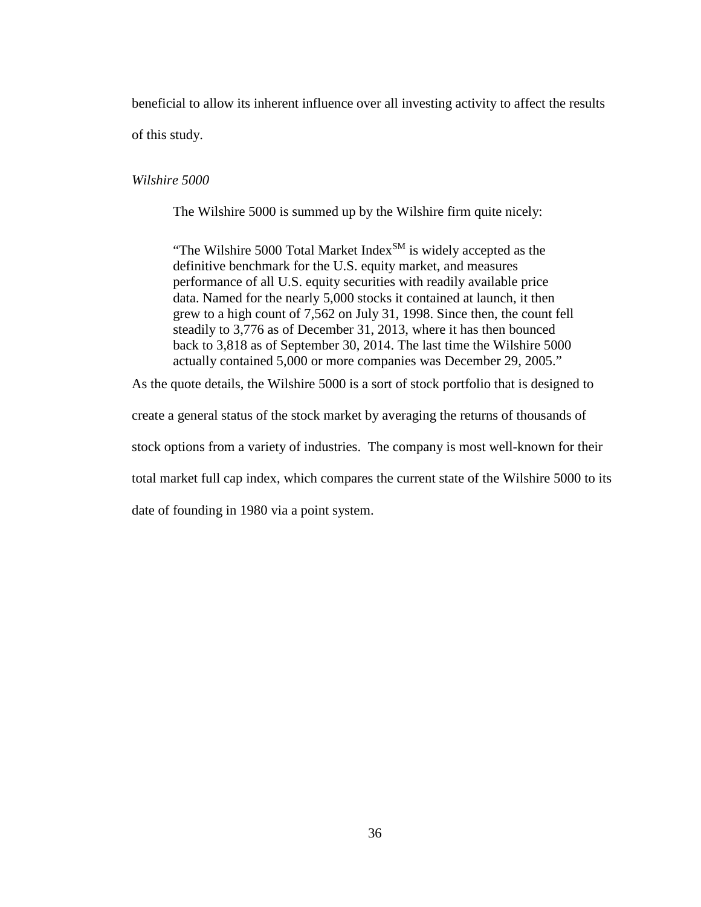beneficial to allow its inherent influence over all investing activity to affect the results of this study.

*Wilshire 5000*

The Wilshire 5000 is summed up by the Wilshire firm quite nicely:

> "The Wilshire 5000 Total Market Index$^{SM}$ is widely accepted as the definitive benchmark for the U.S. equity market, and measures performance of all U.S. equity securities with readily available price data. Named for the nearly 5,000 stocks it contained at launch, it then grew to a high count of 7,562 on July 31, 1998. Since then, the count fell steadily to 3,776 as of December 31, 2013, where it has then bounced back to 3,818 as of September 30, 2014. The last time the Wilshire 5000 actually contained 5,000 or more companies was December 29, 2005."

As the quote details, the Wilshire 5000 is a sort of stock portfolio that is designed to create a general status of the stock market by averaging the returns of thousands of stock options from a variety of industries. The company is most well-known for their total market full cap index, which compares the current state of the Wilshire 5000 to its date of founding in 1980 via a point system.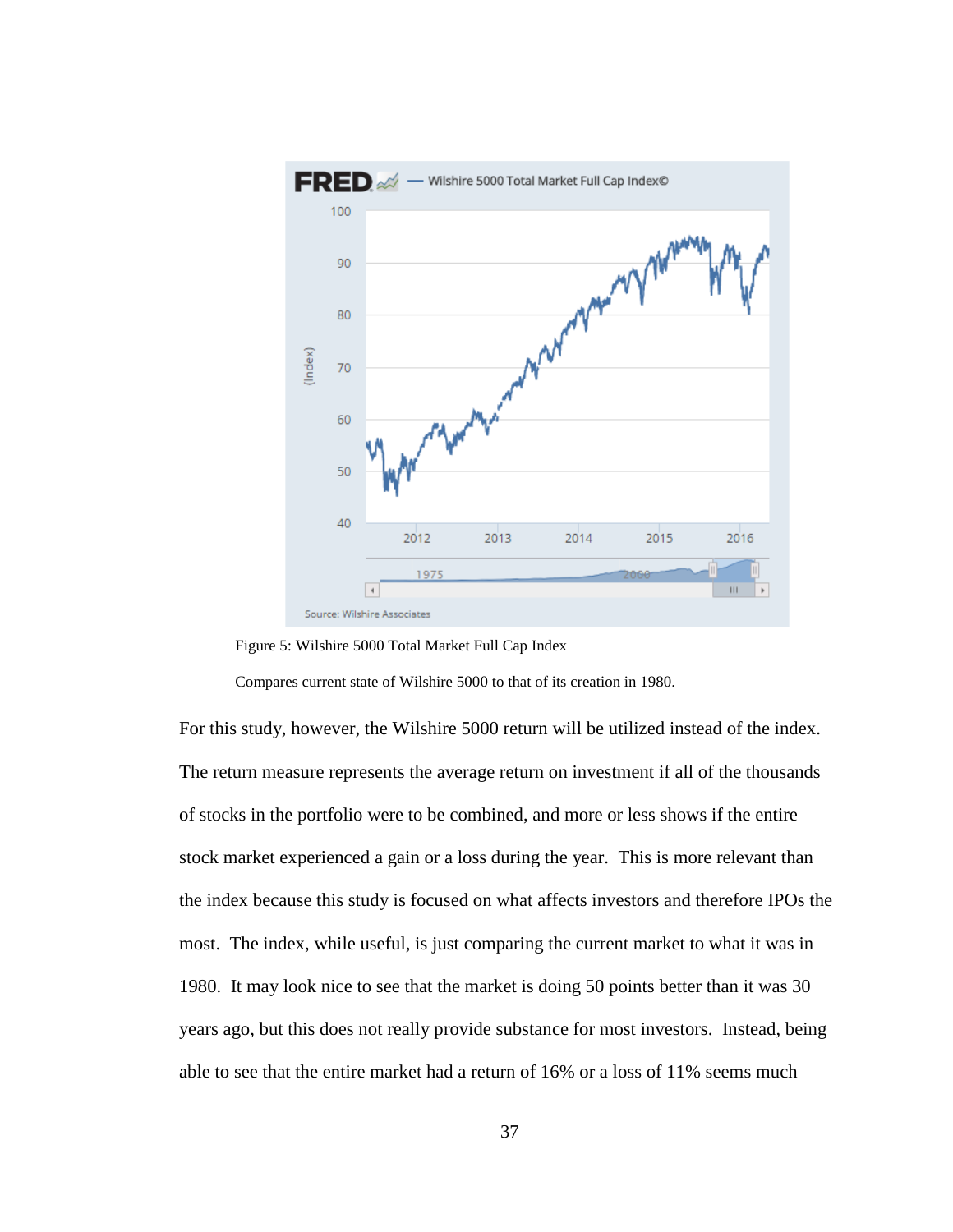Figure 5: Wilshire 5000 Total Market Full Cap Index

Compares current state of Wilshire 5000 to that of its creation in 1980.

For this study, however, the Wilshire 5000 return will be utilized instead of the index. The return measure represents the average return on investment if all of the thousands of stocks in the portfolio were to be combined, and more or less shows if the entire stock market experienced a gain or a loss during the year. This is more relevant than the index because this study is focused on what affects investors and therefore IPOs the most. The index, while useful, is just comparing the current market to what it was in 1980. It may look nice to see that the market is doing 50 points better than it was 30 years ago, but this does not really provide substance for most investors. Instead, being able to see that the entire market had a return of 16% or a loss of 11% seems much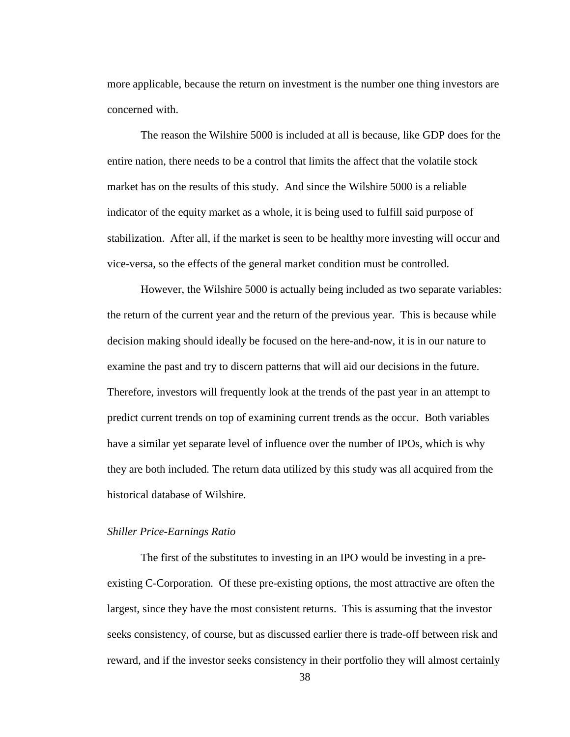more applicable, because the return on investment is the number one thing investors are concerned with.

The reason the Wilshire 5000 is included at all is because, like GDP does for the entire nation, there needs to be a control that limits the affect that the volatile stock market has on the results of this study. And since the Wilshire 5000 is a reliable indicator of the equity market as a whole, it is being used to fulfill said purpose of stabilization. After all, if the market is seen to be healthy more investing will occur and vice-versa, so the effects of the general market condition must be controlled.

However, the Wilshire 5000 is actually being included as two separate variables: the return of the current year and the return of the previous year. This is because while decision making should ideally be focused on the here-and-now, it is in our nature to examine the past and try to discern patterns that will aid our decisions in the future. Therefore, investors will frequently look at the trends of the past year in an attempt to predict current trends on top of examining current trends as the occur. Both variables have a similar yet separate level of influence over the number of IPOs, which is why they are both included. The return data utilized by this study was all acquired from the historical database of Wilshire.

*Shiller Price-Earnings Ratio*

The first of the substitutes to investing in an IPO would be investing in a pre-existing C-Corporation. Of these pre-existing options, the most attractive are often the largest, since they have the most consistent returns. This is assuming that the investor seeks consistency, of course, but as discussed earlier there is trade-off between risk and reward, and if the investor seeks consistency in their portfolio they will almost certainly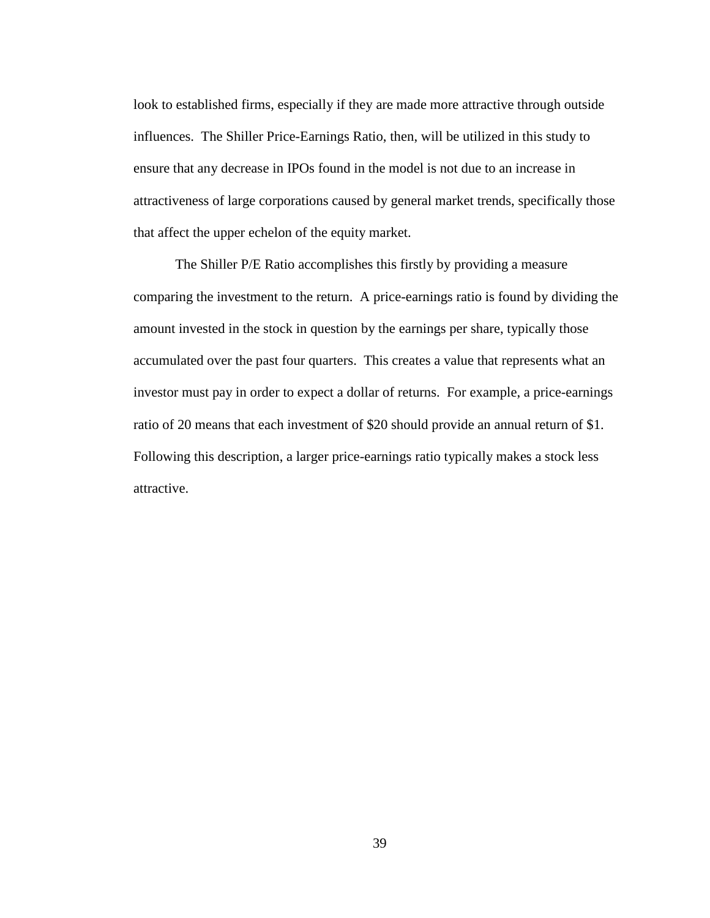look to established firms, especially if they are made more attractive through outside influences. The Shiller Price-Earnings Ratio, then, will be utilized in this study to ensure that any decrease in IPOs found in the model is not due to an increase in attractiveness of large corporations caused by general market trends, specifically those that affect the upper echelon of the equity market.

The Shiller P/E Ratio accomplishes this firstly by providing a measure comparing the investment to the return. A price-earnings ratio is found by dividing the amount invested in the stock in question by the earnings per share, typically those accumulated over the past four quarters. This creates a value that represents what an investor must pay in order to expect a dollar of returns. For example, a price-earnings ratio of 20 means that each investment of $20 should provide an annual return of $1. Following this description, a larger price-earnings ratio typically makes a stock less attractive.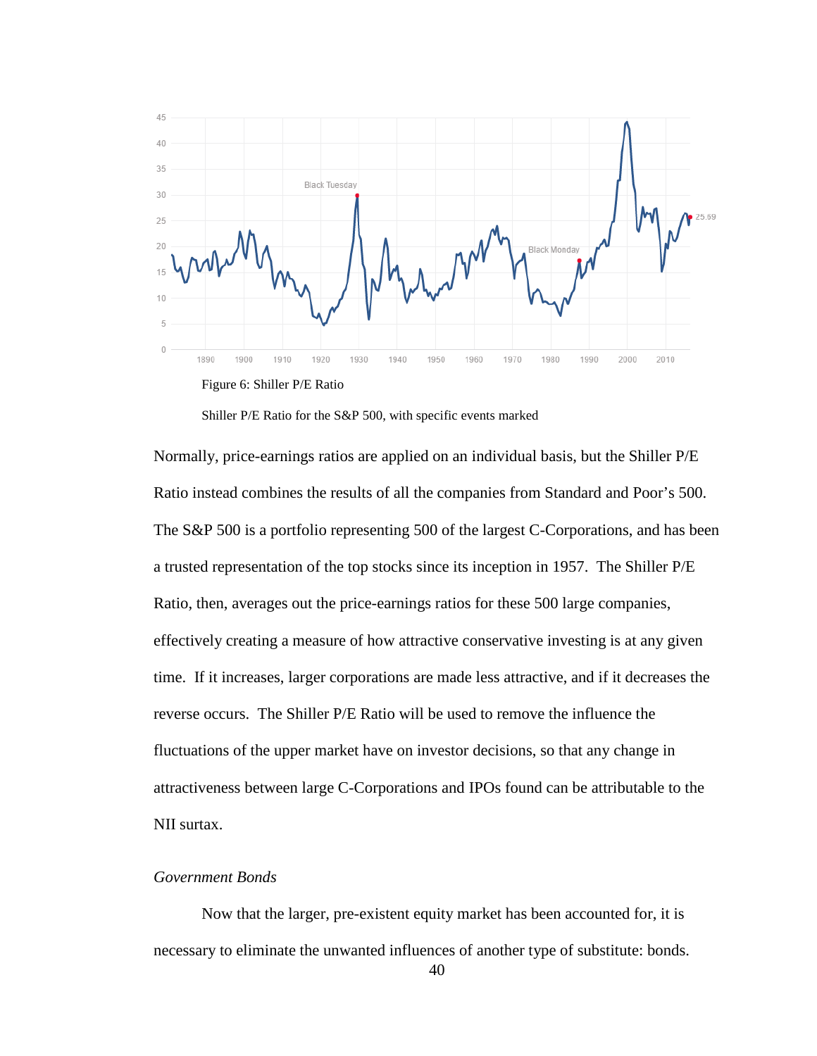Figure 6: Shiller P/E Ratio

Shiller P/E Ratio for the S&P 500, with specific events marked

Normally, price-earnings ratios are applied on an individual basis, but the Shiller P/E Ratio instead combines the results of all the companies from Standard and Poor's 500. The S&P 500 is a portfolio representing 500 of the largest C-Corporations, and has been a trusted representation of the top stocks since its inception in 1957. The Shiller P/E Ratio, then, averages out the price-earnings ratios for these 500 large companies, effectively creating a measure of how attractive conservative investing is at any given time. If it increases, larger corporations are made less attractive, and if it decreases the reverse occurs. The Shiller P/E Ratio will be used to remove the influence the fluctuations of the upper market have on investor decisions, so that any change in attractiveness between large C-Corporations and IPOs found can be attributable to the NII surtax.

*Government Bonds*

Now that the larger, pre-existent equity market has been accounted for, it is necessary to eliminate the unwanted influences of another type of substitute: bonds.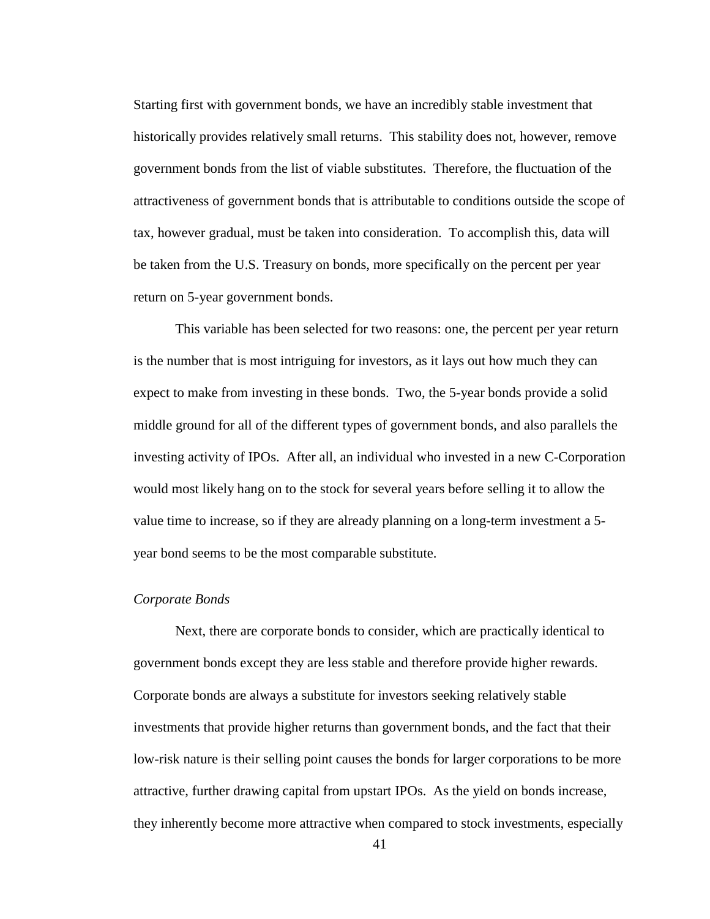Starting first with government bonds, we have an incredibly stable investment that historically provides relatively small returns. This stability does not, however, remove government bonds from the list of viable substitutes. Therefore, the fluctuation of the attractiveness of government bonds that is attributable to conditions outside the scope of tax, however gradual, must be taken into consideration. To accomplish this, data will be taken from the U.S. Treasury on bonds, more specifically on the percent per year return on 5-year government bonds.

This variable has been selected for two reasons: one, the percent per year return is the number that is most intriguing for investors, as it lays out how much they can expect to make from investing in these bonds. Two, the 5-year bonds provide a solid middle ground for all of the different types of government bonds, and also parallels the investing activity of IPOs. After all, an individual who invested in a new C-Corporation would most likely hang on to the stock for several years before selling it to allow the value time to increase, so if they are already planning on a long-term investment a 5-year bond seems to be the most comparable substitute.

*Corporate Bonds*

Next, there are corporate bonds to consider, which are practically identical to government bonds except they are less stable and therefore provide higher rewards. Corporate bonds are always a substitute for investors seeking relatively stable investments that provide higher returns than government bonds, and the fact that their low-risk nature is their selling point causes the bonds for larger corporations to be more attractive, further drawing capital from upstart IPOs. As the yield on bonds increase, they inherently become more attractive when compared to stock investments, especially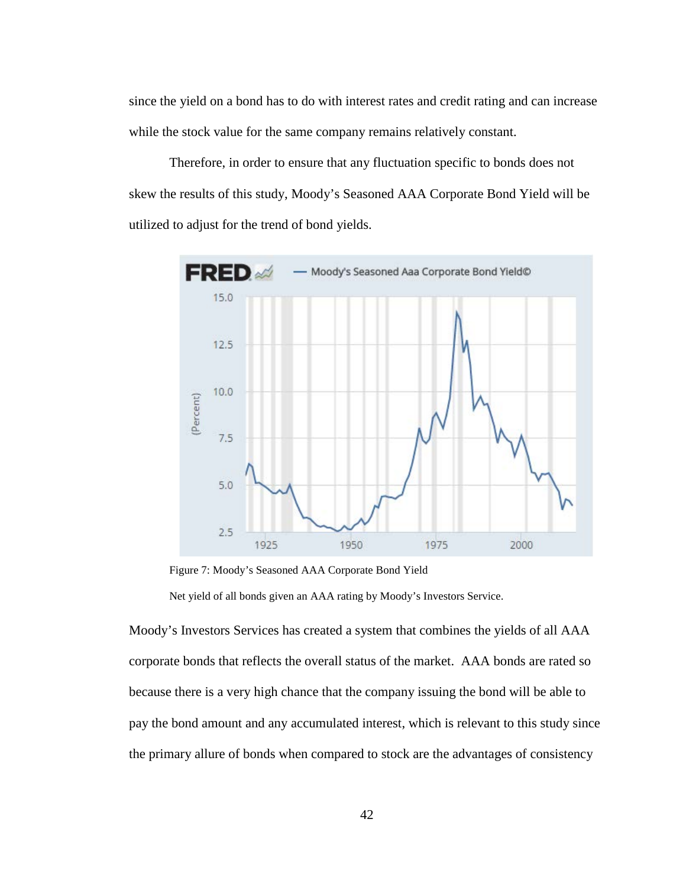since the yield on a bond has to do with interest rates and credit rating and can increase while the stock value for the same company remains relatively constant.

Therefore, in order to ensure that any fluctuation specific to bonds does not skew the results of this study, Moody's Seasoned AAA Corporate Bond Yield will be utilized to adjust for the trend of bond yields.

Figure 7: Moody's Seasoned AAA Corporate Bond Yield

Net yield of all bonds given an AAA rating by Moody's Investors Service.

Moody's Investors Services has created a system that combines the yields of all AAA corporate bonds that reflects the overall status of the market. AAA bonds are rated so because there is a very high chance that the company issuing the bond will be able to pay the bond amount and any accumulated interest, which is relevant to this study since the primary allure of bonds when compared to stock are the advantages of consistency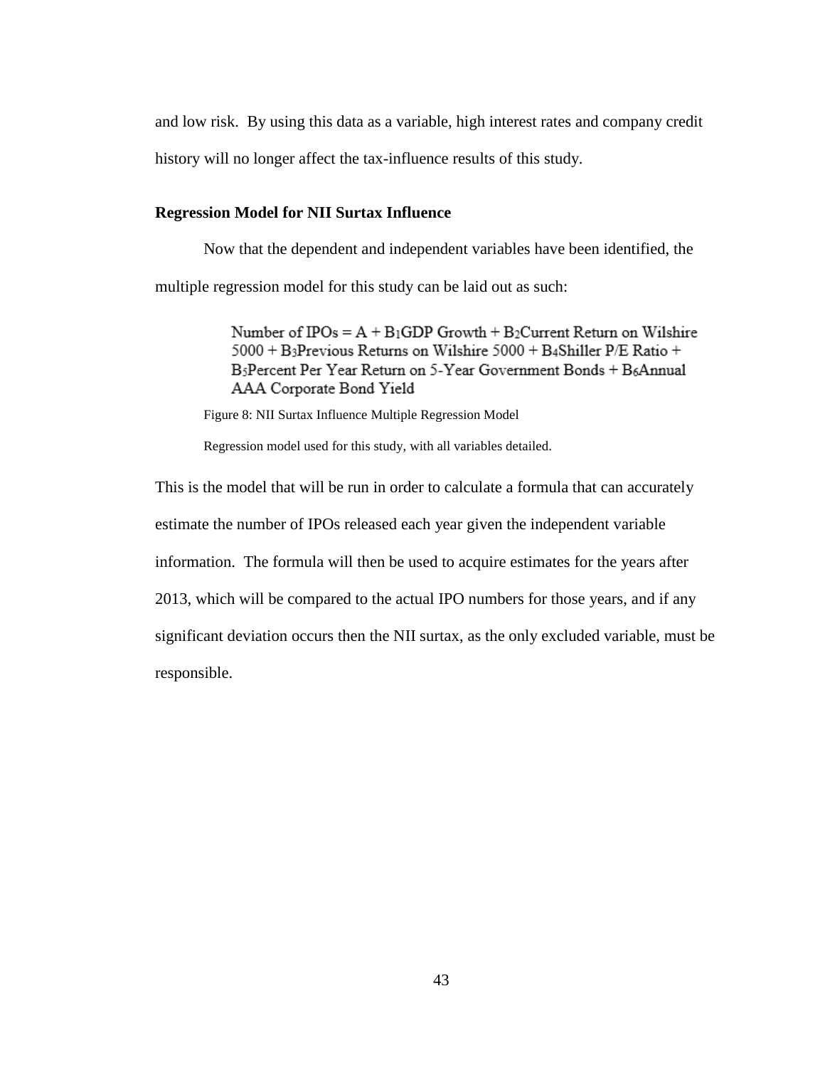and low risk.  By using this data as a variable, high interest rates and company credit history will no longer affect the tax-influence results of this study.

**Regression Model for NII Surtax Influence**

Now that the dependent and independent variables have been identified, the multiple regression model for this study can be laid out as such:

> Number of IPOs = A + $B_1$GDP Growth + $B_2$Current Return on Wilshire 5000 + $B_3$Previous Returns on Wilshire 5000 + $B_4$Shiller P/E Ratio + $B_5$Percent Per Year Return on 5-Year Government Bonds + $B_6$Annual AAA Corporate Bond Yield

Figure 8: NII Surtax Influence Multiple Regression Model

Regression model used for this study, with all variables detailed.

This is the model that will be run in order to calculate a formula that can accurately estimate the number of IPOs released each year given the independent variable information.  The formula will then be used to acquire estimates for the years after 2013, which will be compared to the actual IPO numbers for those years, and if any significant deviation occurs then the NII surtax, as the only excluded variable, must be responsible.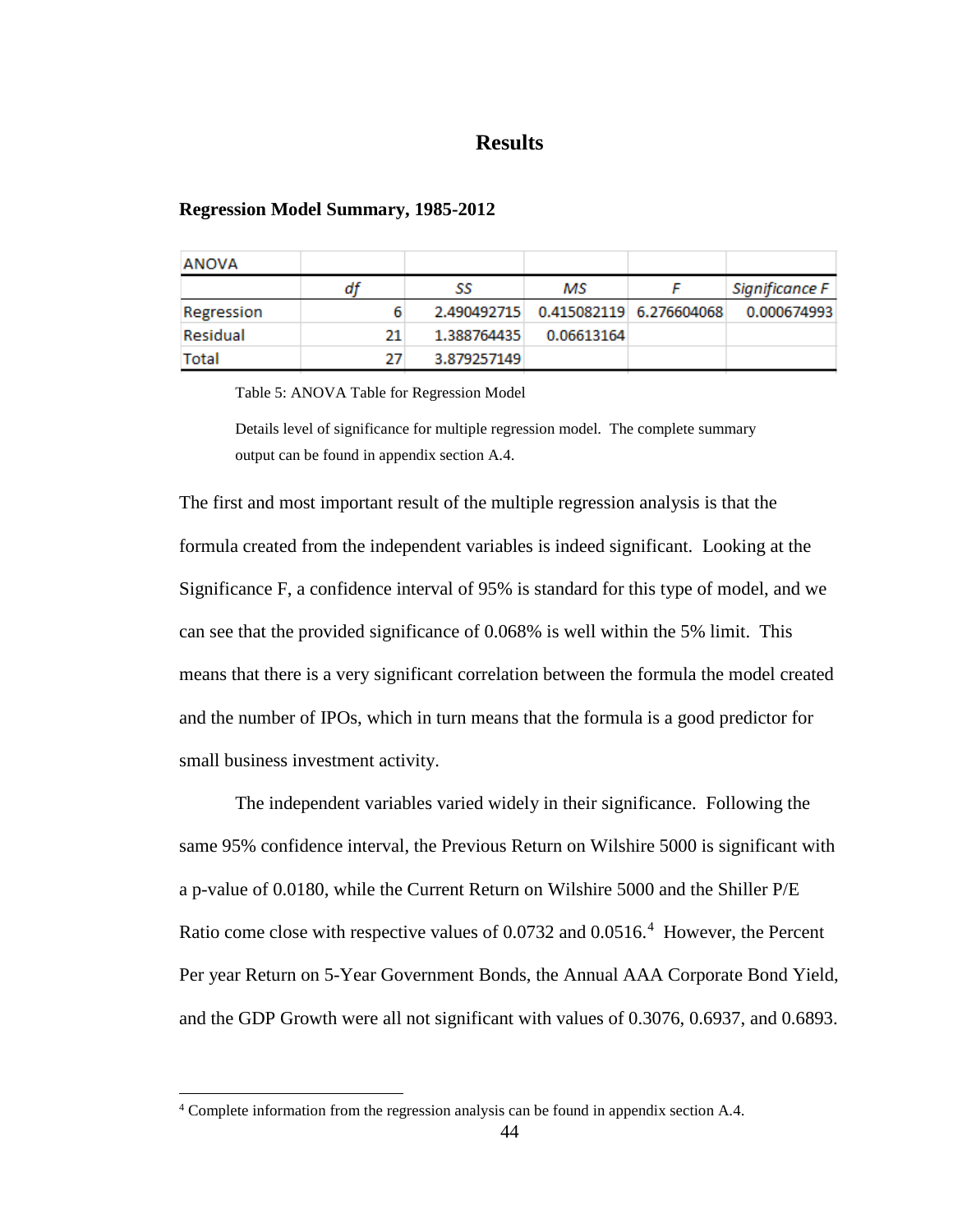# Results

## Regression Model Summary, 1985-2012

| ANOVA | | | | | |
|---|---|---|---|---|---|
| | *df* | *SS* | *MS* | *F* | *Significance F* |
| Regression | 6 | 2.490492715 | 0.415082119 | 6.276604068 | 0.000674993 |
| Residual | 21 | 1.388764435 | 0.06613164 | | |
| Total | 27 | 3.879257149 | | | |

Table 5: ANOVA Table for Regression Model

Details level of significance for multiple regression model. The complete summary output can be found in appendix section A.4.

The first and most important result of the multiple regression analysis is that the formula created from the independent variables is indeed significant. Looking at the Significance F, a confidence interval of 95% is standard for this type of model, and we can see that the provided significance of 0.068% is well within the 5% limit. This means that there is a very significant correlation between the formula the model created and the number of IPOs, which in turn means that the formula is a good predictor for small business investment activity.

The independent variables varied widely in their significance. Following the same 95% confidence interval, the Previous Return on Wilshire 5000 is significant with a p-value of 0.0180, while the Current Return on Wilshire 5000 and the Shiller P/E Ratio come close with respective values of 0.0732 and 0.0516.[4] However, the Percent Per year Return on 5-Year Government Bonds, the Annual AAA Corporate Bond Yield, and the GDP Growth were all not significant with values of 0.3076, 0.6937, and 0.6893.

[4] Complete information from the regression analysis can be found in appendix section A.4.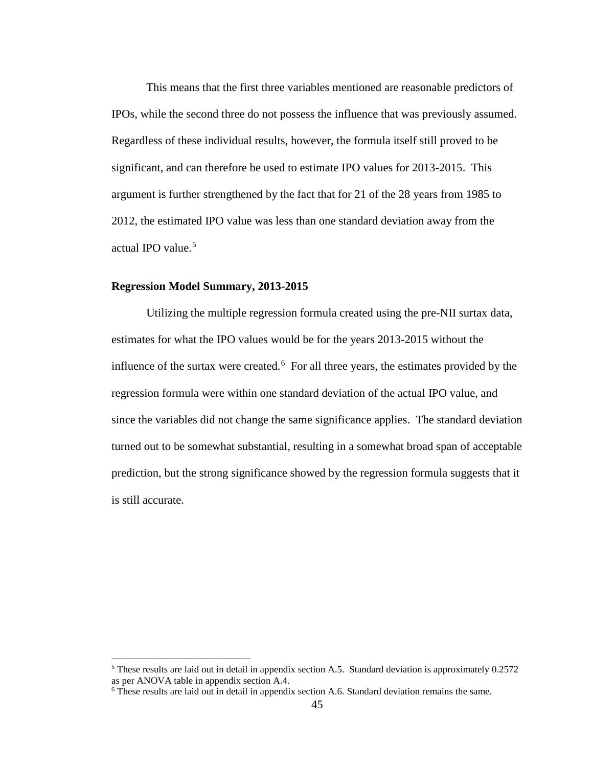This means that the first three variables mentioned are reasonable predictors of IPOs, while the second three do not possess the influence that was previously assumed. Regardless of these individual results, however, the formula itself still proved to be significant, and can therefore be used to estimate IPO values for 2013-2015. This argument is further strengthened by the fact that for 21 of the 28 years from 1985 to 2012, the estimated IPO value was less than one standard deviation away from the actual IPO value.[5]

**Regression Model Summary, 2013-2015**

Utilizing the multiple regression formula created using the pre-NII surtax data, estimates for what the IPO values would be for the years 2013-2015 without the influence of the surtax were created.[6] For all three years, the estimates provided by the regression formula were within one standard deviation of the actual IPO value, and since the variables did not change the same significance applies. The standard deviation turned out to be somewhat substantial, resulting in a somewhat broad span of acceptable prediction, but the strong significance showed by the regression formula suggests that it is still accurate.

---

[5] These results are laid out in detail in appendix section A.5. Standard deviation is approximately 0.2572 as per ANOVA table in appendix section A.4.

[6] These results are laid out in detail in appendix section A.6. Standard deviation remains the same.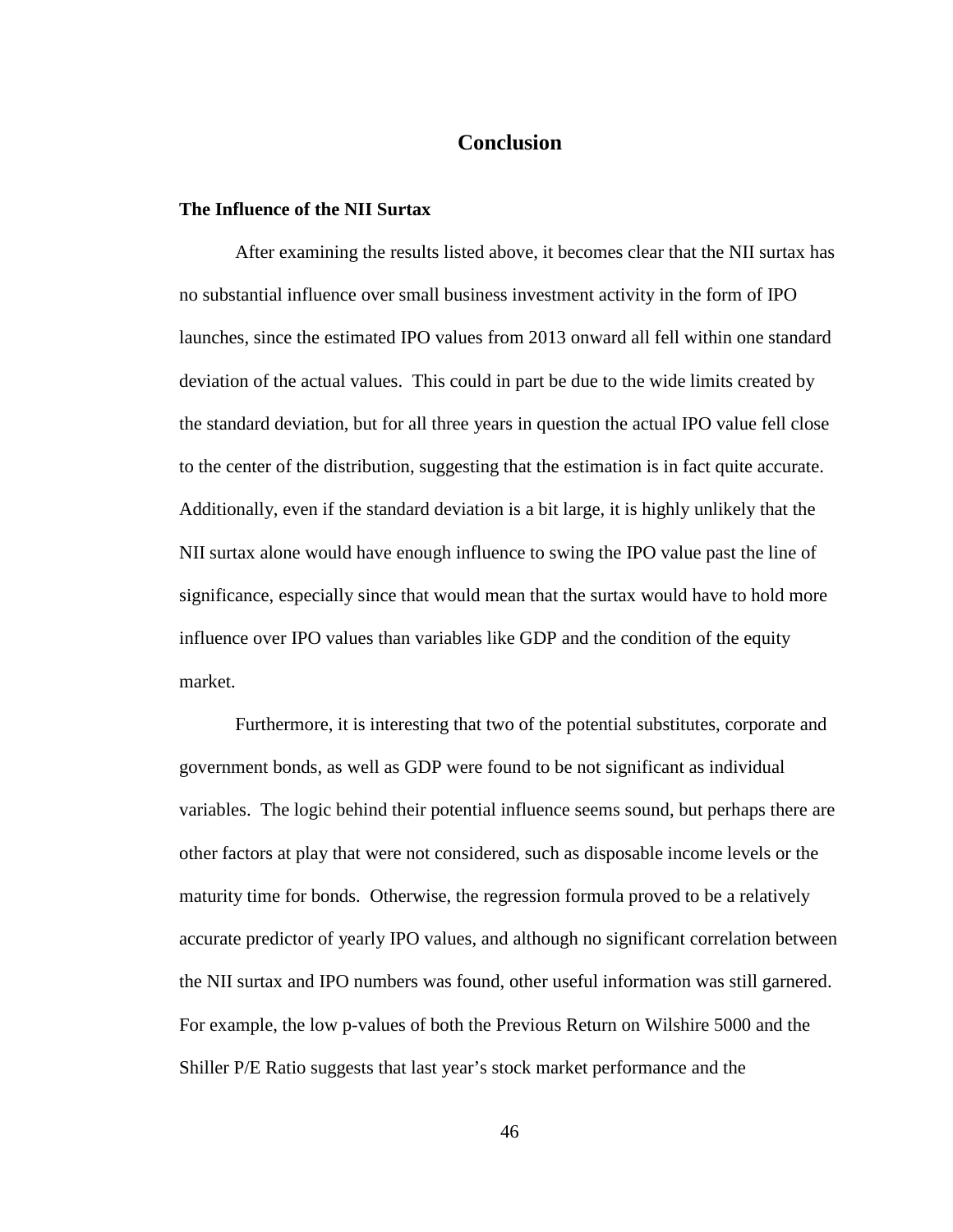# Conclusion

### The Influence of the NII Surtax

After examining the results listed above, it becomes clear that the NII surtax has no substantial influence over small business investment activity in the form of IPO launches, since the estimated IPO values from 2013 onward all fell within one standard deviation of the actual values. This could in part be due to the wide limits created by the standard deviation, but for all three years in question the actual IPO value fell close to the center of the distribution, suggesting that the estimation is in fact quite accurate. Additionally, even if the standard deviation is a bit large, it is highly unlikely that the NII surtax alone would have enough influence to swing the IPO value past the line of significance, especially since that would mean that the surtax would have to hold more influence over IPO values than variables like GDP and the condition of the equity market.

Furthermore, it is interesting that two of the potential substitutes, corporate and government bonds, as well as GDP were found to be not significant as individual variables. The logic behind their potential influence seems sound, but perhaps there are other factors at play that were not considered, such as disposable income levels or the maturity time for bonds. Otherwise, the regression formula proved to be a relatively accurate predictor of yearly IPO values, and although no significant correlation between the NII surtax and IPO numbers was found, other useful information was still garnered. For example, the low p-values of both the Previous Return on Wilshire 5000 and the Shiller P/E Ratio suggests that last year's stock market performance and the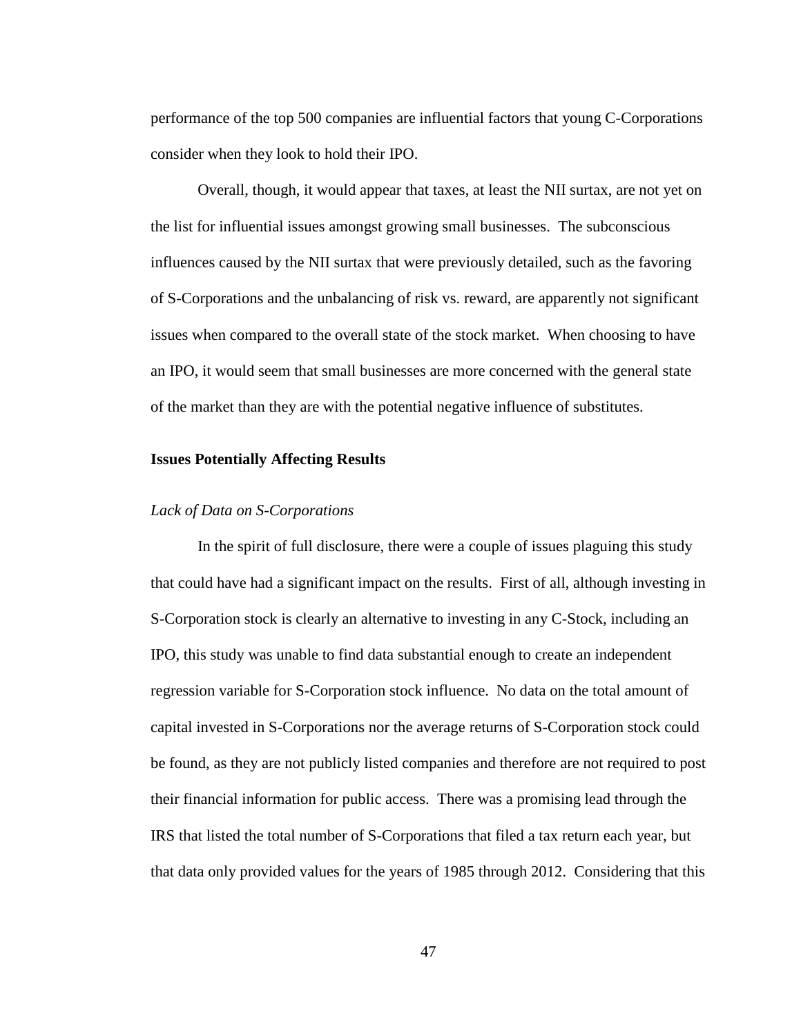performance of the top 500 companies are influential factors that young C-Corporations consider when they look to hold their IPO.

Overall, though, it would appear that taxes, at least the NII surtax, are not yet on the list for influential issues amongst growing small businesses. The subconscious influences caused by the NII surtax that were previously detailed, such as the favoring of S-Corporations and the unbalancing of risk vs. reward, are apparently not significant issues when compared to the overall state of the stock market. When choosing to have an IPO, it would seem that small businesses are more concerned with the general state of the market than they are with the potential negative influence of substitutes.

### Issues Potentially Affecting Results

#### *Lack of Data on S-Corporations*

In the spirit of full disclosure, there were a couple of issues plaguing this study that could have had a significant impact on the results. First of all, although investing in S-Corporation stock is clearly an alternative to investing in any C-Stock, including an IPO, this study was unable to find data substantial enough to create an independent regression variable for S-Corporation stock influence. No data on the total amount of capital invested in S-Corporations nor the average returns of S-Corporation stock could be found, as they are not publicly listed companies and therefore are not required to post their financial information for public access. There was a promising lead through the IRS that listed the total number of S-Corporations that filed a tax return each year, but that data only provided values for the years of 1985 through 2012. Considering that this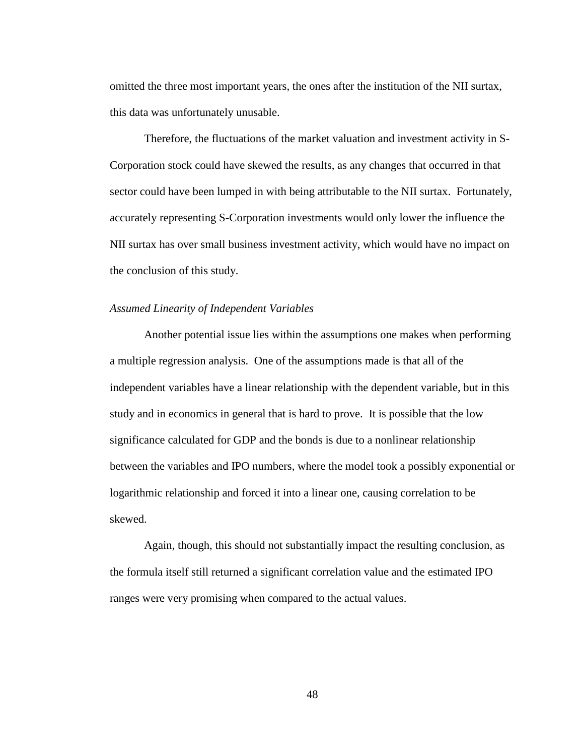omitted the three most important years, the ones after the institution of the NII surtax, this data was unfortunately unusable.

Therefore, the fluctuations of the market valuation and investment activity in S-Corporation stock could have skewed the results, as any changes that occurred in that sector could have been lumped in with being attributable to the NII surtax. Fortunately, accurately representing S-Corporation investments would only lower the influence the NII surtax has over small business investment activity, which would have no impact on the conclusion of this study.

*Assumed Linearity of Independent Variables*

Another potential issue lies within the assumptions one makes when performing a multiple regression analysis. One of the assumptions made is that all of the independent variables have a linear relationship with the dependent variable, but in this study and in economics in general that is hard to prove. It is possible that the low significance calculated for GDP and the bonds is due to a nonlinear relationship between the variables and IPO numbers, where the model took a possibly exponential or logarithmic relationship and forced it into a linear one, causing correlation to be skewed.

Again, though, this should not substantially impact the resulting conclusion, as the formula itself still returned a significant correlation value and the estimated IPO ranges were very promising when compared to the actual values.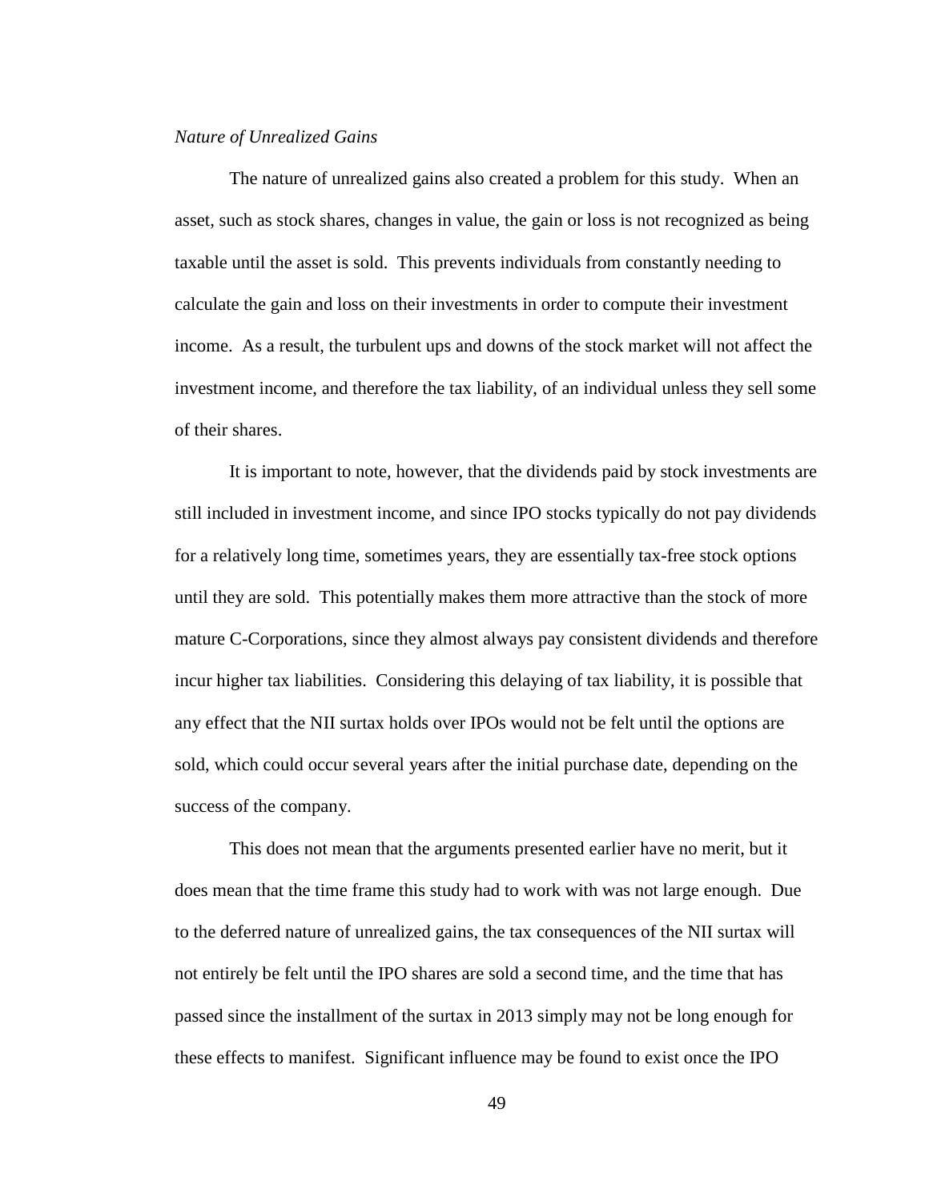*Nature of Unrealized Gains*

The nature of unrealized gains also created a problem for this study. When an asset, such as stock shares, changes in value, the gain or loss is not recognized as being taxable until the asset is sold. This prevents individuals from constantly needing to calculate the gain and loss on their investments in order to compute their investment income. As a result, the turbulent ups and downs of the stock market will not affect the investment income, and therefore the tax liability, of an individual unless they sell some of their shares.

It is important to note, however, that the dividends paid by stock investments are still included in investment income, and since IPO stocks typically do not pay dividends for a relatively long time, sometimes years, they are essentially tax-free stock options until they are sold. This potentially makes them more attractive than the stock of more mature C-Corporations, since they almost always pay consistent dividends and therefore incur higher tax liabilities. Considering this delaying of tax liability, it is possible that any effect that the NII surtax holds over IPOs would not be felt until the options are sold, which could occur several years after the initial purchase date, depending on the success of the company.

This does not mean that the arguments presented earlier have no merit, but it does mean that the time frame this study had to work with was not large enough. Due to the deferred nature of unrealized gains, the tax consequences of the NII surtax will not entirely be felt until the IPO shares are sold a second time, and the time that has passed since the installment of the surtax in 2013 simply may not be long enough for these effects to manifest. Significant influence may be found to exist once the IPO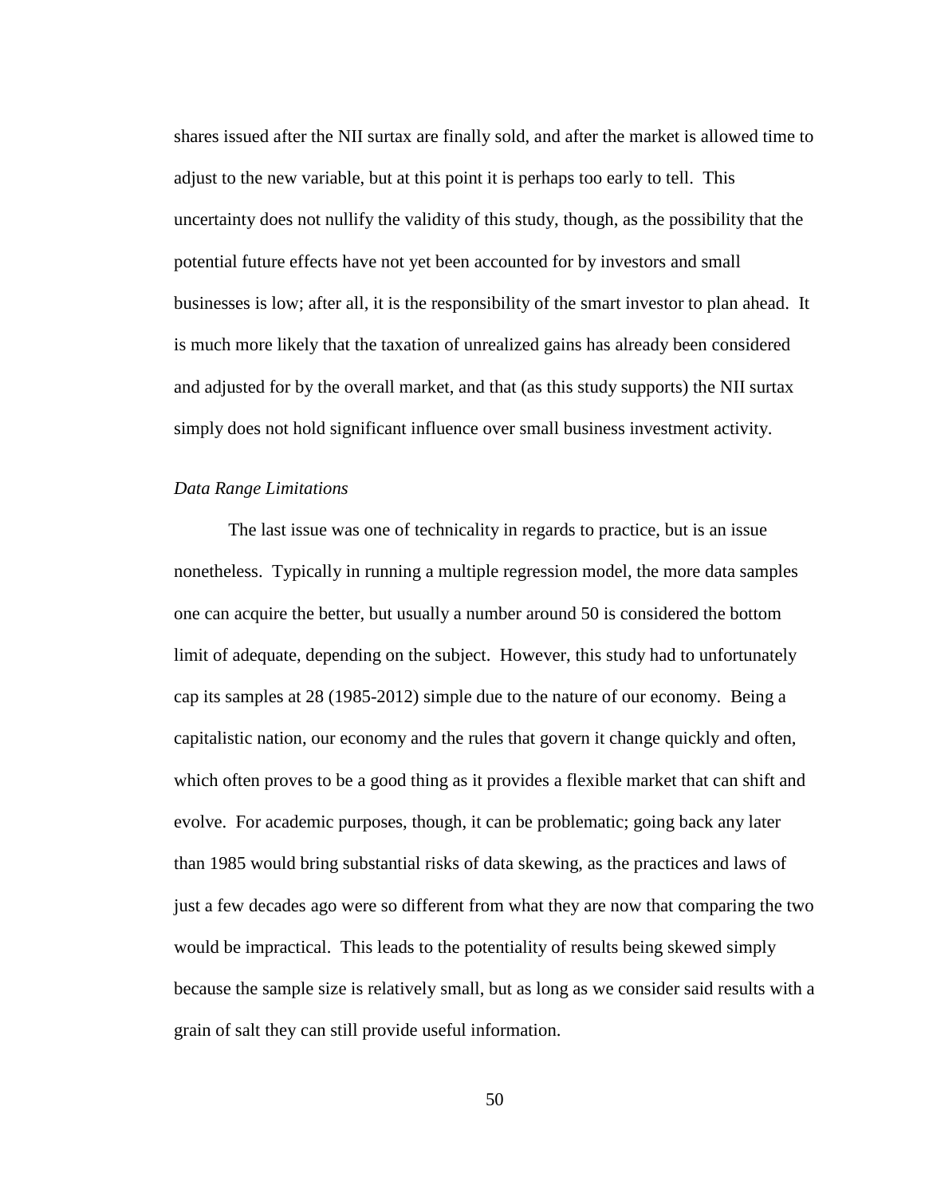shares issued after the NII surtax are finally sold, and after the market is allowed time to adjust to the new variable, but at this point it is perhaps too early to tell. This uncertainty does not nullify the validity of this study, though, as the possibility that the potential future effects have not yet been accounted for by investors and small businesses is low; after all, it is the responsibility of the smart investor to plan ahead. It is much more likely that the taxation of unrealized gains has already been considered and adjusted for by the overall market, and that (as this study supports) the NII surtax simply does not hold significant influence over small business investment activity.

*Data Range Limitations*

The last issue was one of technicality in regards to practice, but is an issue nonetheless. Typically in running a multiple regression model, the more data samples one can acquire the better, but usually a number around 50 is considered the bottom limit of adequate, depending on the subject. However, this study had to unfortunately cap its samples at 28 (1985-2012) simple due to the nature of our economy. Being a capitalistic nation, our economy and the rules that govern it change quickly and often, which often proves to be a good thing as it provides a flexible market that can shift and evolve. For academic purposes, though, it can be problematic; going back any later than 1985 would bring substantial risks of data skewing, as the practices and laws of just a few decades ago were so different from what they are now that comparing the two would be impractical. This leads to the potentiality of results being skewed simply because the sample size is relatively small, but as long as we consider said results with a grain of salt they can still provide useful information.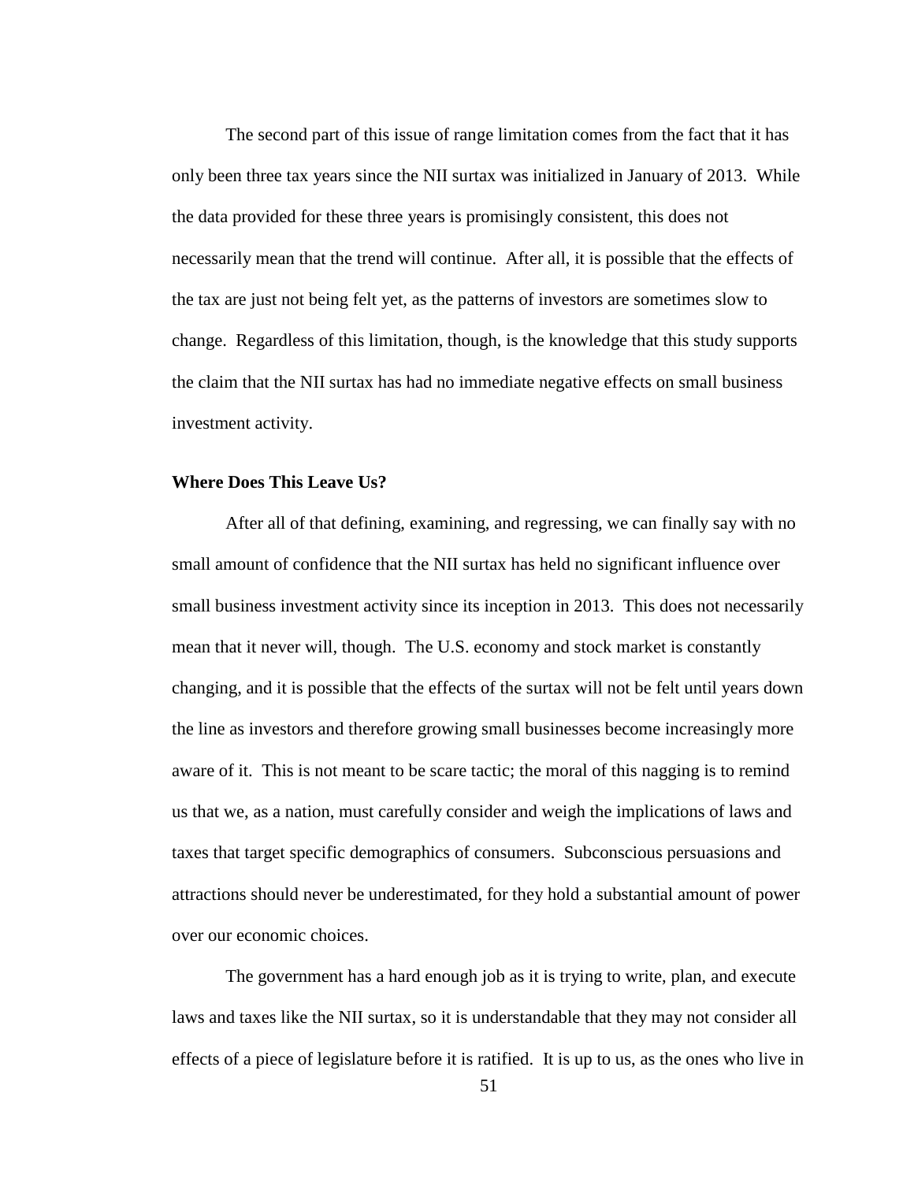The second part of this issue of range limitation comes from the fact that it has only been three tax years since the NII surtax was initialized in January of 2013. While the data provided for these three years is promisingly consistent, this does not necessarily mean that the trend will continue. After all, it is possible that the effects of the tax are just not being felt yet, as the patterns of investors are sometimes slow to change. Regardless of this limitation, though, is the knowledge that this study supports the claim that the NII surtax has had no immediate negative effects on small business investment activity.

**Where Does This Leave Us?**

After all of that defining, examining, and regressing, we can finally say with no small amount of confidence that the NII surtax has held no significant influence over small business investment activity since its inception in 2013. This does not necessarily mean that it never will, though. The U.S. economy and stock market is constantly changing, and it is possible that the effects of the surtax will not be felt until years down the line as investors and therefore growing small businesses become increasingly more aware of it. This is not meant to be scare tactic; the moral of this nagging is to remind us that we, as a nation, must carefully consider and weigh the implications of laws and taxes that target specific demographics of consumers. Subconscious persuasions and attractions should never be underestimated, for they hold a substantial amount of power over our economic choices.

The government has a hard enough job as it is trying to write, plan, and execute laws and taxes like the NII surtax, so it is understandable that they may not consider all effects of a piece of legislature before it is ratified. It is up to us, as the ones who live in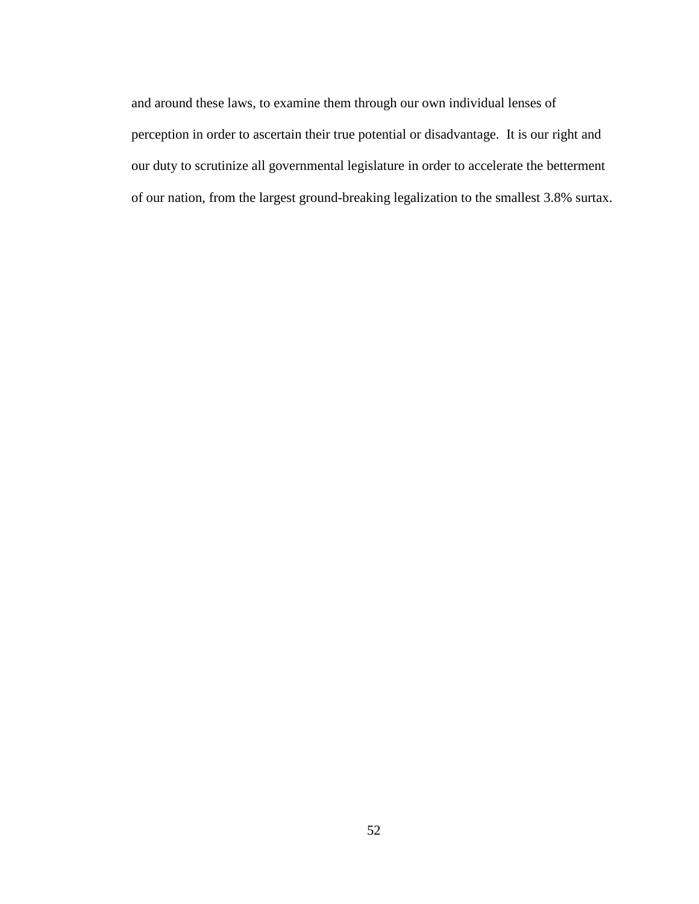and around these laws, to examine them through our own individual lenses of perception in order to ascertain their true potential or disadvantage. It is our right and our duty to scrutinize all governmental legislature in order to accelerate the betterment of our nation, from the largest ground-breaking legalization to the smallest 3.8% surtax.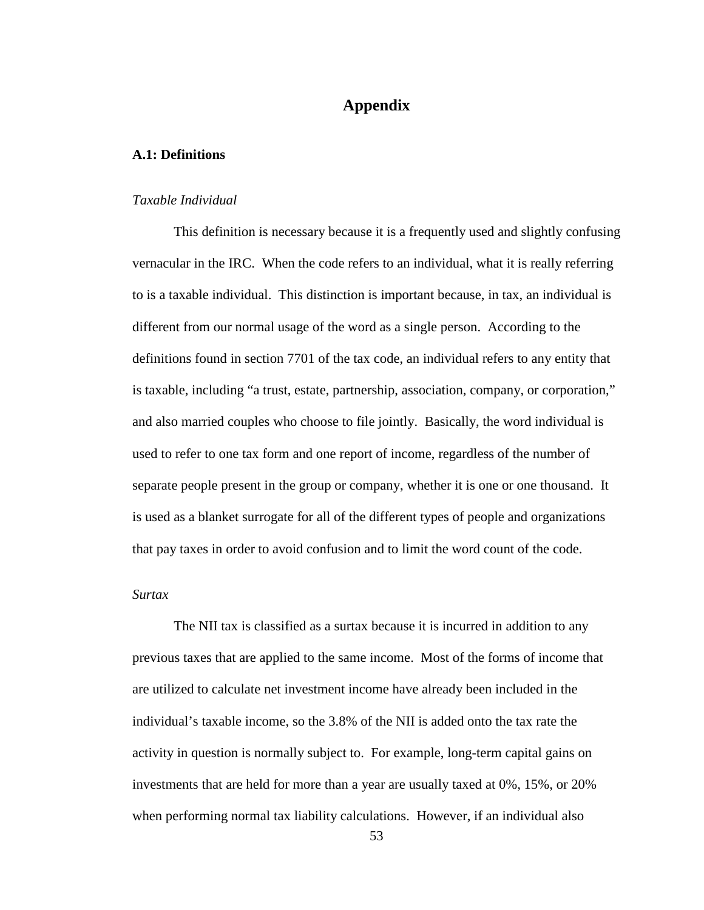# Appendix

### A.1: Definitions

*Taxable Individual*

This definition is necessary because it is a frequently used and slightly confusing vernacular in the IRC. When the code refers to an individual, what it is really referring to is a taxable individual. This distinction is important because, in tax, an individual is different from our normal usage of the word as a single person. According to the definitions found in section 7701 of the tax code, an individual refers to any entity that is taxable, including "a trust, estate, partnership, association, company, or corporation," and also married couples who choose to file jointly. Basically, the word individual is used to refer to one tax form and one report of income, regardless of the number of separate people present in the group or company, whether it is one or one thousand. It is used as a blanket surrogate for all of the different types of people and organizations that pay taxes in order to avoid confusion and to limit the word count of the code.

*Surtax*

The NII tax is classified as a surtax because it is incurred in addition to any previous taxes that are applied to the same income. Most of the forms of income that are utilized to calculate net investment income have already been included in the individual's taxable income, so the 3.8% of the NII is added onto the tax rate the activity in question is normally subject to. For example, long-term capital gains on investments that are held for more than a year are usually taxed at 0%, 15%, or 20% when performing normal tax liability calculations. However, if an individual also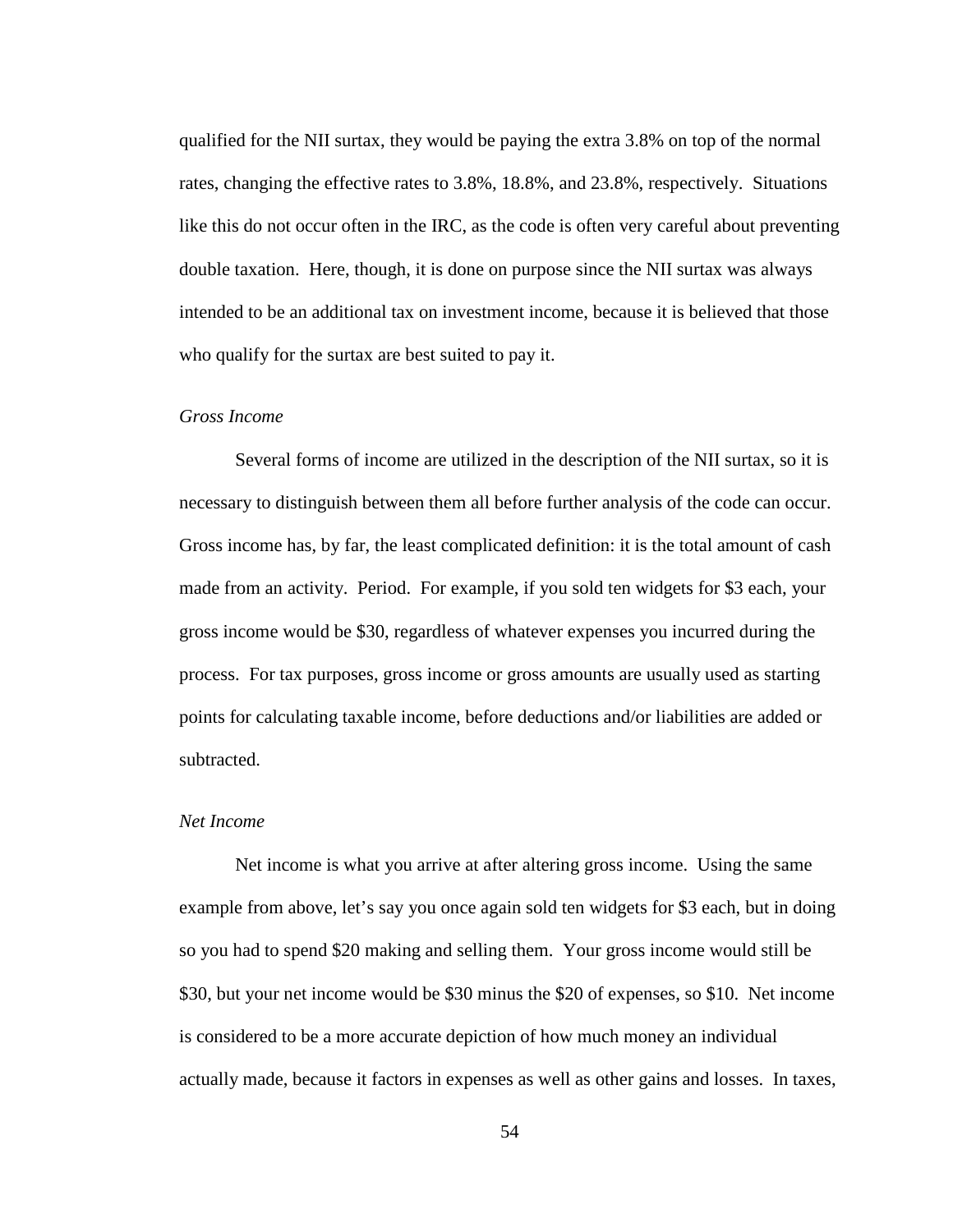qualified for the NII surtax, they would be paying the extra 3.8% on top of the normal rates, changing the effective rates to 3.8%, 18.8%, and 23.8%, respectively. Situations like this do not occur often in the IRC, as the code is often very careful about preventing double taxation. Here, though, it is done on purpose since the NII surtax was always intended to be an additional tax on investment income, because it is believed that those who qualify for the surtax are best suited to pay it.

### *Gross Income*

Several forms of income are utilized in the description of the NII surtax, so it is necessary to distinguish between them all before further analysis of the code can occur. Gross income has, by far, the least complicated definition: it is the total amount of cash made from an activity. Period. For example, if you sold ten widgets for $3 each, your gross income would be $30, regardless of whatever expenses you incurred during the process. For tax purposes, gross income or gross amounts are usually used as starting points for calculating taxable income, before deductions and/or liabilities are added or subtracted.

### *Net Income*

Net income is what you arrive at after altering gross income. Using the same example from above, let's say you once again sold ten widgets for $3 each, but in doing so you had to spend $20 making and selling them. Your gross income would still be $30, but your net income would be $30 minus the $20 of expenses, so $10. Net income is considered to be a more accurate depiction of how much money an individual actually made, because it factors in expenses as well as other gains and losses. In taxes,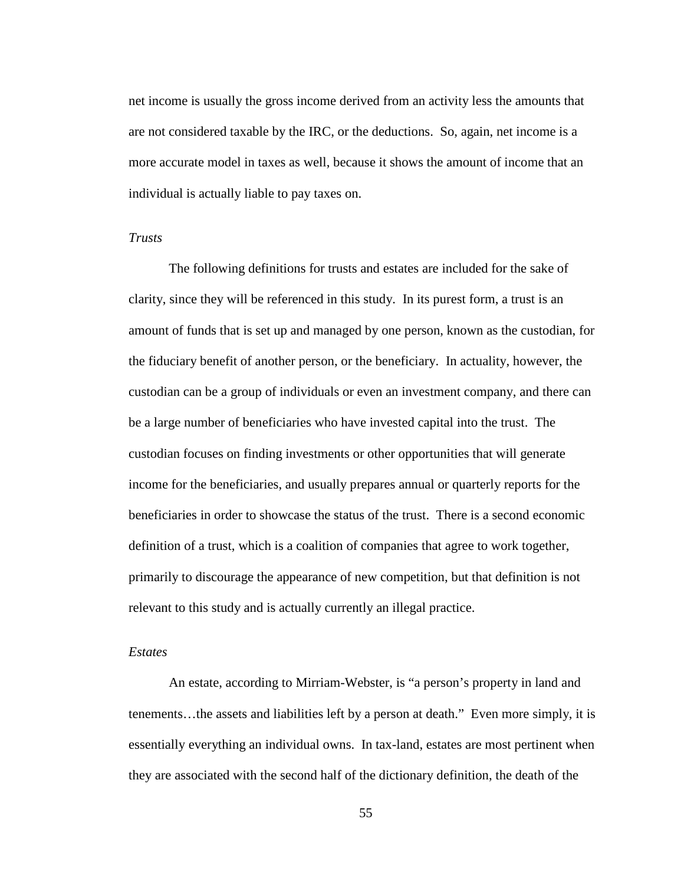net income is usually the gross income derived from an activity less the amounts that are not considered taxable by the IRC, or the deductions. So, again, net income is a more accurate model in taxes as well, because it shows the amount of income that an individual is actually liable to pay taxes on.

### *Trusts*

The following definitions for trusts and estates are included for the sake of clarity, since they will be referenced in this study. In its purest form, a trust is an amount of funds that is set up and managed by one person, known as the custodian, for the fiduciary benefit of another person, or the beneficiary. In actuality, however, the custodian can be a group of individuals or even an investment company, and there can be a large number of beneficiaries who have invested capital into the trust. The custodian focuses on finding investments or other opportunities that will generate income for the beneficiaries, and usually prepares annual or quarterly reports for the beneficiaries in order to showcase the status of the trust. There is a second economic definition of a trust, which is a coalition of companies that agree to work together, primarily to discourage the appearance of new competition, but that definition is not relevant to this study and is actually currently an illegal practice.

### *Estates*

An estate, according to Mirriam-Webster, is "a person's property in land and tenements…the assets and liabilities left by a person at death." Even more simply, it is essentially everything an individual owns. In tax-land, estates are most pertinent when they are associated with the second half of the dictionary definition, the death of the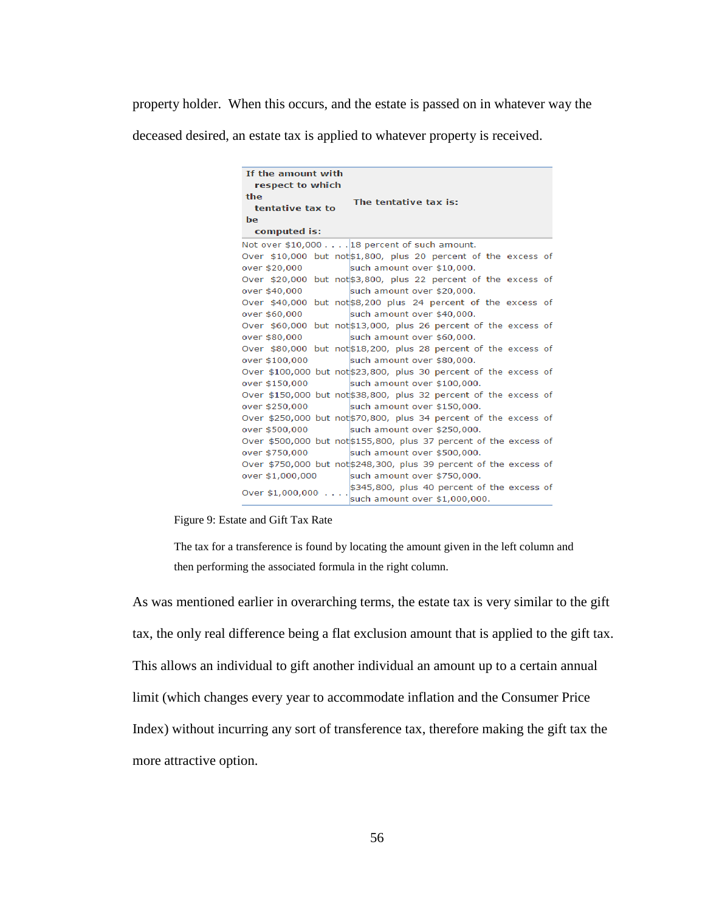property holder. When this occurs, and the estate is passed on in whatever way the deceased desired, an estate tax is applied to whatever property is received.

| If the amount with respect to which the tentative tax to be computed is: | The tentative tax is: |
|---|---|
| Not over $10,000 . . . . | 18 percent of such amount. |
| Over $10,000 but not over $20,000 | $1,800, plus 20 percent of the excess of such amount over $10,000. |
| Over $20,000 but not over $40,000 | $3,800, plus 22 percent of the excess of such amount over $20,000. |
| Over $40,000 but not over $60,000 | $8,200 plus 24 percent of the excess of such amount over $40,000. |
| Over $60,000 but not over $80,000 | $13,000, plus 26 percent of the excess of such amount over $60,000. |
| Over $80,000 but not over $100,000 | $18,200, plus 28 percent of the excess of such amount over $80,000. |
| Over $100,000 but not over $150,000 | $23,800, plus 30 percent of the excess of such amount over $100,000. |
| Over $150,000 but not over $250,000 | $38,800, plus 32 percent of the excess of such amount over $150,000. |
| Over $250,000 but not over $500,000 | $70,800, plus 34 percent of the excess of such amount over $250,000. |
| Over $500,000 but not over $750,000 | $155,800, plus 37 percent of the excess of such amount over $500,000. |
| Over $750,000 but not over $1,000,000 | $248,300, plus 39 percent of the excess of such amount over $750,000. |
| Over $1,000,000 . . . . | $345,800, plus 40 percent of the excess of such amount over $1,000,000. |

Figure 9: Estate and Gift Tax Rate

The tax for a transference is found by locating the amount given in the left column and then performing the associated formula in the right column.

As was mentioned earlier in overarching terms, the estate tax is very similar to the gift tax, the only real difference being a flat exclusion amount that is applied to the gift tax. This allows an individual to gift another individual an amount up to a certain annual limit (which changes every year to accommodate inflation and the Consumer Price Index) without incurring any sort of transference tax, therefore making the gift tax the more attractive option.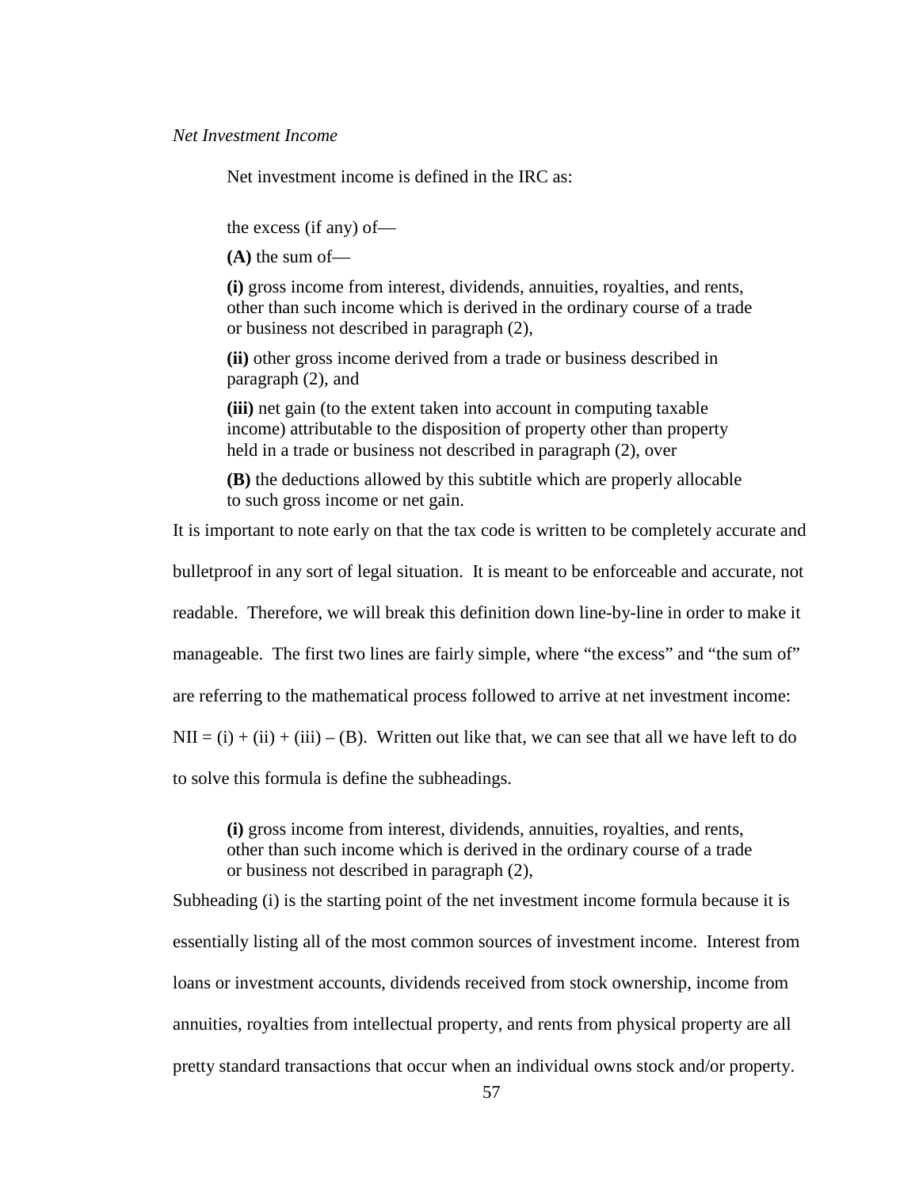*Net Investment Income*

Net investment income is defined in the IRC as:

> the excess (if any) of—
>
> **(A)** the sum of—
>
> **(i)** gross income from interest, dividends, annuities, royalties, and rents, other than such income which is derived in the ordinary course of a trade or business not described in paragraph (2),
>
> **(ii)** other gross income derived from a trade or business described in paragraph (2), and
>
> **(iii)** net gain (to the extent taken into account in computing taxable income) attributable to the disposition of property other than property held in a trade or business not described in paragraph (2), over
>
> **(B)** the deductions allowed by this subtitle which are properly allocable to such gross income or net gain.

It is important to note early on that the tax code is written to be completely accurate and bulletproof in any sort of legal situation. It is meant to be enforceable and accurate, not readable. Therefore, we will break this definition down line-by-line in order to make it manageable. The first two lines are fairly simple, where "the excess" and "the sum of" are referring to the mathematical process followed to arrive at net investment income: NII = (i) + (ii) + (iii) – (B). Written out like that, we can see that all we have left to do to solve this formula is define the subheadings.

> **(i)** gross income from interest, dividends, annuities, royalties, and rents, other than such income which is derived in the ordinary course of a trade or business not described in paragraph (2),

Subheading (i) is the starting point of the net investment income formula because it is essentially listing all of the most common sources of investment income. Interest from loans or investment accounts, dividends received from stock ownership, income from annuities, royalties from intellectual property, and rents from physical property are all pretty standard transactions that occur when an individual owns stock and/or property.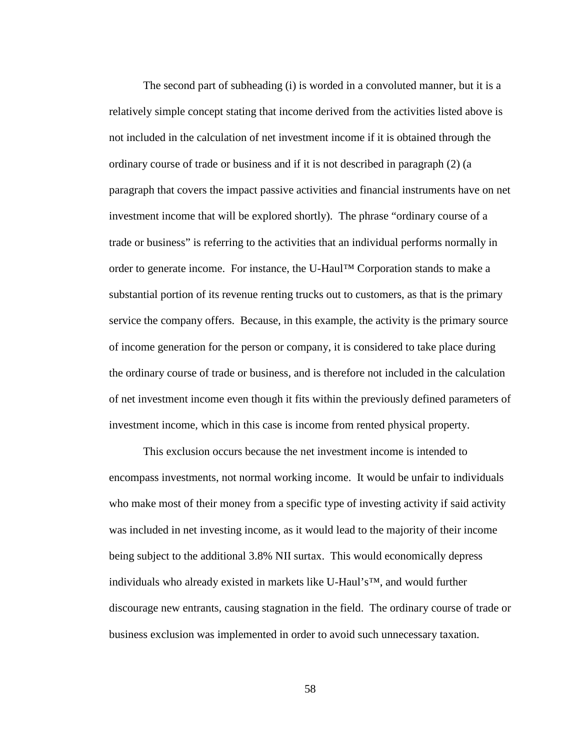The second part of subheading (i) is worded in a convoluted manner, but it is a relatively simple concept stating that income derived from the activities listed above is not included in the calculation of net investment income if it is obtained through the ordinary course of trade or business and if it is not described in paragraph (2) (a paragraph that covers the impact passive activities and financial instruments have on net investment income that will be explored shortly). The phrase "ordinary course of a trade or business" is referring to the activities that an individual performs normally in order to generate income. For instance, the U-Haul™ Corporation stands to make a substantial portion of its revenue renting trucks out to customers, as that is the primary service the company offers. Because, in this example, the activity is the primary source of income generation for the person or company, it is considered to take place during the ordinary course of trade or business, and is therefore not included in the calculation of net investment income even though it fits within the previously defined parameters of investment income, which in this case is income from rented physical property.

This exclusion occurs because the net investment income is intended to encompass investments, not normal working income. It would be unfair to individuals who make most of their money from a specific type of investing activity if said activity was included in net investing income, as it would lead to the majority of their income being subject to the additional 3.8% NII surtax. This would economically depress individuals who already existed in markets like U-Haul's™, and would further discourage new entrants, causing stagnation in the field. The ordinary course of trade or business exclusion was implemented in order to avoid such unnecessary taxation.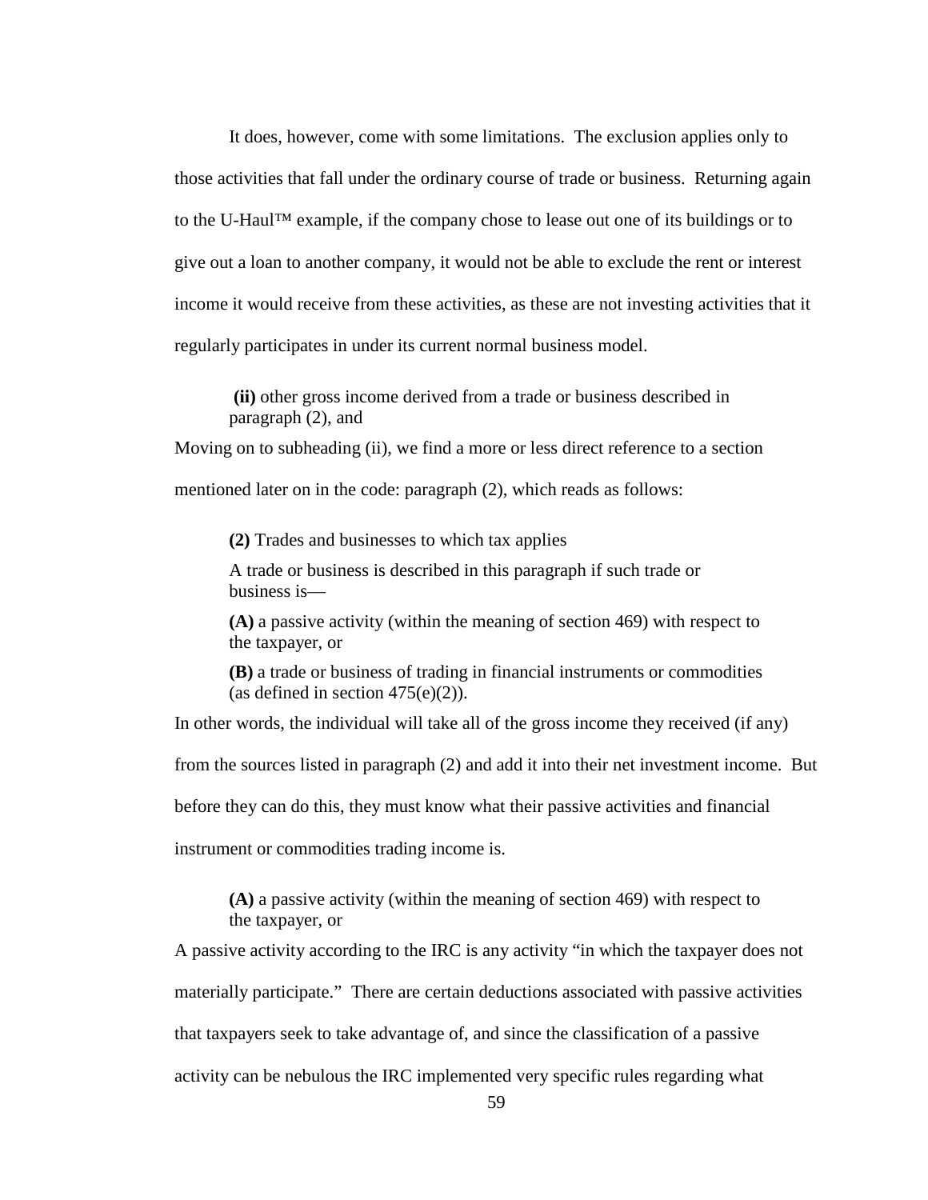It does, however, come with some limitations. The exclusion applies only to those activities that fall under the ordinary course of trade or business. Returning again to the U-Haul™ example, if the company chose to lease out one of its buildings or to give out a loan to another company, it would not be able to exclude the rent or interest income it would receive from these activities, as these are not investing activities that it regularly participates in under its current normal business model.

> **(ii)** other gross income derived from a trade or business described in paragraph (2), and

Moving on to subheading (ii), we find a more or less direct reference to a section mentioned later on in the code: paragraph (2), which reads as follows:

> **(2)** Trades and businesses to which tax applies
>
> A trade or business is described in this paragraph if such trade or business is—
>
> **(A)** a passive activity (within the meaning of section 469) with respect to the taxpayer, or
>
> **(B)** a trade or business of trading in financial instruments or commodities (as defined in section 475(e)(2)).

In other words, the individual will take all of the gross income they received (if any) from the sources listed in paragraph (2) and add it into their net investment income. But before they can do this, they must know what their passive activities and financial instrument or commodities trading income is.

> **(A)** a passive activity (within the meaning of section 469) with respect to the taxpayer, or

A passive activity according to the IRC is any activity "in which the taxpayer does not materially participate." There are certain deductions associated with passive activities that taxpayers seek to take advantage of, and since the classification of a passive activity can be nebulous the IRC implemented very specific rules regarding what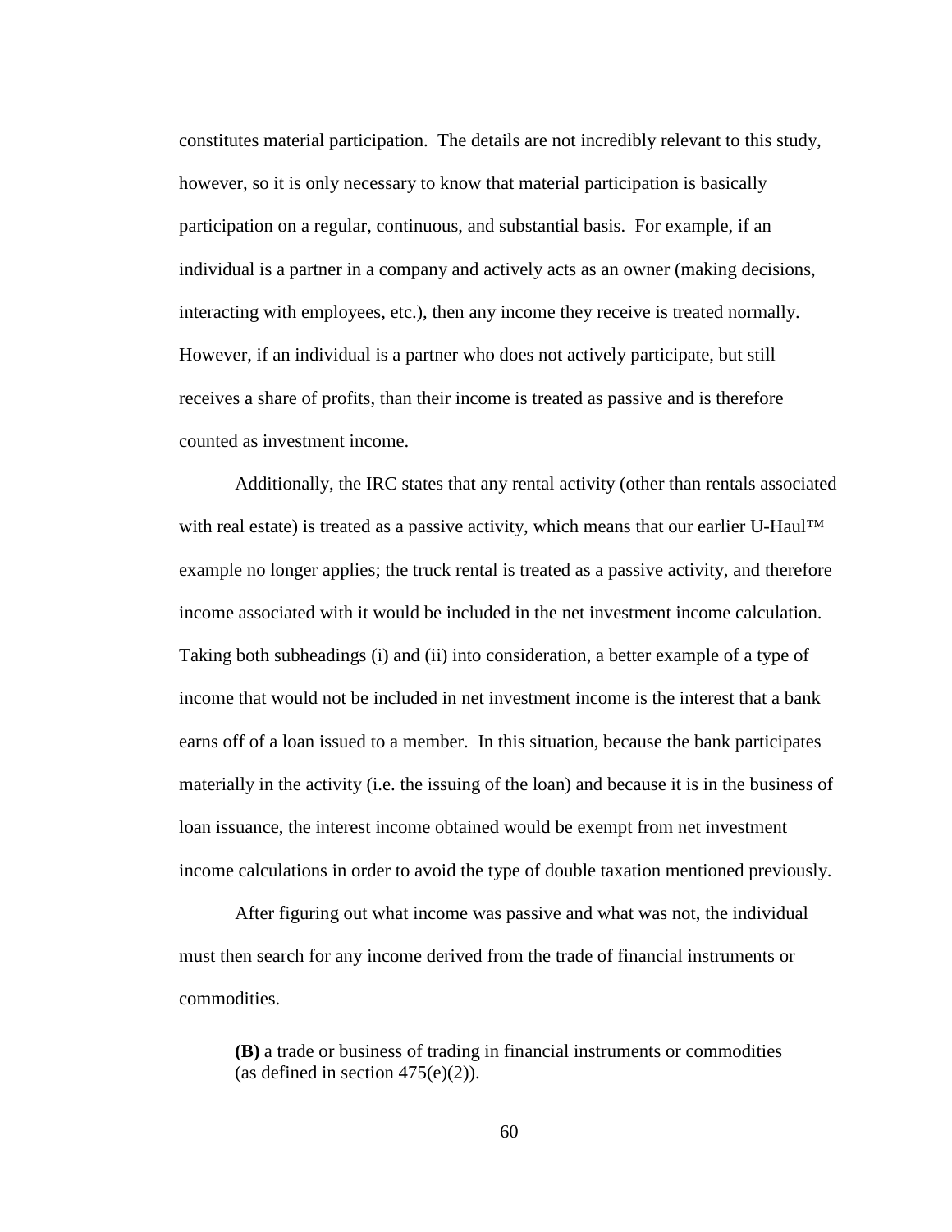constitutes material participation. The details are not incredibly relevant to this study, however, so it is only necessary to know that material participation is basically participation on a regular, continuous, and substantial basis. For example, if an individual is a partner in a company and actively acts as an owner (making decisions, interacting with employees, etc.), then any income they receive is treated normally. However, if an individual is a partner who does not actively participate, but still receives a share of profits, than their income is treated as passive and is therefore counted as investment income.

Additionally, the IRC states that any rental activity (other than rentals associated with real estate) is treated as a passive activity, which means that our earlier U-Haul™ example no longer applies; the truck rental is treated as a passive activity, and therefore income associated with it would be included in the net investment income calculation. Taking both subheadings (i) and (ii) into consideration, a better example of a type of income that would not be included in net investment income is the interest that a bank earns off of a loan issued to a member. In this situation, because the bank participates materially in the activity (i.e. the issuing of the loan) and because it is in the business of loan issuance, the interest income obtained would be exempt from net investment income calculations in order to avoid the type of double taxation mentioned previously.

After figuring out what income was passive and what was not, the individual must then search for any income derived from the trade of financial instruments or commodities.

> **(B)** a trade or business of trading in financial instruments or commodities (as defined in section 475(e)(2)).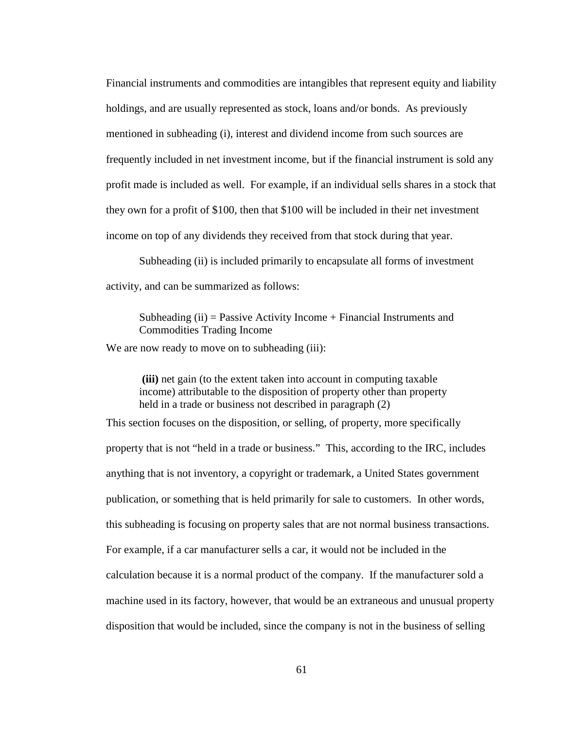Financial instruments and commodities are intangibles that represent equity and liability holdings, and are usually represented as stock, loans and/or bonds. As previously mentioned in subheading (i), interest and dividend income from such sources are frequently included in net investment income, but if the financial instrument is sold any profit made is included as well. For example, if an individual sells shares in a stock that they own for a profit of $100, then that $100 will be included in their net investment income on top of any dividends they received from that stock during that year.

Subheading (ii) is included primarily to encapsulate all forms of investment activity, and can be summarized as follows:

> Subheading (ii) = Passive Activity Income + Financial Instruments and Commodities Trading Income

We are now ready to move on to subheading (iii):

> **(iii)** net gain (to the extent taken into account in computing taxable income) attributable to the disposition of property other than property held in a trade or business not described in paragraph (2)

This section focuses on the disposition, or selling, of property, more specifically property that is not "held in a trade or business." This, according to the IRC, includes anything that is not inventory, a copyright or trademark, a United States government publication, or something that is held primarily for sale to customers. In other words, this subheading is focusing on property sales that are not normal business transactions. For example, if a car manufacturer sells a car, it would not be included in the calculation because it is a normal product of the company. If the manufacturer sold a machine used in its factory, however, that would be an extraneous and unusual property disposition that would be included, since the company is not in the business of selling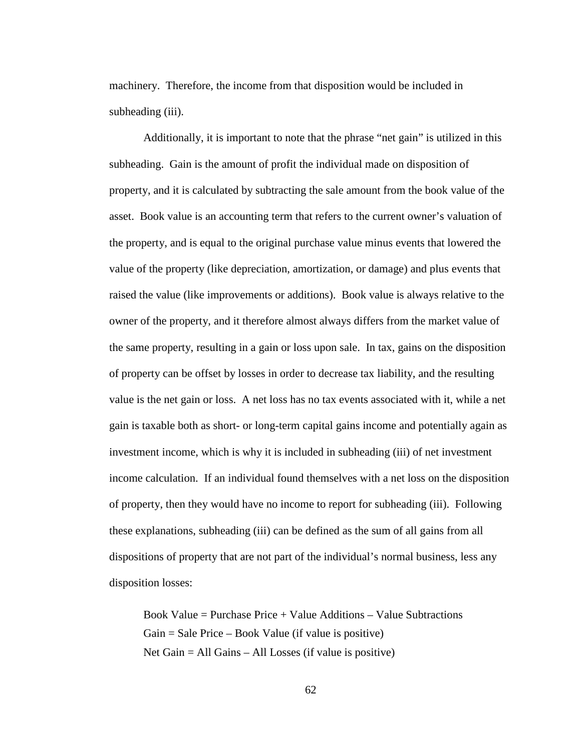machinery. Therefore, the income from that disposition would be included in subheading (iii).

Additionally, it is important to note that the phrase "net gain" is utilized in this subheading. Gain is the amount of profit the individual made on disposition of property, and it is calculated by subtracting the sale amount from the book value of the asset. Book value is an accounting term that refers to the current owner's valuation of the property, and is equal to the original purchase value minus events that lowered the value of the property (like depreciation, amortization, or damage) and plus events that raised the value (like improvements or additions). Book value is always relative to the owner of the property, and it therefore almost always differs from the market value of the same property, resulting in a gain or loss upon sale. In tax, gains on the disposition of property can be offset by losses in order to decrease tax liability, and the resulting value is the net gain or loss. A net loss has no tax events associated with it, while a net gain is taxable both as short- or long-term capital gains income and potentially again as investment income, which is why it is included in subheading (iii) of net investment income calculation. If an individual found themselves with a net loss on the disposition of property, then they would have no income to report for subheading (iii). Following these explanations, subheading (iii) can be defined as the sum of all gains from all dispositions of property that are not part of the individual's normal business, less any disposition losses:

Book Value = Purchase Price + Value Additions – Value Subtractions
Gain = Sale Price – Book Value (if value is positive)
Net Gain = All Gains – All Losses (if value is positive)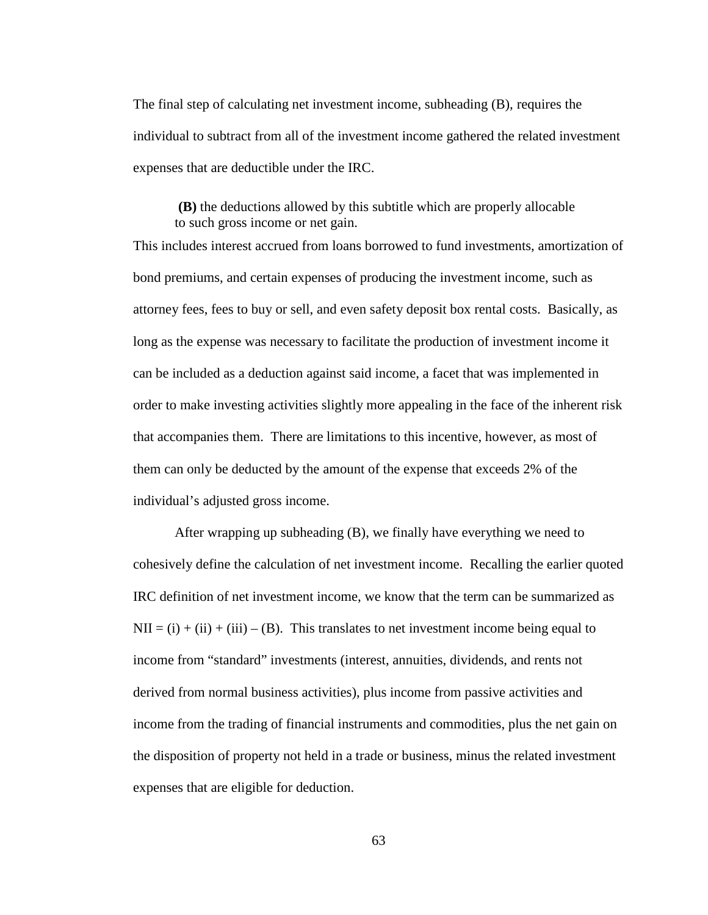The final step of calculating net investment income, subheading (B), requires the individual to subtract from all of the investment income gathered the related investment expenses that are deductible under the IRC.

> **(B)** the deductions allowed by this subtitle which are properly allocable to such gross income or net gain.

This includes interest accrued from loans borrowed to fund investments, amortization of bond premiums, and certain expenses of producing the investment income, such as attorney fees, fees to buy or sell, and even safety deposit box rental costs. Basically, as long as the expense was necessary to facilitate the production of investment income it can be included as a deduction against said income, a facet that was implemented in order to make investing activities slightly more appealing in the face of the inherent risk that accompanies them. There are limitations to this incentive, however, as most of them can only be deducted by the amount of the expense that exceeds 2% of the individual's adjusted gross income.

After wrapping up subheading (B), we finally have everything we need to cohesively define the calculation of net investment income. Recalling the earlier quoted IRC definition of net investment income, we know that the term can be summarized as NII = (i) + (ii) + (iii) – (B). This translates to net investment income being equal to income from "standard" investments (interest, annuities, dividends, and rents not derived from normal business activities), plus income from passive activities and income from the trading of financial instruments and commodities, plus the net gain on the disposition of property not held in a trade or business, minus the related investment expenses that are eligible for deduction.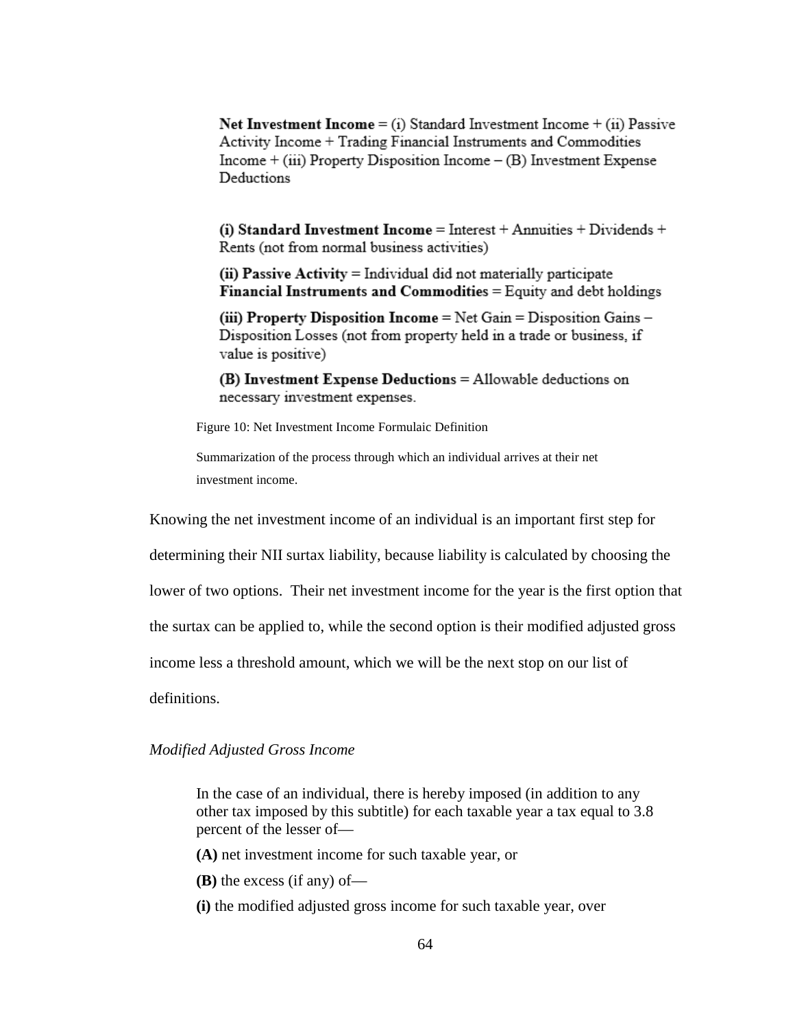**Net Investment Income** = (i) Standard Investment Income + (ii) Passive Activity Income + Trading Financial Instruments and Commodities Income + (iii) Property Disposition Income – (B) Investment Expense Deductions

**(i) Standard Investment Income** = Interest + Annuities + Dividends + Rents (not from normal business activities)

**(ii) Passive Activity** = Individual did not materially participate
**Financial Instruments and Commodities** = Equity and debt holdings

**(iii) Property Disposition Income** = Net Gain = Disposition Gains – Disposition Losses (not from property held in a trade or business, if value is positive)

**(B) Investment Expense Deductions** = Allowable deductions on necessary investment expenses.

Figure 10: Net Investment Income Formulaic Definition

Summarization of the process through which an individual arrives at their net investment income.

Knowing the net investment income of an individual is an important first step for determining their NII surtax liability, because liability is calculated by choosing the lower of two options. Their net investment income for the year is the first option that the surtax can be applied to, while the second option is their modified adjusted gross income less a threshold amount, which we will be the next stop on our list of definitions.

*Modified Adjusted Gross Income*

> In the case of an individual, there is hereby imposed (in addition to any other tax imposed by this subtitle) for each taxable year a tax equal to 3.8 percent of the lesser of—
>
> **(A)** net investment income for such taxable year, or
>
> **(B)** the excess (if any) of—
>
> **(i)** the modified adjusted gross income for such taxable year, over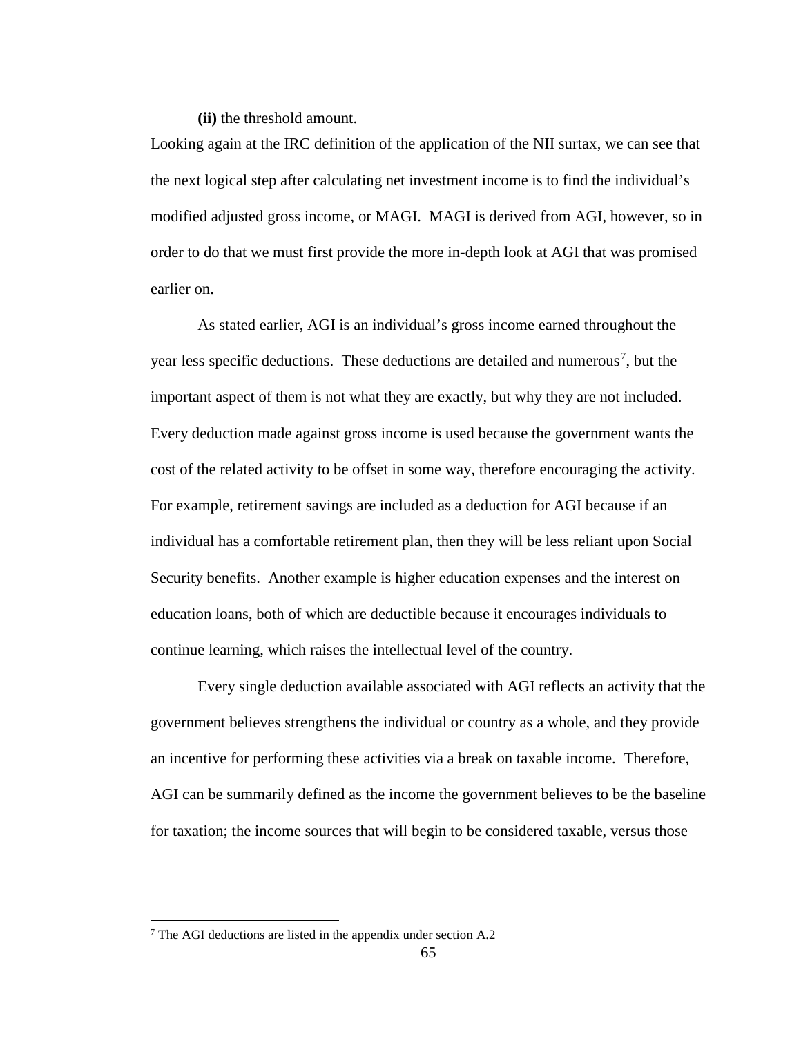**(ii)** the threshold amount.

Looking again at the IRC definition of the application of the NII surtax, we can see that the next logical step after calculating net investment income is to find the individual's modified adjusted gross income, or MAGI. MAGI is derived from AGI, however, so in order to do that we must first provide the more in-depth look at AGI that was promised earlier on.

As stated earlier, AGI is an individual's gross income earned throughout the year less specific deductions. These deductions are detailed and numerous[7], but the important aspect of them is not what they are exactly, but why they are not included. Every deduction made against gross income is used because the government wants the cost of the related activity to be offset in some way, therefore encouraging the activity. For example, retirement savings are included as a deduction for AGI because if an individual has a comfortable retirement plan, then they will be less reliant upon Social Security benefits. Another example is higher education expenses and the interest on education loans, both of which are deductible because it encourages individuals to continue learning, which raises the intellectual level of the country.

Every single deduction available associated with AGI reflects an activity that the government believes strengthens the individual or country as a whole, and they provide an incentive for performing these activities via a break on taxable income. Therefore, AGI can be summarily defined as the income the government believes to be the baseline for taxation; the income sources that will begin to be considered taxable, versus those

[7] The AGI deductions are listed in the appendix under section A.2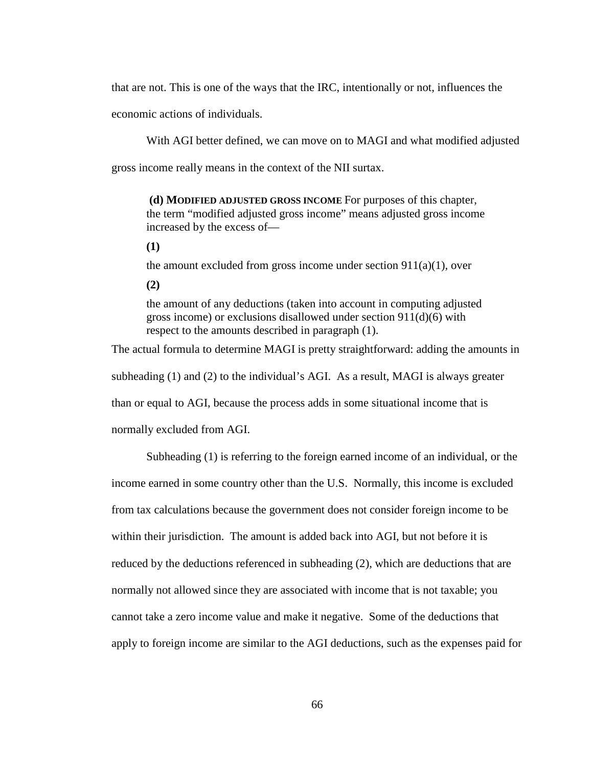that are not. This is one of the ways that the IRC, intentionally or not, influences the economic actions of individuals.

With AGI better defined, we can move on to MAGI and what modified adjusted gross income really means in the context of the NII surtax.

> **(d) MODIFIED ADJUSTED GROSS INCOME** For purposes of this chapter, the term "modified adjusted gross income" means adjusted gross income increased by the excess of—
>
> **(1)**
>
> the amount excluded from gross income under section 911(a)(1), over
>
> **(2)**
>
> the amount of any deductions (taken into account in computing adjusted gross income) or exclusions disallowed under section 911(d)(6) with respect to the amounts described in paragraph (1).

The actual formula to determine MAGI is pretty straightforward: adding the amounts in subheading (1) and (2) to the individual's AGI. As a result, MAGI is always greater than or equal to AGI, because the process adds in some situational income that is normally excluded from AGI.

Subheading (1) is referring to the foreign earned income of an individual, or the income earned in some country other than the U.S. Normally, this income is excluded from tax calculations because the government does not consider foreign income to be within their jurisdiction. The amount is added back into AGI, but not before it is reduced by the deductions referenced in subheading (2), which are deductions that are normally not allowed since they are associated with income that is not taxable; you cannot take a zero income value and make it negative. Some of the deductions that apply to foreign income are similar to the AGI deductions, such as the expenses paid for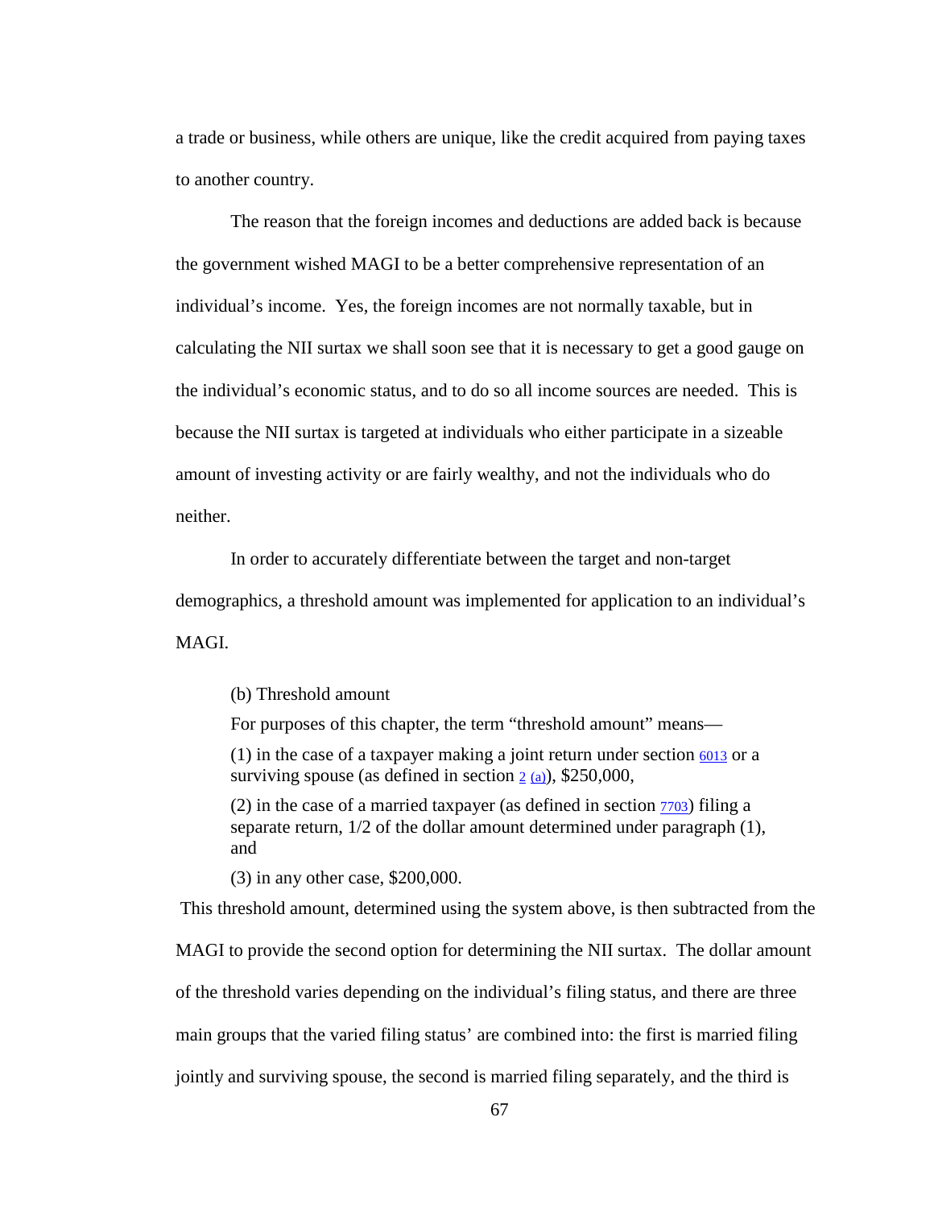a trade or business, while others are unique, like the credit acquired from paying taxes to another country.

The reason that the foreign incomes and deductions are added back is because the government wished MAGI to be a better comprehensive representation of an individual's income. Yes, the foreign incomes are not normally taxable, but in calculating the NII surtax we shall soon see that it is necessary to get a good gauge on the individual's economic status, and to do so all income sources are needed. This is because the NII surtax is targeted at individuals who either participate in a sizeable amount of investing activity or are fairly wealthy, and not the individuals who do neither.

In order to accurately differentiate between the target and non-target demographics, a threshold amount was implemented for application to an individual's MAGI.

> (b) Threshold amount
>
> For purposes of this chapter, the term "threshold amount" means—
>
> (1) in the case of a taxpayer making a joint return under section 6013 or a surviving spouse (as defined in section 2 (a)), $250,000,
>
> (2) in the case of a married taxpayer (as defined in section 7703) filing a separate return, 1/2 of the dollar amount determined under paragraph (1), and
>
> (3) in any other case, $200,000.

This threshold amount, determined using the system above, is then subtracted from the MAGI to provide the second option for determining the NII surtax. The dollar amount of the threshold varies depending on the individual's filing status, and there are three main groups that the varied filing status' are combined into: the first is married filing jointly and surviving spouse, the second is married filing separately, and the third is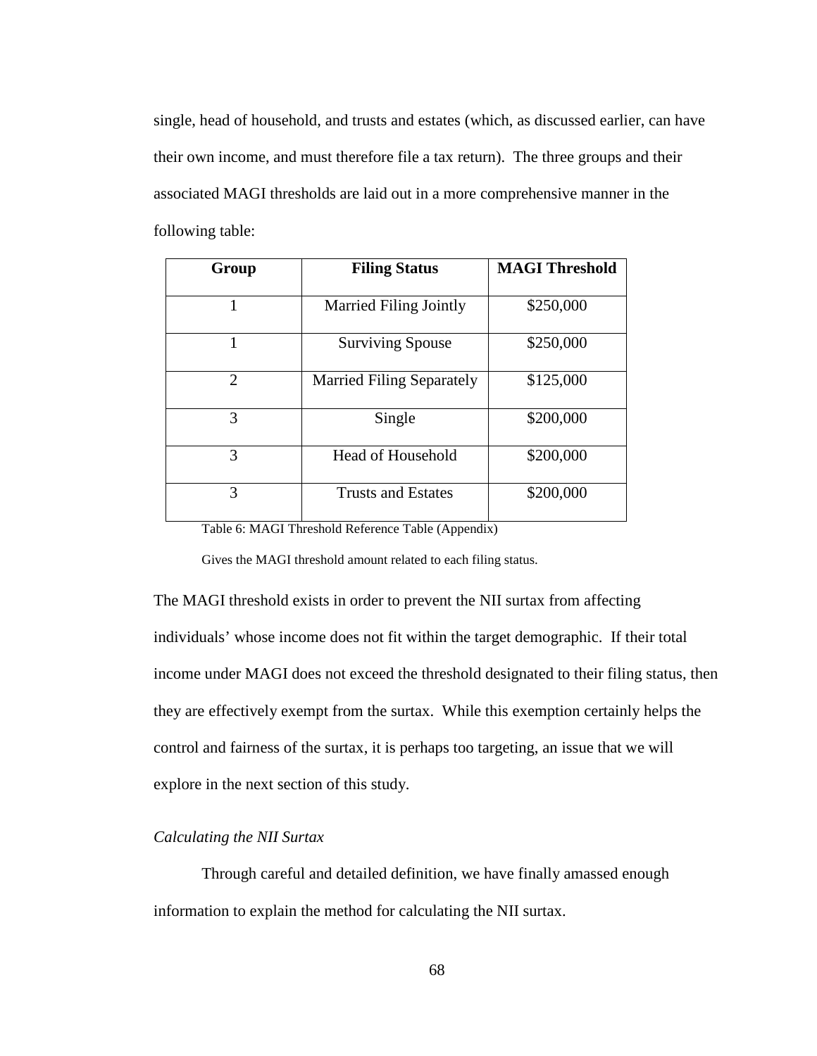single, head of household, and trusts and estates (which, as discussed earlier, can have their own income, and must therefore file a tax return). The three groups and their associated MAGI thresholds are laid out in a more comprehensive manner in the following table:

| Group | Filing Status | MAGI Threshold |
|---|---|---|
| 1 | Married Filing Jointly | \$250,000 |
| 1 | Surviving Spouse | \$250,000 |
| 2 | Married Filing Separately | \$125,000 |
| 3 | Single | \$200,000 |
| 3 | Head of Household | \$200,000 |
| 3 | Trusts and Estates | \$200,000 |

Table 6: MAGI Threshold Reference Table (Appendix)

Gives the MAGI threshold amount related to each filing status.

The MAGI threshold exists in order to prevent the NII surtax from affecting individuals' whose income does not fit within the target demographic. If their total income under MAGI does not exceed the threshold designated to their filing status, then they are effectively exempt from the surtax. While this exemption certainly helps the control and fairness of the surtax, it is perhaps too targeting, an issue that we will explore in the next section of this study.

### *Calculating the NII Surtax*

Through careful and detailed definition, we have finally amassed enough information to explain the method for calculating the NII surtax.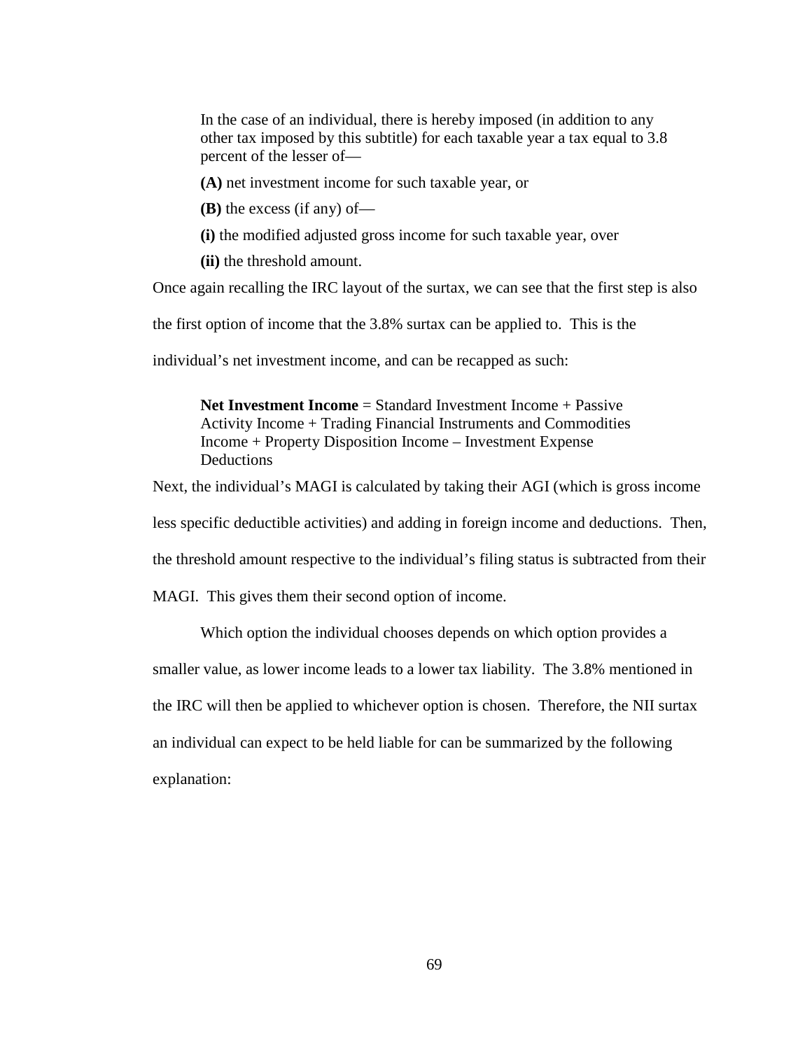> In the case of an individual, there is hereby imposed (in addition to any other tax imposed by this subtitle) for each taxable year a tax equal to 3.8 percent of the lesser of—
>
> **(A)** net investment income for such taxable year, or
>
> **(B)** the excess (if any) of—
>
> **(i)** the modified adjusted gross income for such taxable year, over
>
> **(ii)** the threshold amount.

Once again recalling the IRC layout of the surtax, we can see that the first step is also the first option of income that the 3.8% surtax can be applied to. This is the individual's net investment income, and can be recapped as such:

> **Net Investment Income** = Standard Investment Income + Passive Activity Income + Trading Financial Instruments and Commodities Income + Property Disposition Income – Investment Expense Deductions

Next, the individual's MAGI is calculated by taking their AGI (which is gross income less specific deductible activities) and adding in foreign income and deductions. Then, the threshold amount respective to the individual's filing status is subtracted from their MAGI. This gives them their second option of income.

Which option the individual chooses depends on which option provides a smaller value, as lower income leads to a lower tax liability. The 3.8% mentioned in the IRC will then be applied to whichever option is chosen. Therefore, the NII surtax an individual can expect to be held liable for can be summarized by the following explanation: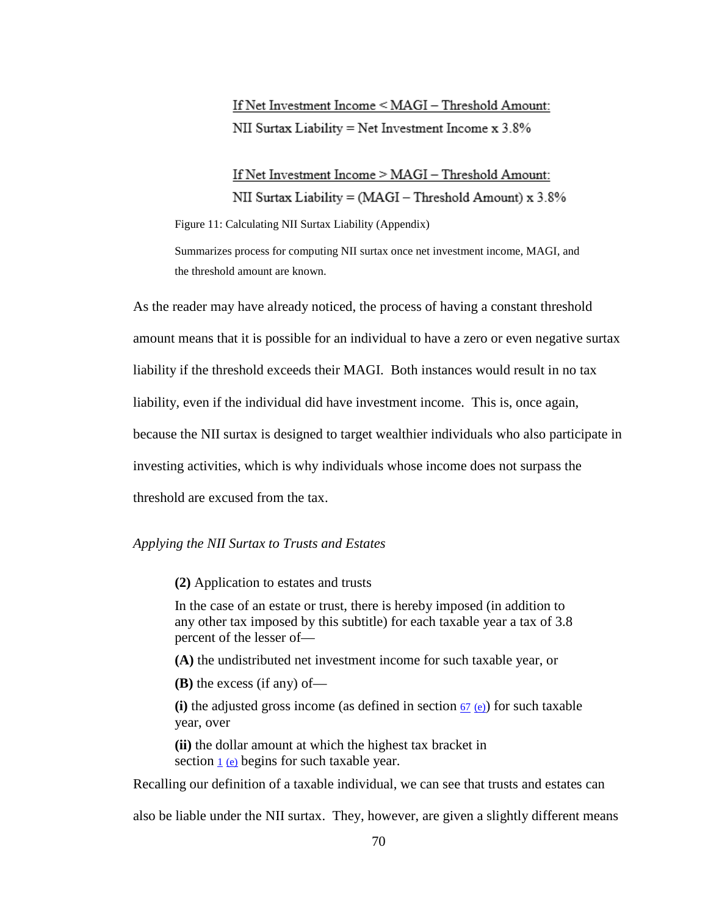<u>If Net Investment Income < MAGI – Threshold Amount:</u>

NII Surtax Liability = Net Investment Income x 3.8%

<u>If Net Investment Income > MAGI – Threshold Amount:</u>

NII Surtax Liability = (MAGI – Threshold Amount) x 3.8%

Figure 11: Calculating NII Surtax Liability (Appendix)

Summarizes process for computing NII surtax once net investment income, MAGI, and the threshold amount are known.

As the reader may have already noticed, the process of having a constant threshold amount means that it is possible for an individual to have a zero or even negative surtax liability if the threshold exceeds their MAGI. Both instances would result in no tax liability, even if the individual did have investment income. This is, once again, because the NII surtax is designed to target wealthier individuals who also participate in investing activities, which is why individuals whose income does not surpass the threshold are excused from the tax.

*Applying the NII Surtax to Trusts and Estates*

> **(2)** Application to estates and trusts
>
> In the case of an estate or trust, there is hereby imposed (in addition to any other tax imposed by this subtitle) for each taxable year a tax of 3.8 percent of the lesser of—
>
> **(A)** the undistributed net investment income for such taxable year, or
>
> **(B)** the excess (if any) of—
>
> **(i)** the adjusted gross income (as defined in section 67 (e)) for such taxable year, over
>
> **(ii)** the dollar amount at which the highest tax bracket in section 1 (e) begins for such taxable year.

Recalling our definition of a taxable individual, we can see that trusts and estates can also be liable under the NII surtax. They, however, are given a slightly different means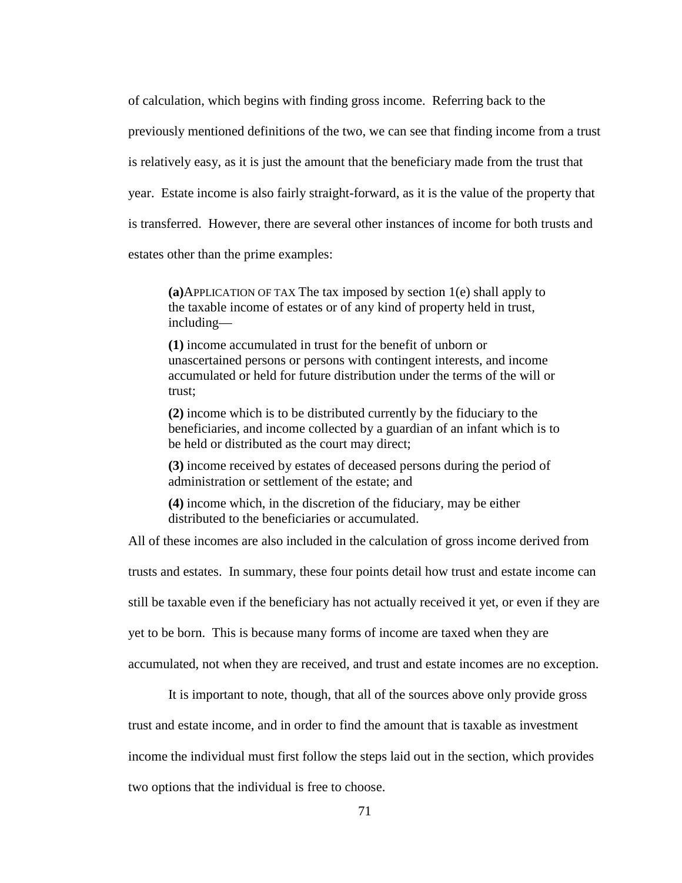of calculation, which begins with finding gross income. Referring back to the previously mentioned definitions of the two, we can see that finding income from a trust is relatively easy, as it is just the amount that the beneficiary made from the trust that year. Estate income is also fairly straight-forward, as it is the value of the property that is transferred. However, there are several other instances of income for both trusts and estates other than the prime examples:

> **(a)** APPLICATION OF TAX The tax imposed by section 1(e) shall apply to the taxable income of estates or of any kind of property held in trust, including—
>
> **(1)** income accumulated in trust for the benefit of unborn or unascertained persons or persons with contingent interests, and income accumulated or held for future distribution under the terms of the will or trust;
>
> **(2)** income which is to be distributed currently by the fiduciary to the beneficiaries, and income collected by a guardian of an infant which is to be held or distributed as the court may direct;
>
> **(3)** income received by estates of deceased persons during the period of administration or settlement of the estate; and
>
> **(4)** income which, in the discretion of the fiduciary, may be either distributed to the beneficiaries or accumulated.

All of these incomes are also included in the calculation of gross income derived from trusts and estates. In summary, these four points detail how trust and estate income can still be taxable even if the beneficiary has not actually received it yet, or even if they are yet to be born. This is because many forms of income are taxed when they are accumulated, not when they are received, and trust and estate incomes are no exception.

It is important to note, though, that all of the sources above only provide gross trust and estate income, and in order to find the amount that is taxable as investment income the individual must first follow the steps laid out in the section, which provides two options that the individual is free to choose.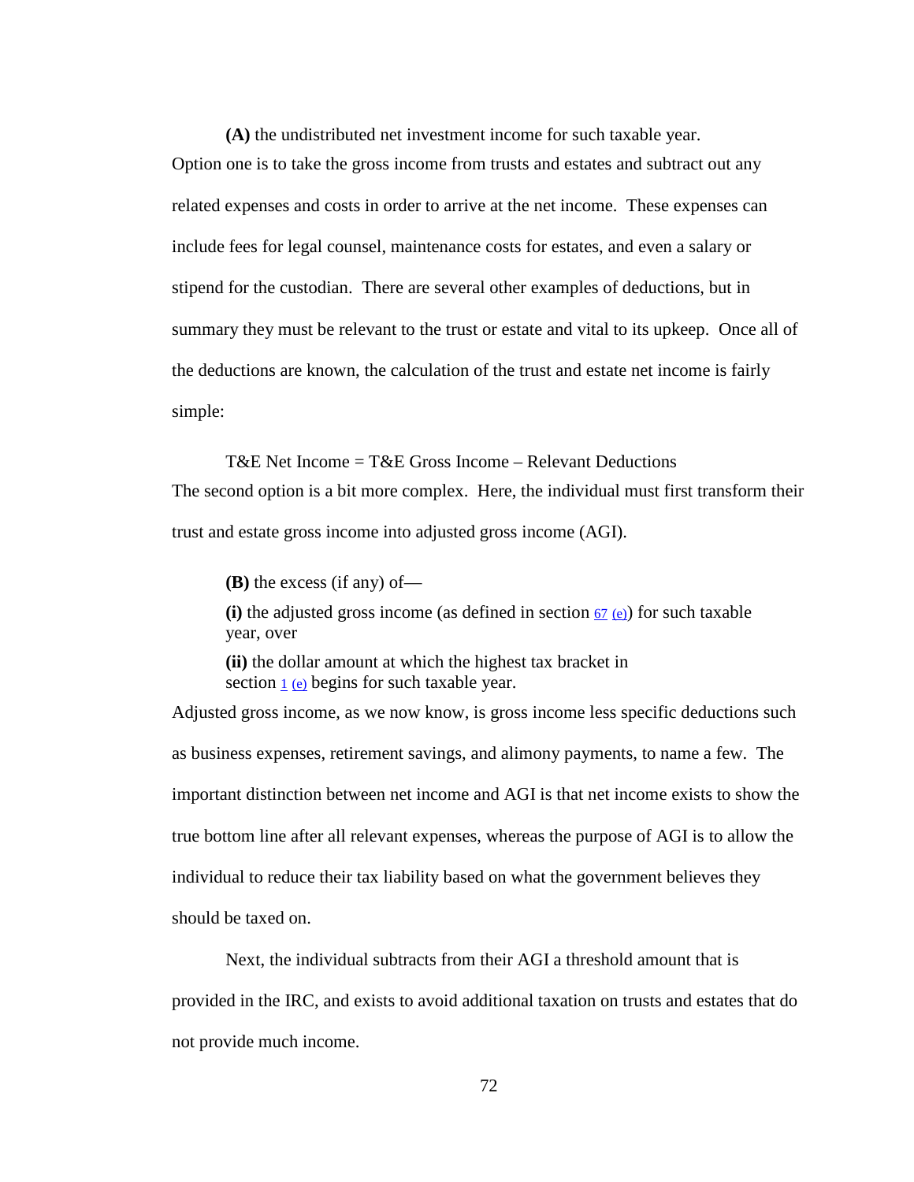**(A)** the undistributed net investment income for such taxable year.

Option one is to take the gross income from trusts and estates and subtract out any related expenses and costs in order to arrive at the net income. These expenses can include fees for legal counsel, maintenance costs for estates, and even a salary or stipend for the custodian. There are several other examples of deductions, but in summary they must be relevant to the trust or estate and vital to its upkeep. Once all of the deductions are known, the calculation of the trust and estate net income is fairly simple:

T&E Net Income = T&E Gross Income – Relevant Deductions

The second option is a bit more complex. Here, the individual must first transform their trust and estate gross income into adjusted gross income (AGI).

**(B)** the excess (if any) of—

**(i)** the adjusted gross income (as defined in section 67 (e)) for such taxable year, over

**(ii)** the dollar amount at which the highest tax bracket in section 1 (e) begins for such taxable year.

Adjusted gross income, as we now know, is gross income less specific deductions such as business expenses, retirement savings, and alimony payments, to name a few. The important distinction between net income and AGI is that net income exists to show the true bottom line after all relevant expenses, whereas the purpose of AGI is to allow the individual to reduce their tax liability based on what the government believes they should be taxed on.

Next, the individual subtracts from their AGI a threshold amount that is provided in the IRC, and exists to avoid additional taxation on trusts and estates that do not provide much income.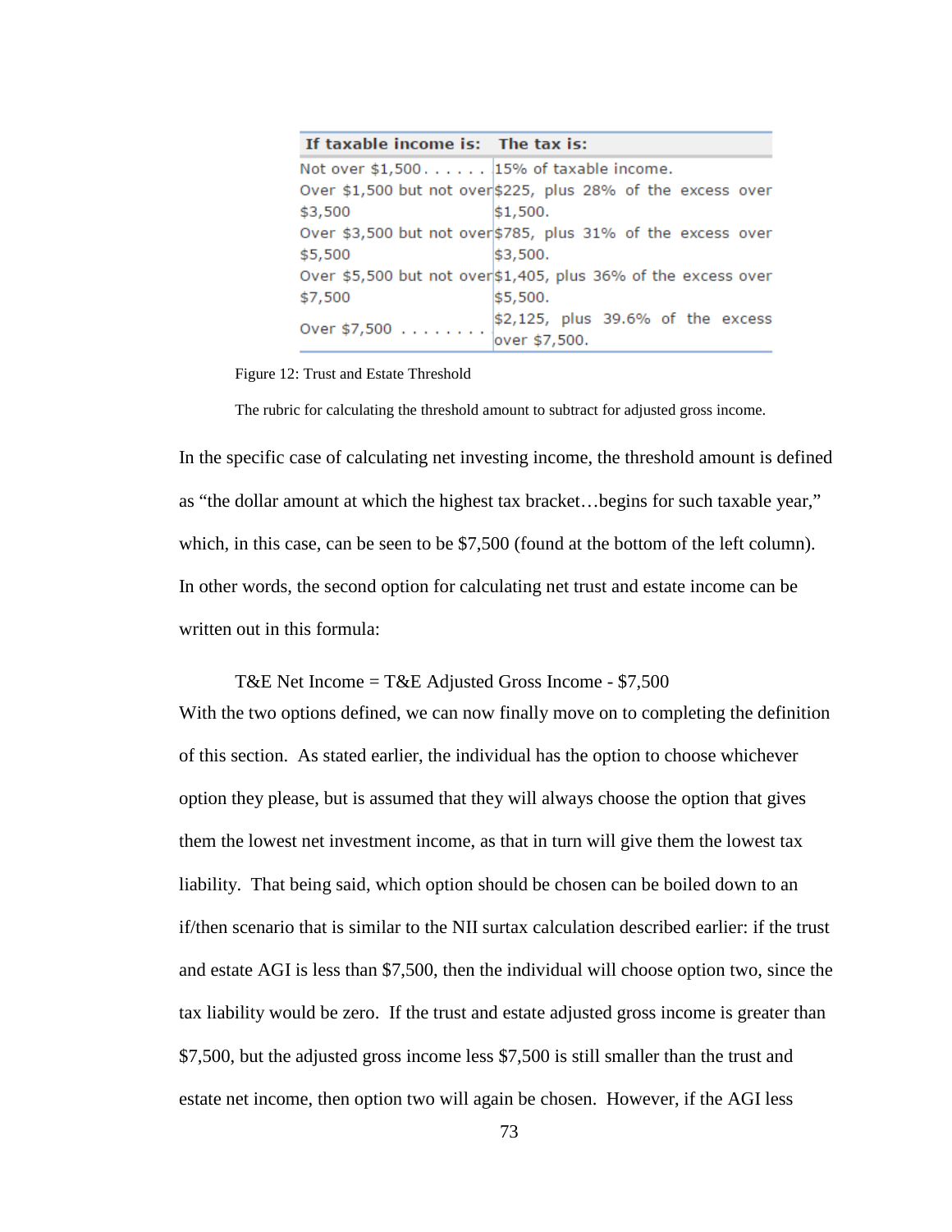| If taxable income is: | The tax is: |
|---|---|
| Not over $1,500. . . . . . | 15% of taxable income. |
| Over $1,500 but not over $3,500 | $225, plus 28% of the excess over $1,500. |
| Over $3,500 but not over $5,500 | $785, plus 31% of the excess over $3,500. |
| Over $5,500 but not over $7,500 | $1,405, plus 36% of the excess over $5,500. |
| Over $7,500 . . . . . . . . | $2,125, plus 39.6% of the excess over $7,500. |

Figure 12: Trust and Estate Threshold

The rubric for calculating the threshold amount to subtract for adjusted gross income.

In the specific case of calculating net investing income, the threshold amount is defined as "the dollar amount at which the highest tax bracket…begins for such taxable year," which, in this case, can be seen to be $7,500 (found at the bottom of the left column). In other words, the second option for calculating net trust and estate income can be written out in this formula:

T&E Net Income = T&E Adjusted Gross Income - $7,500

With the two options defined, we can now finally move on to completing the definition of this section. As stated earlier, the individual has the option to choose whichever option they please, but is assumed that they will always choose the option that gives them the lowest net investment income, as that in turn will give them the lowest tax liability. That being said, which option should be chosen can be boiled down to an if/then scenario that is similar to the NII surtax calculation described earlier: if the trust and estate AGI is less than $7,500, then the individual will choose option two, since the tax liability would be zero. If the trust and estate adjusted gross income is greater than $7,500, but the adjusted gross income less $7,500 is still smaller than the trust and estate net income, then option two will again be chosen. However, if the AGI less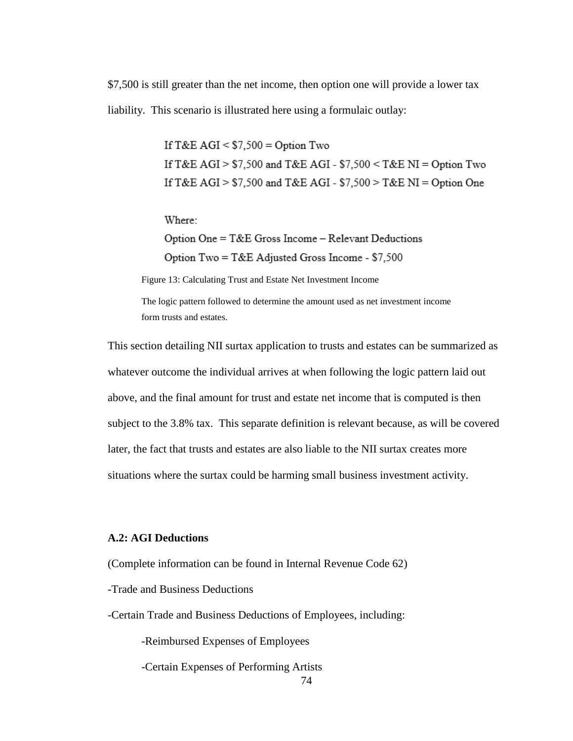$7,500 is still greater than the net income, then option one will provide a lower tax liability. This scenario is illustrated here using a formulaic outlay:

> If T&E AGI < $7,500 = Option Two
> If T&E AGI > $7,500 and T&E AGI - $7,500 < T&E NI = Option Two
> If T&E AGI > $7,500 and T&E AGI - $7,500 > T&E NI = Option One
>
> Where:
> Option One = T&E Gross Income – Relevant Deductions
> Option Two = T&E Adjusted Gross Income - $7,500

Figure 13: Calculating Trust and Estate Net Investment Income

The logic pattern followed to determine the amount used as net investment income form trusts and estates.

This section detailing NII surtax application to trusts and estates can be summarized as whatever outcome the individual arrives at when following the logic pattern laid out above, and the final amount for trust and estate net income that is computed is then subject to the 3.8% tax. This separate definition is relevant because, as will be covered later, the fact that trusts and estates are also liable to the NII surtax creates more situations where the surtax could be harming small business investment activity.

**A.2: AGI Deductions**

(Complete information can be found in Internal Revenue Code 62)

-Trade and Business Deductions

-Certain Trade and Business Deductions of Employees, including:

- -Reimbursed Expenses of Employees
- -Certain Expenses of Performing Artists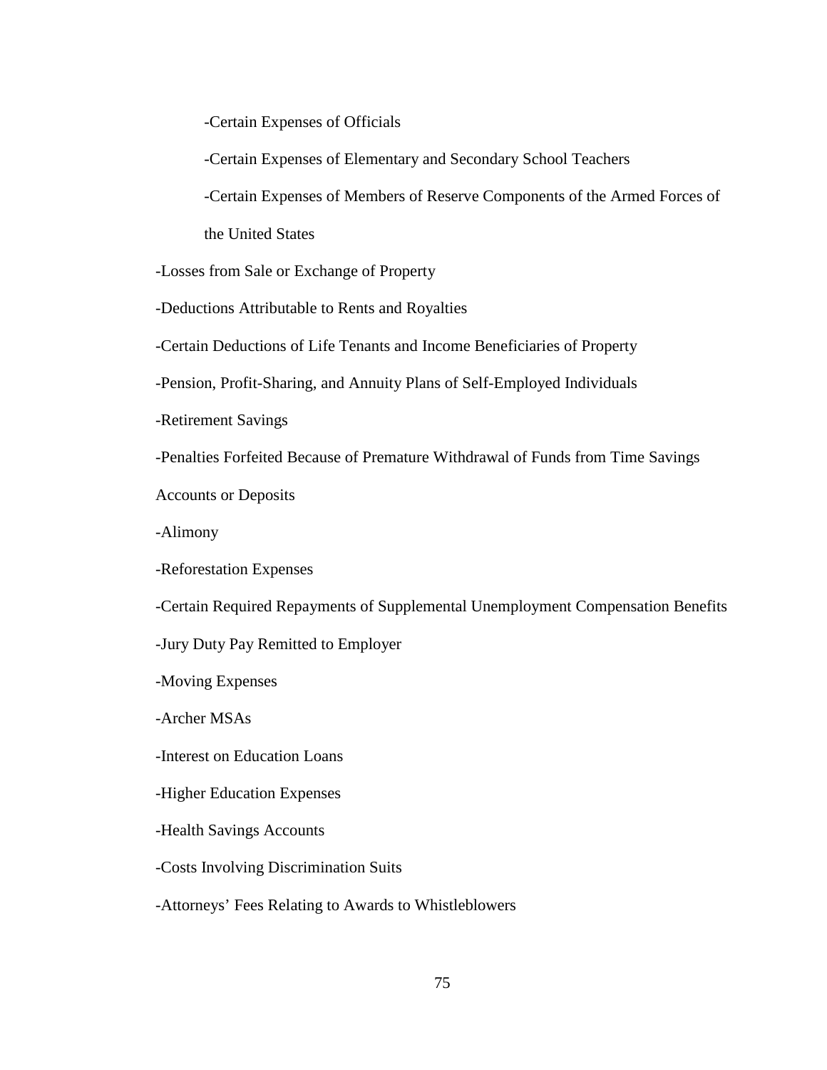- -Certain Expenses of Officials
    - -Certain Expenses of Elementary and Secondary School Teachers
    - -Certain Expenses of Members of Reserve Components of the Armed Forces of the United States

-Losses from Sale or Exchange of Property

-Deductions Attributable to Rents and Royalties

-Certain Deductions of Life Tenants and Income Beneficiaries of Property

-Pension, Profit-Sharing, and Annuity Plans of Self-Employed Individuals

-Retirement Savings

-Penalties Forfeited Because of Premature Withdrawal of Funds from Time Savings Accounts or Deposits

-Alimony

-Reforestation Expenses

-Certain Required Repayments of Supplemental Unemployment Compensation Benefits

-Jury Duty Pay Remitted to Employer

-Moving Expenses

-Archer MSAs

-Interest on Education Loans

-Higher Education Expenses

-Health Savings Accounts

-Costs Involving Discrimination Suits

-Attorneys' Fees Relating to Awards to Whistleblowers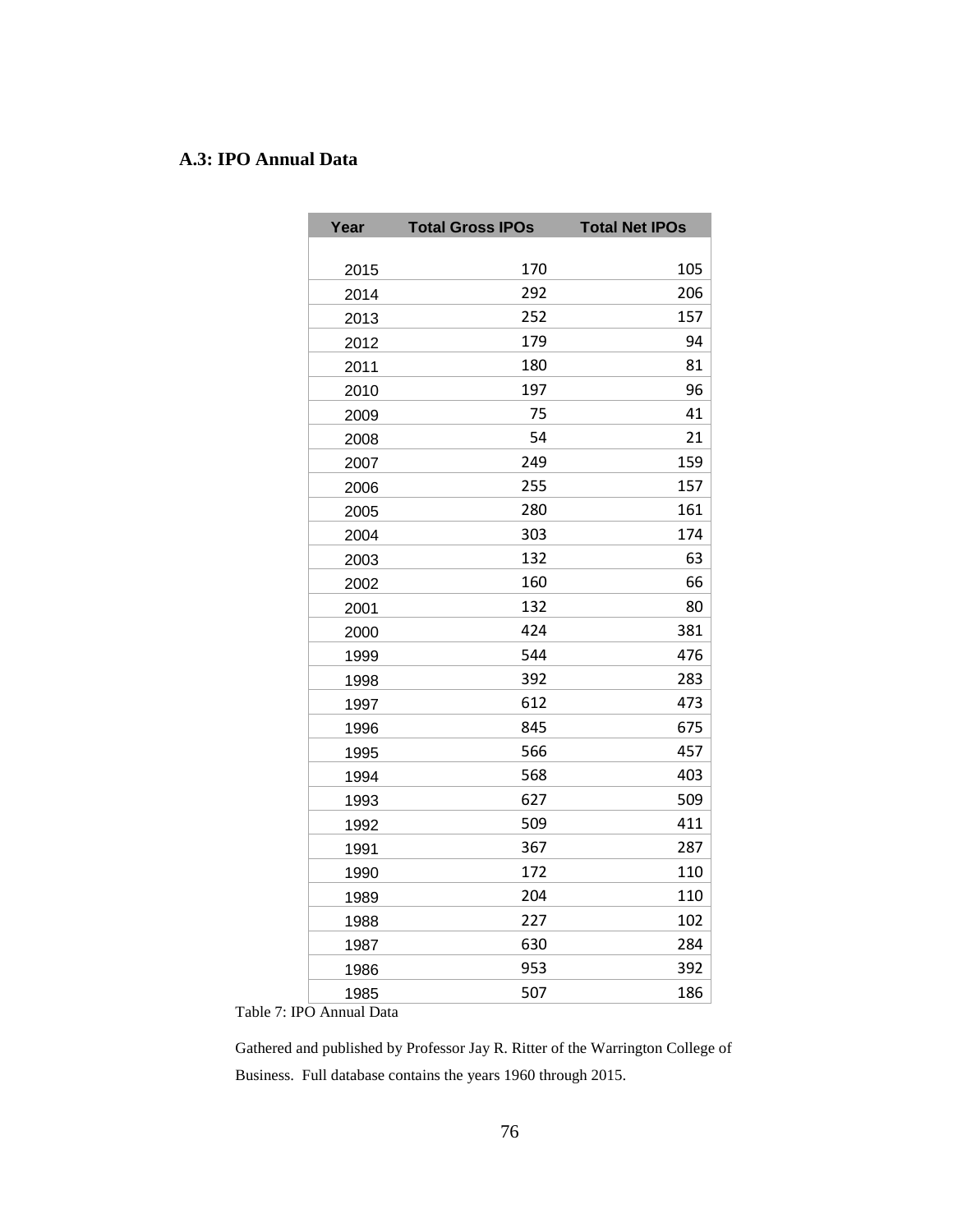### A.3: IPO Annual Data

| Year | Total Gross IPOs | Total Net IPOs |
|---|---|---|
| 2015 | 170 | 105 |
| 2014 | 292 | 206 |
| 2013 | 252 | 157 |
| 2012 | 179 | 94 |
| 2011 | 180 | 81 |
| 2010 | 197 | 96 |
| 2009 | 75 | 41 |
| 2008 | 54 | 21 |
| 2007 | 249 | 159 |
| 2006 | 255 | 157 |
| 2005 | 280 | 161 |
| 2004 | 303 | 174 |
| 2003 | 132 | 63 |
| 2002 | 160 | 66 |
| 2001 | 132 | 80 |
| 2000 | 424 | 381 |
| 1999 | 544 | 476 |
| 1998 | 392 | 283 |
| 1997 | 612 | 473 |
| 1996 | 845 | 675 |
| 1995 | 566 | 457 |
| 1994 | 568 | 403 |
| 1993 | 627 | 509 |
| 1992 | 509 | 411 |
| 1991 | 367 | 287 |
| 1990 | 172 | 110 |
| 1989 | 204 | 110 |
| 1988 | 227 | 102 |
| 1987 | 630 | 284 |
| 1986 | 953 | 392 |
| 1985 | 507 | 186 |

Table 7: IPO Annual Data

Gathered and published by Professor Jay R. Ritter of the Warrington College of Business. Full database contains the years 1960 through 2015.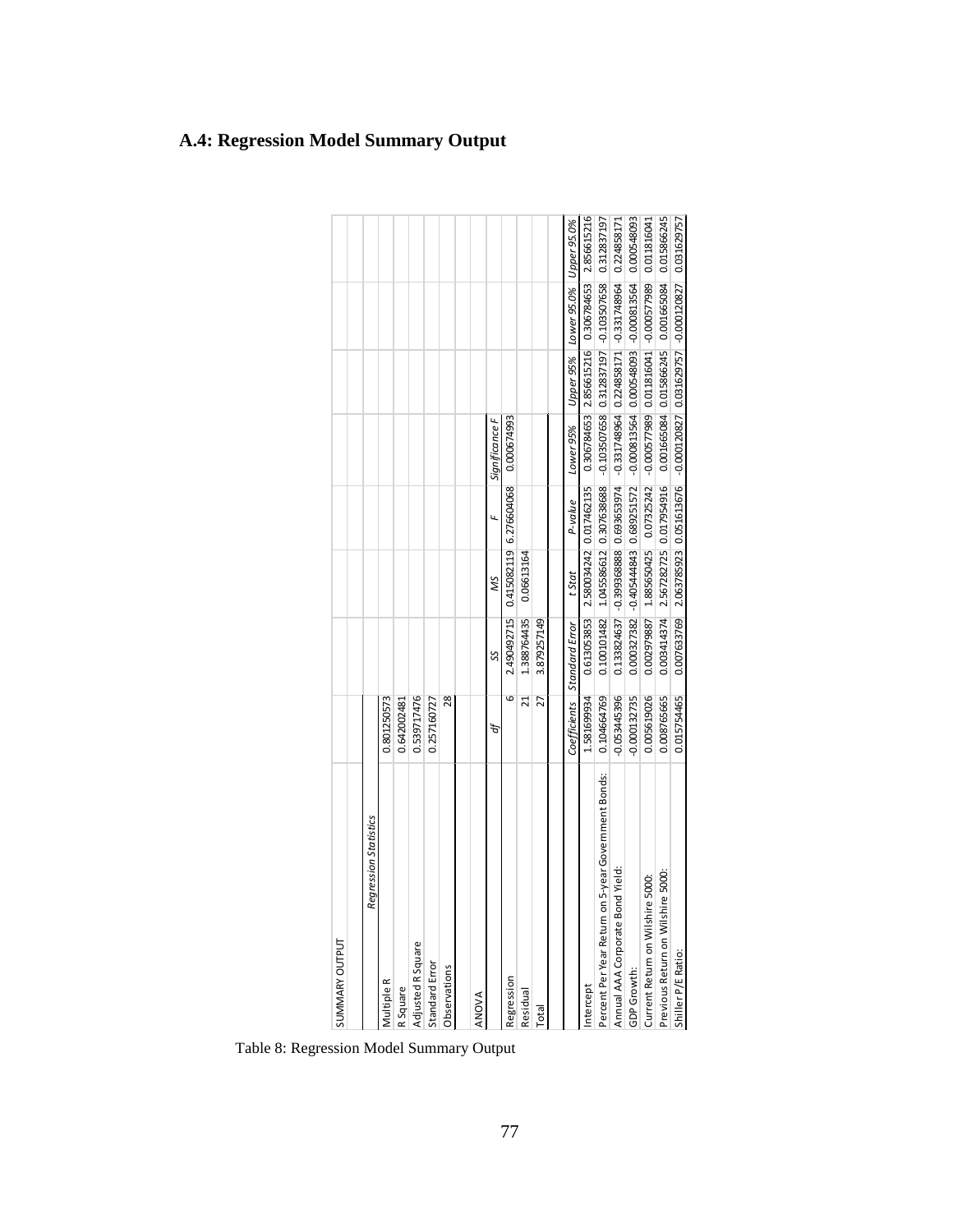## A.4: Regression Model Summary Output

SUMMARY OUTPUT

| Regression Statistics | |
|---|---|
| Multiple R | 0.801250573 |
| R Square | 0.642002481 |
| Adjusted R Square | 0.539717476 |
| Standard Error | 0.257160727 |
| Observations | 28 |

ANOVA

| | df | SS | MS | F | Significance F |
|---|---|---|---|---|---|
| Regression | 6 | 2.490492715 | 0.415082119 | 6.276604068 | 0.000674993 |
| Residual | 21 | 1.388764435 | 0.06613164 | | |
| Total | 27 | 3.879257149 | | | |

| | Coefficients | Standard Error | t Stat | P-value | Lower 95% | Upper 95% | Lower 95.0% | Upper 95.0% |
|---|---|---|---|---|---|---|---|---|
| Intercept | 1.581699934 | 0.613053853 | 2.580034242 | 0.017462135 | 0.306784653 | 2.856615216 | 0.306784653 | 2.856615216 |
| Percent Per Year Return on 5-year Government Bonds: | 0.104664769 | 0.10010482 | 1.045586612 | 0.307638688 | -0.103507658 | 0.312837197 | -0.103507658 | 0.312837197 |
| Annual AAA Corporate Bond Yield: | -0.053445396 | 0.133824637 | -0.399368888 | 0.693653974 | -0.331748964 | 0.224858171 | -0.331748964 | 0.224858171 |
| GDP Growth: | -0.000132735 | 0.000327382 | -0.405444843 | 0.689251572 | -0.000813564 | 0.000548093 | -0.000813564 | 0.000548093 |
| Current Return on Wilshire 5000: | 0.005619026 | 0.002979887 | 1.885650425 | 0.07325242 | -0.000577989 | 0.011816041 | -0.000577989 | 0.011816041 |
| Previous Return on Wilshire 5000: | 0.008765665 | 0.003414374 | 2.567282725 | 0.017954916 | 0.001665084 | 0.015866245 | 0.001665084 | 0.015866245 |
| Shiller P/E Ratio: | 0.015754465 | 0.007633769 | 2.063785923 | 0.051613676 | -0.000120827 | 0.031629757 | -0.000120827 | 0.031629757 |

Table 8: Regression Model Summary Output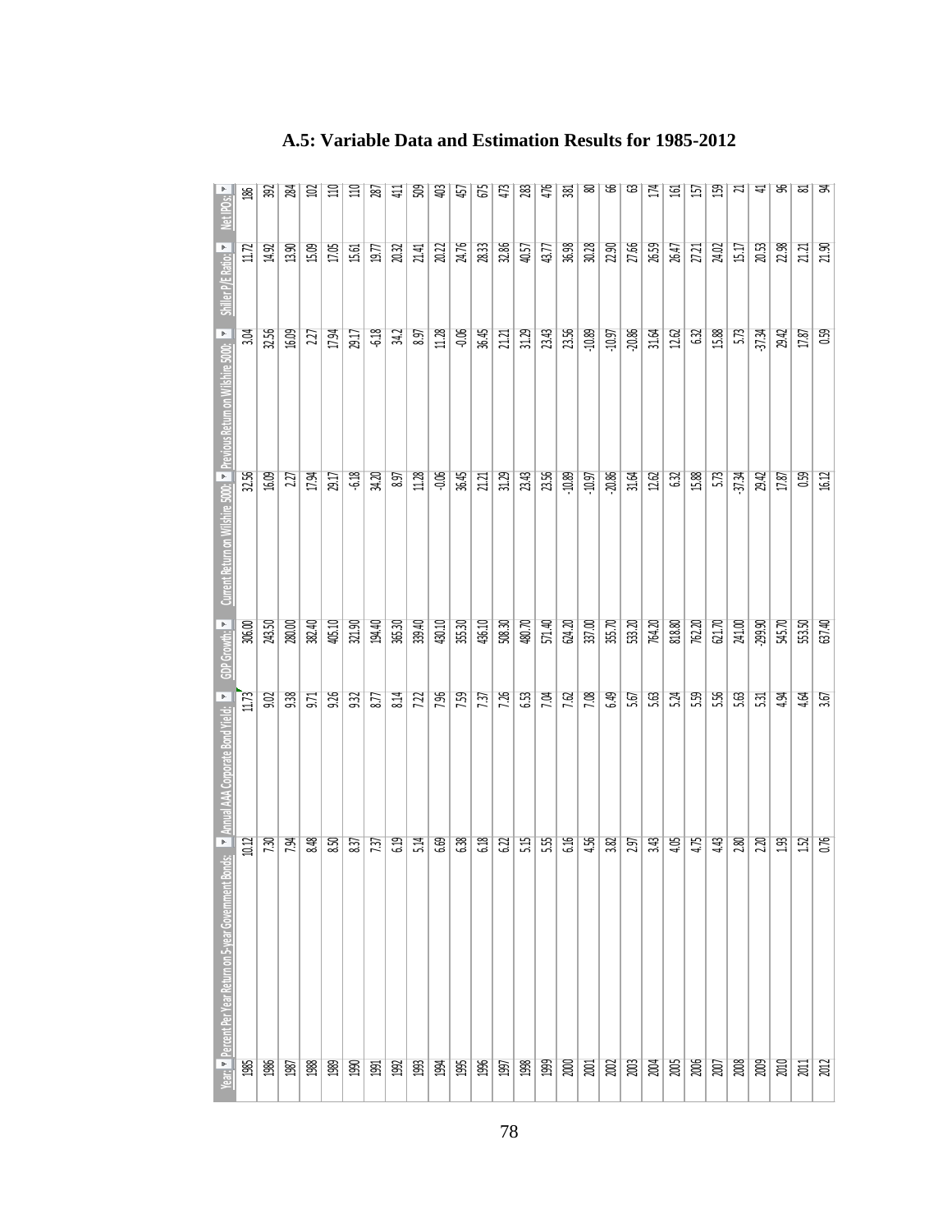# A.5: Variable Data and Estimation Results for 1985-2012

| Year: | Percent Per Year Return on 5-year Government Bonds: | Annual AAA Corporate Bond Yield: | GDP Growth: | Current Return on Wilshire 5000: | Previous Return on Wilshire 5000: | Shiller P/E Ratio: | Net IPOs: |
|---|---|---|---|---|---|---|---|
| 1985 | 10.12 | 11.73 | 306.00 | 32.56 | 3.04 | 11.72 | 186 |
| 1986 | 7.30 | 9.02 | 243.50 | 16.09 | 32.56 | 14.92 | 392 |
| 1987 | 7.94 | 9.38 | 280.00 | 2.27 | 16.09 | 13.90 | 284 |
| 1988 | 8.48 | 9.71 | 382.40 | 17.94 | 2.27 | 15.09 | 102 |
| 1989 | 8.50 | 9.26 | 405.10 | 29.17 | 17.94 | 17.05 | 110 |
| 1990 | 8.37 | 9.32 | 321.90 | -6.18 | 29.17 | 15.61 | 110 |
| 1991 | 7.37 | 8.77 | 194.40 | 34.20 | -6.18 | 19.77 | 287 |
| 1992 | 6.19 | 8.14 | 365.30 | 8.97 | 34.2 | 20.32 | 411 |
| 1993 | 5.14 | 7.22 | 339.40 | 11.28 | 8.97 | 21.41 | 509 |
| 1994 | 6.69 | 7.96 | 430.10 | -0.06 | 11.28 | 20.22 | 403 |
| 1995 | 6.38 | 7.59 | 355.30 | 36.45 | -0.06 | 24.76 | 457 |
| 1996 | 6.18 | 7.37 | 436.10 | 21.21 | 36.45 | 28.33 | 675 |
| 1997 | 6.22 | 7.26 | 508.30 | 31.29 | 21.21 | 32.86 | 473 |
| 1998 | 5.15 | 6.53 | 480.70 | 23.43 | 31.29 | 40.57 | 283 |
| 1999 | 5.55 | 7.04 | 571.40 | 23.56 | 23.43 | 43.77 | 476 |
| 2000 | 6.16 | 7.62 | 624.20 | -10.89 | 23.56 | 36.98 | 381 |
| 2001 | 4.56 | 7.08 | 337.00 | -10.97 | -10.89 | 30.28 | 80 |
| 2002 | 3.82 | 6.49 | 355.70 | -20.86 | -10.97 | 22.90 | 66 |
| 2003 | 2.97 | 5.67 | 533.20 | 31.64 | -20.86 | 27.66 | 63 |
| 2004 | 3.43 | 5.63 | 764.20 | 12.62 | 31.64 | 26.59 | 174 |
| 2005 | 4.05 | 5.24 | 818.80 | 6.32 | 12.62 | 26.47 | 161 |
| 2006 | 4.75 | 5.59 | 762.20 | 15.88 | 6.32 | 27.21 | 157 |
| 2007 | 4.43 | 5.56 | 621.70 | 5.73 | 15.88 | 24.02 | 159 |
| 2008 | 2.80 | 5.63 | 241.00 | -37.34 | 5.73 | 15.17 | 21 |
| 2009 | 2.20 | 5.31 | -299.90 | 29.42 | -37.34 | 20.53 | 41 |
| 2010 | 1.93 | 4.94 | 545.70 | 17.87 | 29.42 | 22.98 | 96 |
| 2011 | 1.52 | 4.64 | 553.50 | 0.59 | 17.87 | 21.21 | 81 |
| 2012 | 0.76 | 3.67 | 637.40 | 16.12 | 0.59 | 21.90 | 94 |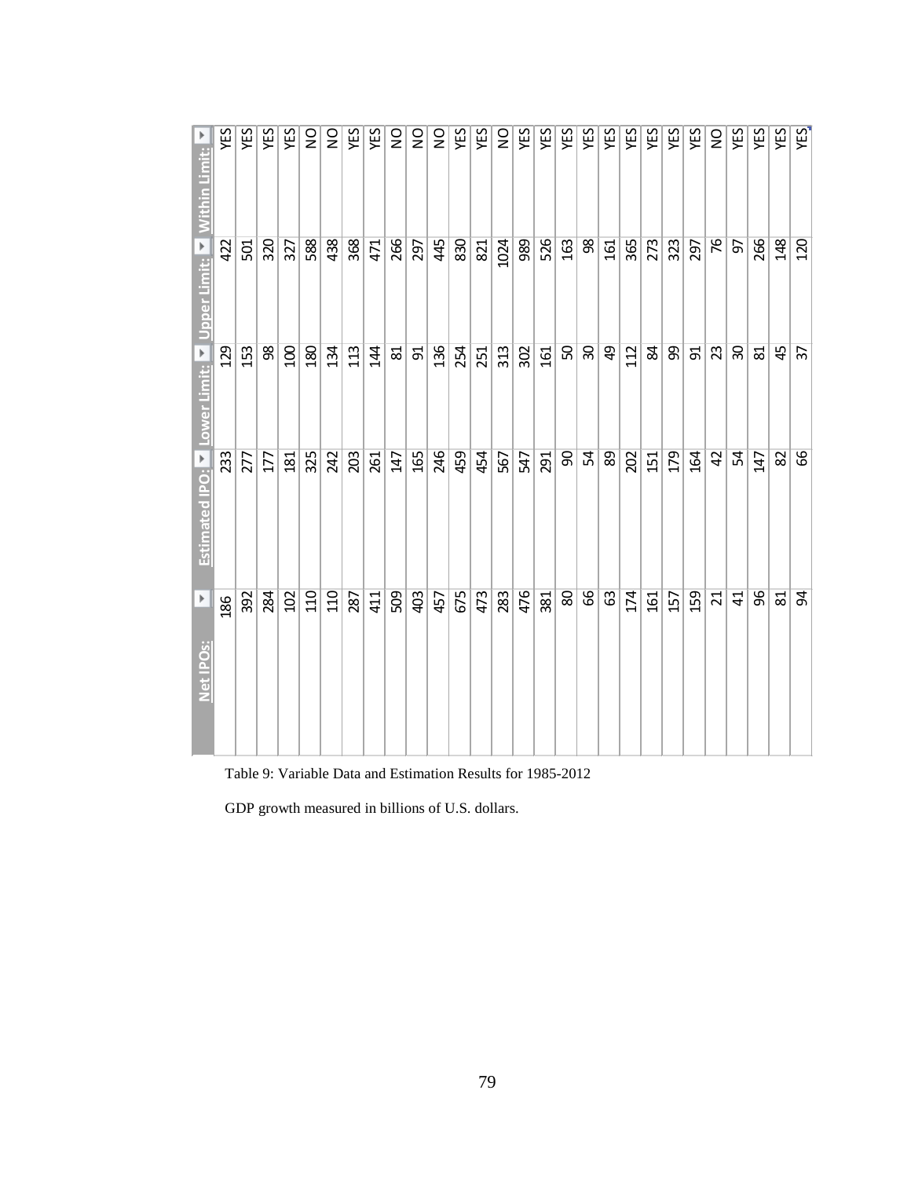| Net IPOs: | Estimated IPO: | Lower Limit: | Upper Limit: | Within Limit: |
|---|---|---|---|---|
| 186 | 233 | 129 | 422 | YES |
| 392 | 277 | 153 | 501 | YES |
| 284 | 177 | 98 | 320 | YES |
| 102 | 181 | 100 | 327 | YES |
| 110 | 325 | 180 | 588 | NO |
| 110 | 242 | 134 | 438 | NO |
| 287 | 203 | 113 | 368 | YES |
| 411 | 261 | 144 | 471 | YES |
| 509 | 147 | 81 | 266 | NO |
| 403 | 165 | 91 | 297 | NO |
| 457 | 246 | 136 | 445 | NO |
| 675 | 459 | 254 | 830 | YES |
| 473 | 454 | 251 | 821 | YES |
| 283 | 567 | 313 | 1024 | NO |
| 476 | 547 | 302 | 989 | YES |
| 381 | 291 | 161 | 526 | YES |
| 80 | 90 | 50 | 163 | YES |
| 66 | 54 | 30 | 98 | YES |
| 63 | 89 | 49 | 161 | YES |
| 174 | 202 | 112 | 365 | YES |
| 161 | 151 | 84 | 273 | YES |
| 157 | 179 | 99 | 323 | YES |
| 159 | 164 | 91 | 297 | YES |
| 21 | 42 | 23 | 76 | NO |
| 41 | 54 | 30 | 97 | YES |
| 96 | 147 | 81 | 266 | YES |
| 81 | 82 | 45 | 148 | YES |
| 94 | 66 | 37 | 120 | YES |

Table 9: Variable Data and Estimation Results for 1985-2012

GDP growth measured in billions of U.S. dollars.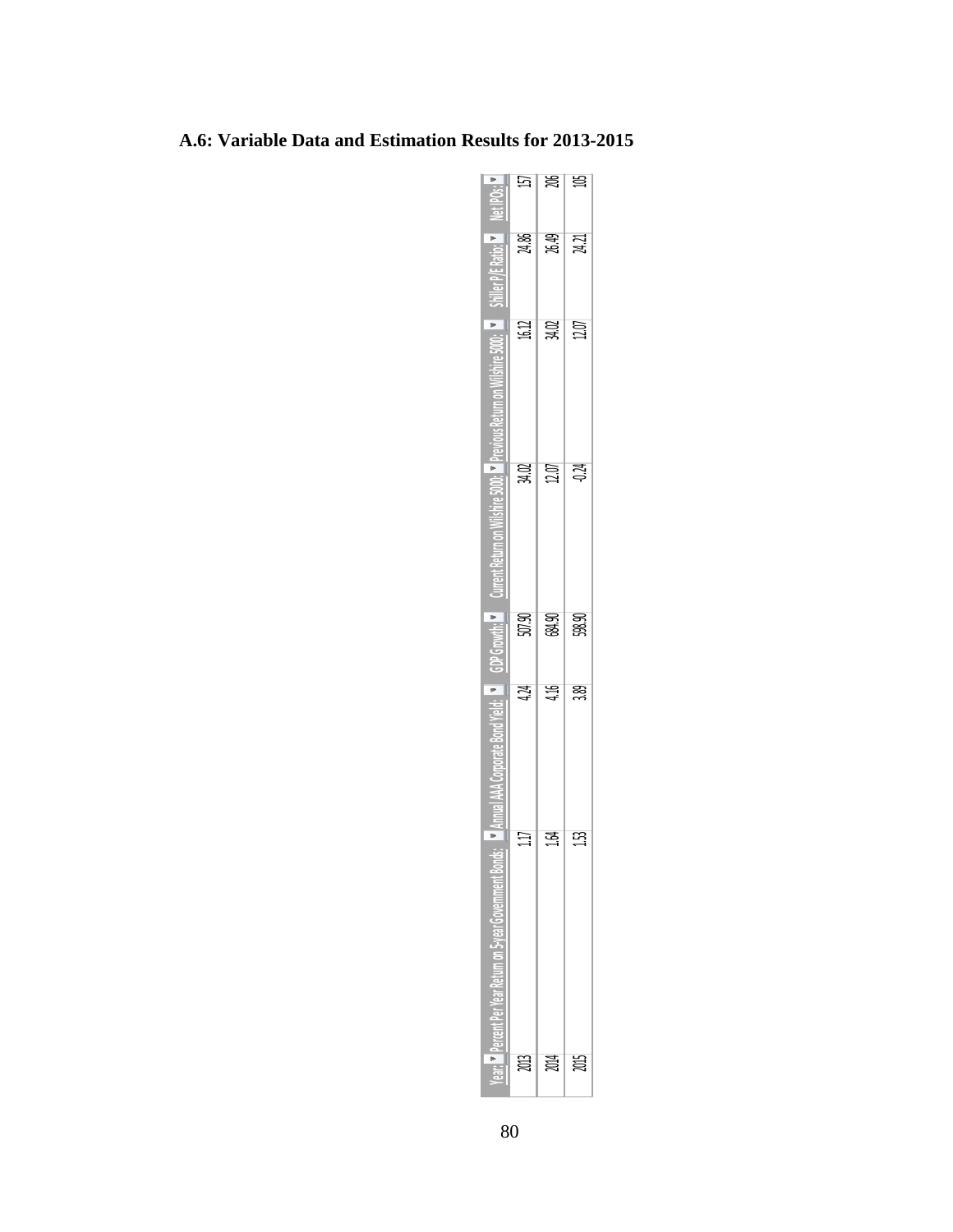## A.6: Variable Data and Estimation Results for 2013-2015

| Year: | Percent Per Year Return on 5-year Government Bonds: | Annual AAA Corporate Bond Yield: | GDP Growth: | Current Return on Wilshire 5000: | Previous Return on Wilshire 5000: | Shiller P/E Ratio: | Net IPOs: |
|---|---|---|---|---|---|---|---|
| 2013 | 1.17 | 4.24 | 507.90 | 34.02 | 16.12 | 24.86 | 157 |
| 2014 | 1.64 | 4.16 | 684.90 | 12.07 | 34.02 | 26.49 | 206 |
| 2015 | 1.53 | 3.89 | 598.90 | -0.24 | 12.07 | 24.21 | 105 |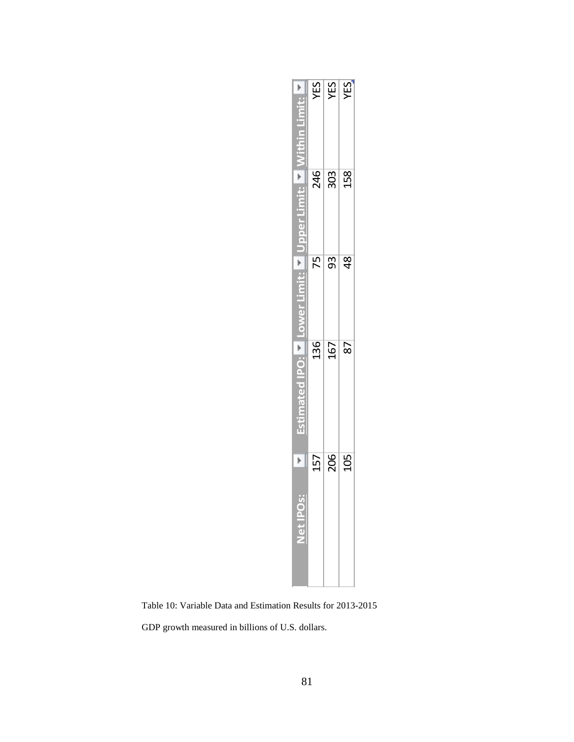| Net IPOs: | Estimated IPO: | Lower Limit: | Upper Limit: | Within Limit: |
| --- | --- | --- | --- | --- |
| 157 | 136 | 75 | 246 | YES |
| 206 | 167 | 93 | 303 | YES |
| 105 | 87 | 48 | 158 | YES |

Table 10: Variable Data and Estimation Results for 2013-2015

GDP growth measured in billions of U.S. dollars.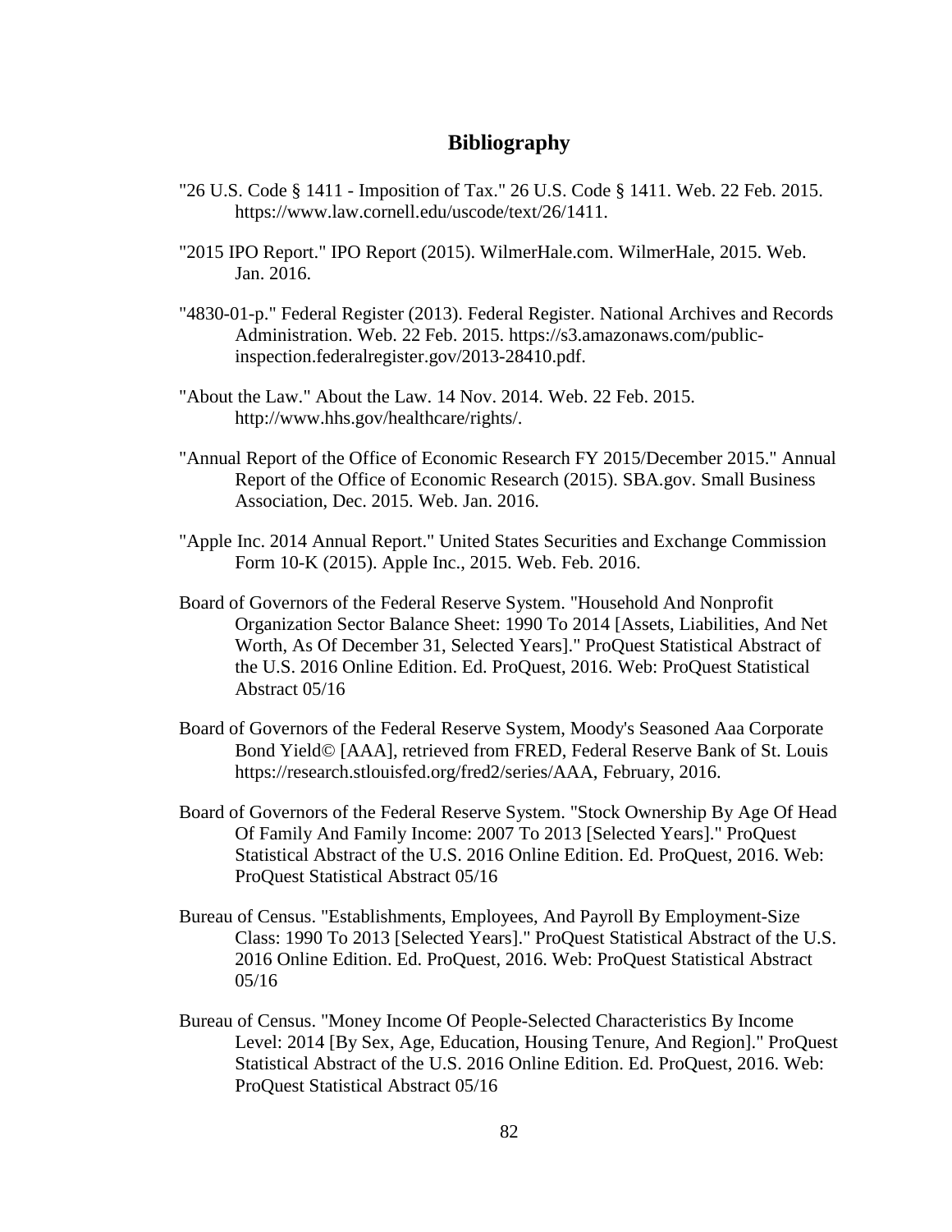# Bibliography

"26 U.S. Code § 1411 - Imposition of Tax." 26 U.S. Code § 1411. Web. 22 Feb. 2015. https://www.law.cornell.edu/uscode/text/26/1411.

"2015 IPO Report." IPO Report (2015). WilmerHale.com. WilmerHale, 2015. Web. Jan. 2016.

"4830-01-p." Federal Register (2013). Federal Register. National Archives and Records Administration. Web. 22 Feb. 2015. https://s3.amazonaws.com/public-inspection.federalregister.gov/2013-28410.pdf.

"About the Law." About the Law. 14 Nov. 2014. Web. 22 Feb. 2015. http://www.hhs.gov/healthcare/rights/.

"Annual Report of the Office of Economic Research FY 2015/December 2015." Annual Report of the Office of Economic Research (2015). SBA.gov. Small Business Association, Dec. 2015. Web. Jan. 2016.

"Apple Inc. 2014 Annual Report." United States Securities and Exchange Commission Form 10-K (2015). Apple Inc., 2015. Web. Feb. 2016.

Board of Governors of the Federal Reserve System. "Household And Nonprofit Organization Sector Balance Sheet: 1990 To 2014 [Assets, Liabilities, And Net Worth, As Of December 31, Selected Years]." ProQuest Statistical Abstract of the U.S. 2016 Online Edition. Ed. ProQuest, 2016. Web: ProQuest Statistical Abstract 05/16

Board of Governors of the Federal Reserve System, Moody's Seasoned Aaa Corporate Bond Yield© [AAA], retrieved from FRED, Federal Reserve Bank of St. Louis https://research.stlouisfed.org/fred2/series/AAA, February, 2016.

Board of Governors of the Federal Reserve System. "Stock Ownership By Age Of Head Of Family And Family Income: 2007 To 2013 [Selected Years]." ProQuest Statistical Abstract of the U.S. 2016 Online Edition. Ed. ProQuest, 2016. Web: ProQuest Statistical Abstract 05/16

Bureau of Census. "Establishments, Employees, And Payroll By Employment-Size Class: 1990 To 2013 [Selected Years]." ProQuest Statistical Abstract of the U.S. 2016 Online Edition. Ed. ProQuest, 2016. Web: ProQuest Statistical Abstract 05/16

Bureau of Census. "Money Income Of People-Selected Characteristics By Income Level: 2014 [By Sex, Age, Education, Housing Tenure, And Region]." ProQuest Statistical Abstract of the U.S. 2016 Online Edition. Ed. ProQuest, 2016. Web: ProQuest Statistical Abstract 05/16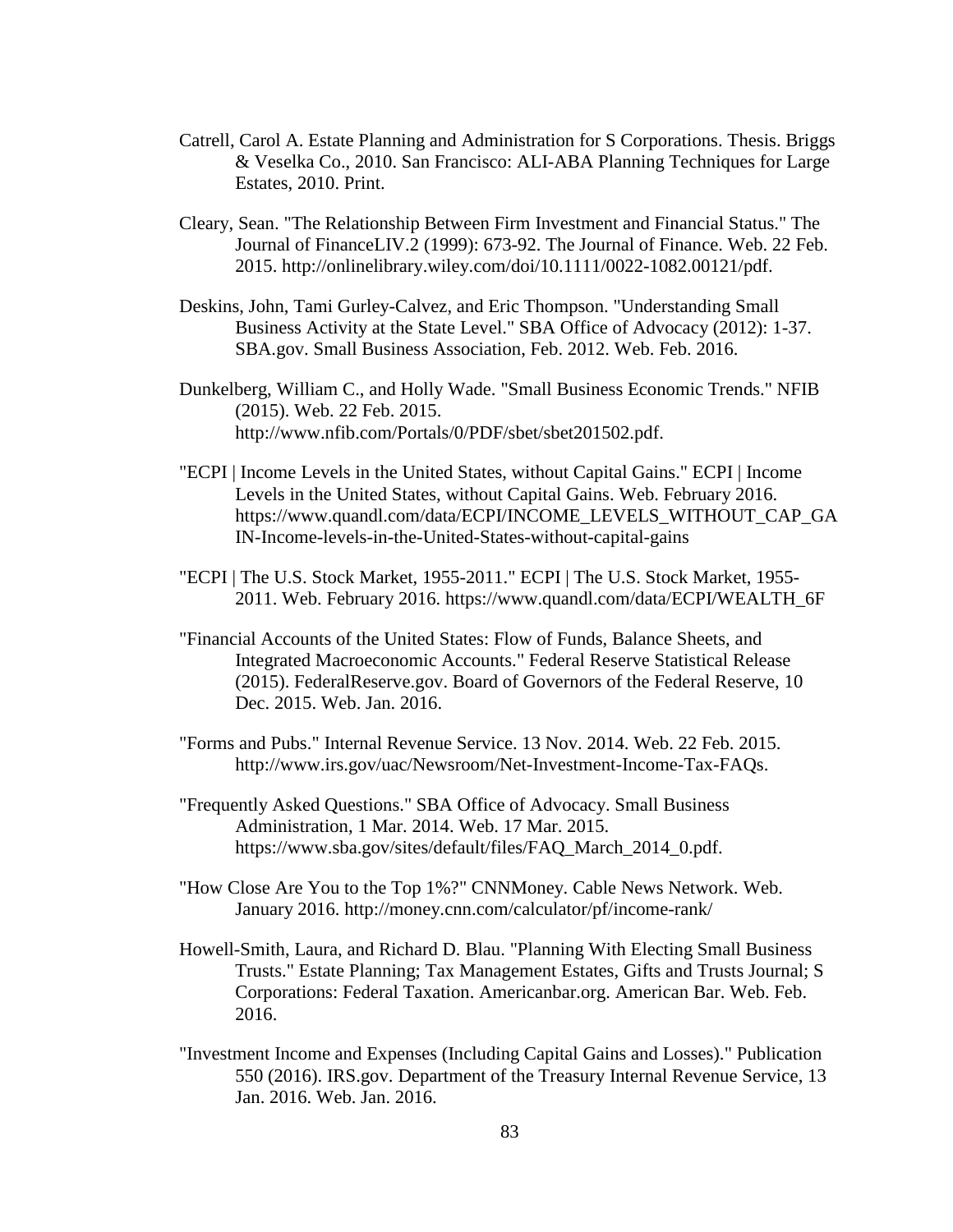Catrell, Carol A. Estate Planning and Administration for S Corporations. Thesis. Briggs & Veselka Co., 2010. San Francisco: ALI-ABA Planning Techniques for Large Estates, 2010. Print.

Cleary, Sean. "The Relationship Between Firm Investment and Financial Status." The Journal of FinanceLIV.2 (1999): 673-92. The Journal of Finance. Web. 22 Feb. 2015. http://onlinelibrary.wiley.com/doi/10.1111/0022-1082.00121/pdf.

Deskins, John, Tami Gurley-Calvez, and Eric Thompson. "Understanding Small Business Activity at the State Level." SBA Office of Advocacy (2012): 1-37. SBA.gov. Small Business Association, Feb. 2012. Web. Feb. 2016.

Dunkelberg, William C., and Holly Wade. "Small Business Economic Trends." NFIB (2015). Web. 22 Feb. 2015. http://www.nfib.com/Portals/0/PDF/sbet/sbet201502.pdf.

"ECPI | Income Levels in the United States, without Capital Gains." ECPI | Income Levels in the United States, without Capital Gains. Web. February 2016. https://www.quandl.com/data/ECPI/INCOME_LEVELS_WITHOUT_CAP_GAIN-Income-levels-in-the-United-States-without-capital-gains

"ECPI | The U.S. Stock Market, 1955-2011." ECPI | The U.S. Stock Market, 1955-2011. Web. February 2016. https://www.quandl.com/data/ECPI/WEALTH_6F

"Financial Accounts of the United States: Flow of Funds, Balance Sheets, and Integrated Macroeconomic Accounts." Federal Reserve Statistical Release (2015). FederalReserve.gov. Board of Governors of the Federal Reserve, 10 Dec. 2015. Web. Jan. 2016.

"Forms and Pubs." Internal Revenue Service. 13 Nov. 2014. Web. 22 Feb. 2015. http://www.irs.gov/uac/Newsroom/Net-Investment-Income-Tax-FAQs.

"Frequently Asked Questions." SBA Office of Advocacy. Small Business Administration, 1 Mar. 2014. Web. 17 Mar. 2015. https://www.sba.gov/sites/default/files/FAQ_March_2014_0.pdf.

"How Close Are You to the Top 1%?" CNNMoney. Cable News Network. Web. January 2016. http://money.cnn.com/calculator/pf/income-rank/

Howell-Smith, Laura, and Richard D. Blau. "Planning With Electing Small Business Trusts." Estate Planning; Tax Management Estates, Gifts and Trusts Journal; S Corporations: Federal Taxation. Americanbar.org. American Bar. Web. Feb. 2016.

"Investment Income and Expenses (Including Capital Gains and Losses)." Publication 550 (2016). IRS.gov. Department of the Treasury Internal Revenue Service, 13 Jan. 2016. Web. Jan. 2016.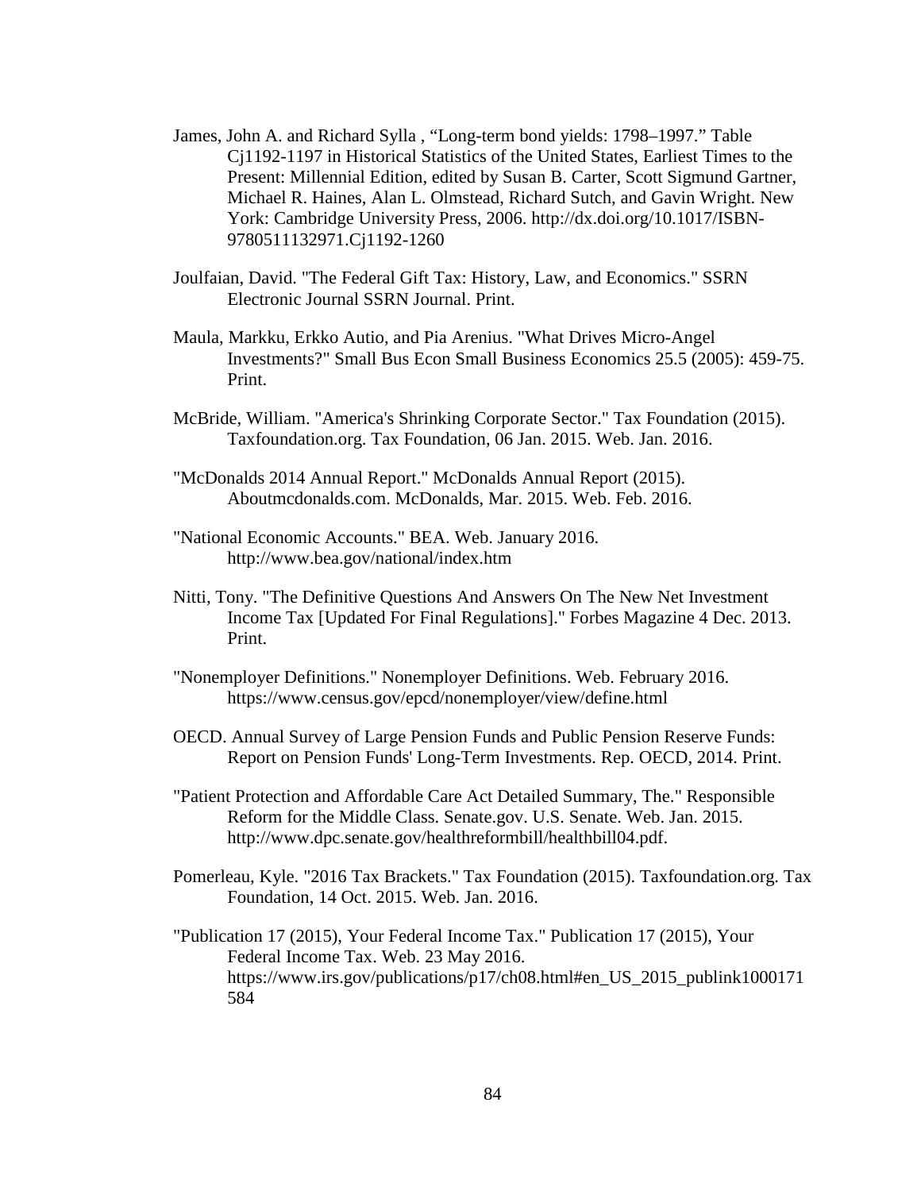James, John A. and Richard Sylla , "Long-term bond yields: 1798–1997." Table Cj1192-1197 in Historical Statistics of the United States, Earliest Times to the Present: Millennial Edition, edited by Susan B. Carter, Scott Sigmund Gartner, Michael R. Haines, Alan L. Olmstead, Richard Sutch, and Gavin Wright. New York: Cambridge University Press, 2006. http://dx.doi.org/10.1017/ISBN-9780511132971.Cj1192-1260

Joulfaian, David. "The Federal Gift Tax: History, Law, and Economics." SSRN Electronic Journal SSRN Journal. Print.

Maula, Markku, Erkko Autio, and Pia Arenius. "What Drives Micro-Angel Investments?" Small Bus Econ Small Business Economics 25.5 (2005): 459-75. Print.

McBride, William. "America's Shrinking Corporate Sector." Tax Foundation (2015). Taxfoundation.org. Tax Foundation, 06 Jan. 2015. Web. Jan. 2016.

"McDonalds 2014 Annual Report." McDonalds Annual Report (2015). Aboutmcdonalds.com. McDonalds, Mar. 2015. Web. Feb. 2016.

"National Economic Accounts." BEA. Web. January 2016. http://www.bea.gov/national/index.htm

Nitti, Tony. "The Definitive Questions And Answers On The New Net Investment Income Tax [Updated For Final Regulations]." Forbes Magazine 4 Dec. 2013. Print.

"Nonemployer Definitions." Nonemployer Definitions. Web. February 2016. https://www.census.gov/epcd/nonemployer/view/define.html

OECD. Annual Survey of Large Pension Funds and Public Pension Reserve Funds: Report on Pension Funds' Long-Term Investments. Rep. OECD, 2014. Print.

"Patient Protection and Affordable Care Act Detailed Summary, The." Responsible Reform for the Middle Class. Senate.gov. U.S. Senate. Web. Jan. 2015. http://www.dpc.senate.gov/healthreformbill/healthbill04.pdf.

Pomerleau, Kyle. "2016 Tax Brackets." Tax Foundation (2015). Taxfoundation.org. Tax Foundation, 14 Oct. 2015. Web. Jan. 2016.

"Publication 17 (2015), Your Federal Income Tax." Publication 17 (2015), Your Federal Income Tax. Web. 23 May 2016. https://www.irs.gov/publications/p17/ch08.html#en_US_2015_publink1000171584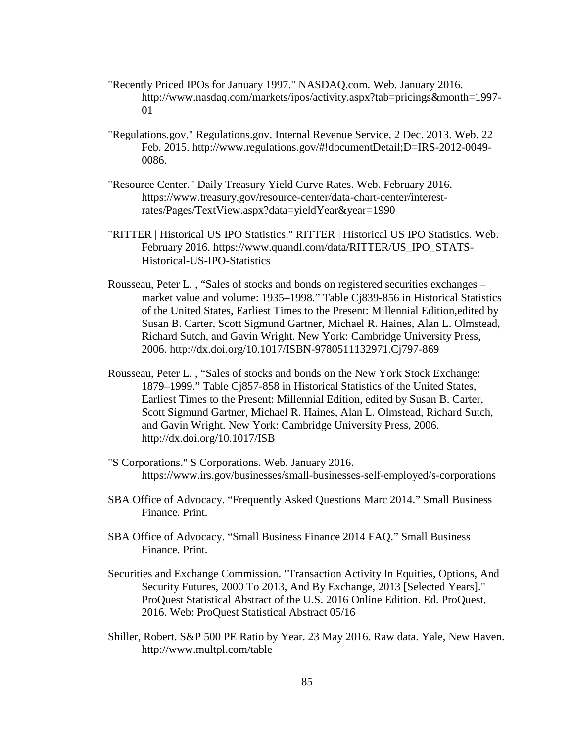"Recently Priced IPOs for January 1997." NASDAQ.com. Web. January 2016. http://www.nasdaq.com/markets/ipos/activity.aspx?tab=pricings&month=1997-01

"Regulations.gov." Regulations.gov. Internal Revenue Service, 2 Dec. 2013. Web. 22 Feb. 2015. http://www.regulations.gov/#!documentDetail;D=IRS-2012-0049-0086.

"Resource Center." Daily Treasury Yield Curve Rates. Web. February 2016. https://www.treasury.gov/resource-center/data-chart-center/interest-rates/Pages/TextView.aspx?data=yieldYear&year=1990

"RITTER | Historical US IPO Statistics." RITTER | Historical US IPO Statistics. Web. February 2016. https://www.quandl.com/data/RITTER/US_IPO_STATS-Historical-US-IPO-Statistics

Rousseau, Peter L. , "Sales of stocks and bonds on registered securities exchanges – market value and volume: 1935–1998." Table Cj839-856 in Historical Statistics of the United States, Earliest Times to the Present: Millennial Edition,edited by Susan B. Carter, Scott Sigmund Gartner, Michael R. Haines, Alan L. Olmstead, Richard Sutch, and Gavin Wright. New York: Cambridge University Press, 2006. http://dx.doi.org/10.1017/ISBN-9780511132971.Cj797-869

Rousseau, Peter L. , "Sales of stocks and bonds on the New York Stock Exchange: 1879–1999." Table Cj857-858 in Historical Statistics of the United States, Earliest Times to the Present: Millennial Edition, edited by Susan B. Carter, Scott Sigmund Gartner, Michael R. Haines, Alan L. Olmstead, Richard Sutch, and Gavin Wright. New York: Cambridge University Press, 2006. http://dx.doi.org/10.1017/ISB

"S Corporations." S Corporations. Web. January 2016. https://www.irs.gov/businesses/small-businesses-self-employed/s-corporations

SBA Office of Advocacy. "Frequently Asked Questions Marc 2014." Small Business Finance. Print.

SBA Office of Advocacy. "Small Business Finance 2014 FAQ." Small Business Finance. Print.

Securities and Exchange Commission. "Transaction Activity In Equities, Options, And Security Futures, 2000 To 2013, And By Exchange, 2013 [Selected Years]." ProQuest Statistical Abstract of the U.S. 2016 Online Edition. Ed. ProQuest, 2016. Web: ProQuest Statistical Abstract 05/16

Shiller, Robert. S&P 500 PE Ratio by Year. 23 May 2016. Raw data. Yale, New Haven. http://www.multpl.com/table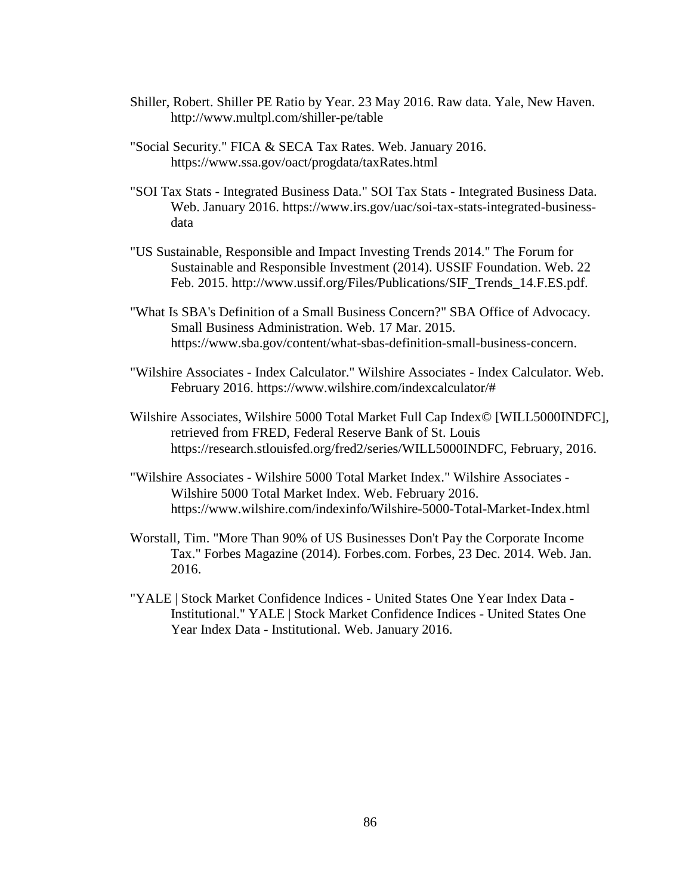Shiller, Robert. Shiller PE Ratio by Year. 23 May 2016. Raw data. Yale, New Haven. http://www.multpl.com/shiller-pe/table

"Social Security." FICA & SECA Tax Rates. Web. January 2016. https://www.ssa.gov/oact/progdata/taxRates.html

"SOI Tax Stats - Integrated Business Data." SOI Tax Stats - Integrated Business Data. Web. January 2016. https://www.irs.gov/uac/soi-tax-stats-integrated-business-data

"US Sustainable, Responsible and Impact Investing Trends 2014." The Forum for Sustainable and Responsible Investment (2014). USSIF Foundation. Web. 22 Feb. 2015. http://www.ussif.org/Files/Publications/SIF_Trends_14.F.ES.pdf.

"What Is SBA's Definition of a Small Business Concern?" SBA Office of Advocacy. Small Business Administration. Web. 17 Mar. 2015. https://www.sba.gov/content/what-sbas-definition-small-business-concern.

"Wilshire Associates - Index Calculator." Wilshire Associates - Index Calculator. Web. February 2016. https://www.wilshire.com/indexcalculator/#

Wilshire Associates, Wilshire 5000 Total Market Full Cap Index© [WILL5000INDFC], retrieved from FRED, Federal Reserve Bank of St. Louis https://research.stlouisfed.org/fred2/series/WILL5000INDFC, February, 2016.

"Wilshire Associates - Wilshire 5000 Total Market Index." Wilshire Associates - Wilshire 5000 Total Market Index. Web. February 2016. https://www.wilshire.com/indexinfo/Wilshire-5000-Total-Market-Index.html

Worstall, Tim. "More Than 90% of US Businesses Don't Pay the Corporate Income Tax." Forbes Magazine (2014). Forbes.com. Forbes, 23 Dec. 2014. Web. Jan. 2016.

"YALE | Stock Market Confidence Indices - United States One Year Index Data - Institutional." YALE | Stock Market Confidence Indices - United States One Year Index Data - Institutional. Web. January 2016.